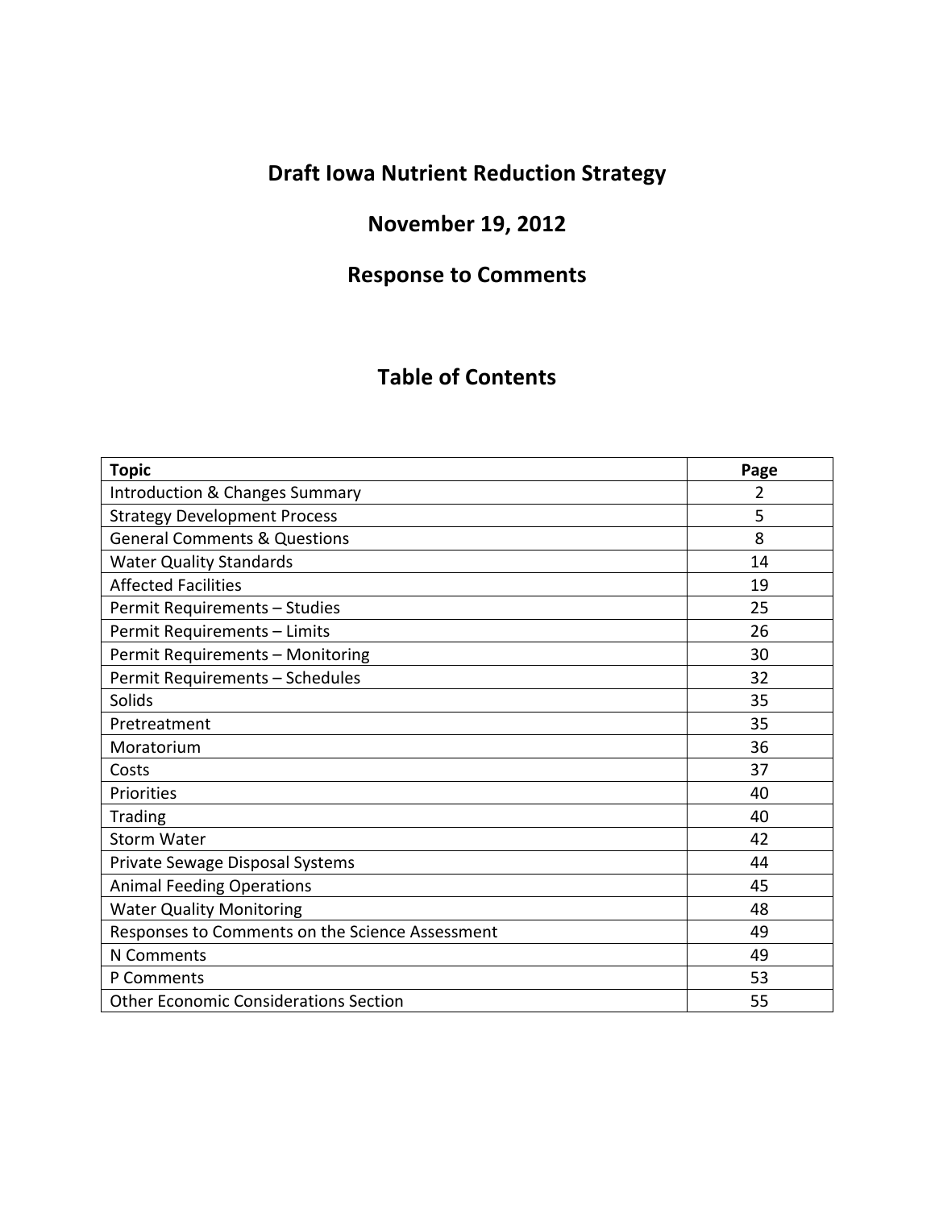# Draft Iowa Nutrient Reduction Strategy

## November 19, 2012

## Response to Comments

## Table of Contents

| Topic | Page |
|---|---|
| Introduction & Changes Summary | 2 |
| Strategy Development Process | 5 |
| General Comments & Questions | 8 |
| Water Quality Standards | 14 |
| Affected Facilities | 19 |
| Permit Requirements – Studies | 25 |
| Permit Requirements – Limits | 26 |
| Permit Requirements – Monitoring | 30 |
| Permit Requirements – Schedules | 32 |
| Solids | 35 |
| Pretreatment | 35 |
| Moratorium | 36 |
| Costs | 37 |
| Priorities | 40 |
| Trading | 40 |
| Storm Water | 42 |
| Private Sewage Disposal Systems | 44 |
| Animal Feeding Operations | 45 |
| Water Quality Monitoring | 48 |
| Responses to Comments on the Science Assessment | 49 |
| N Comments | 49 |
| P Comments | 53 |
| Other Economic Considerations Section | 55 |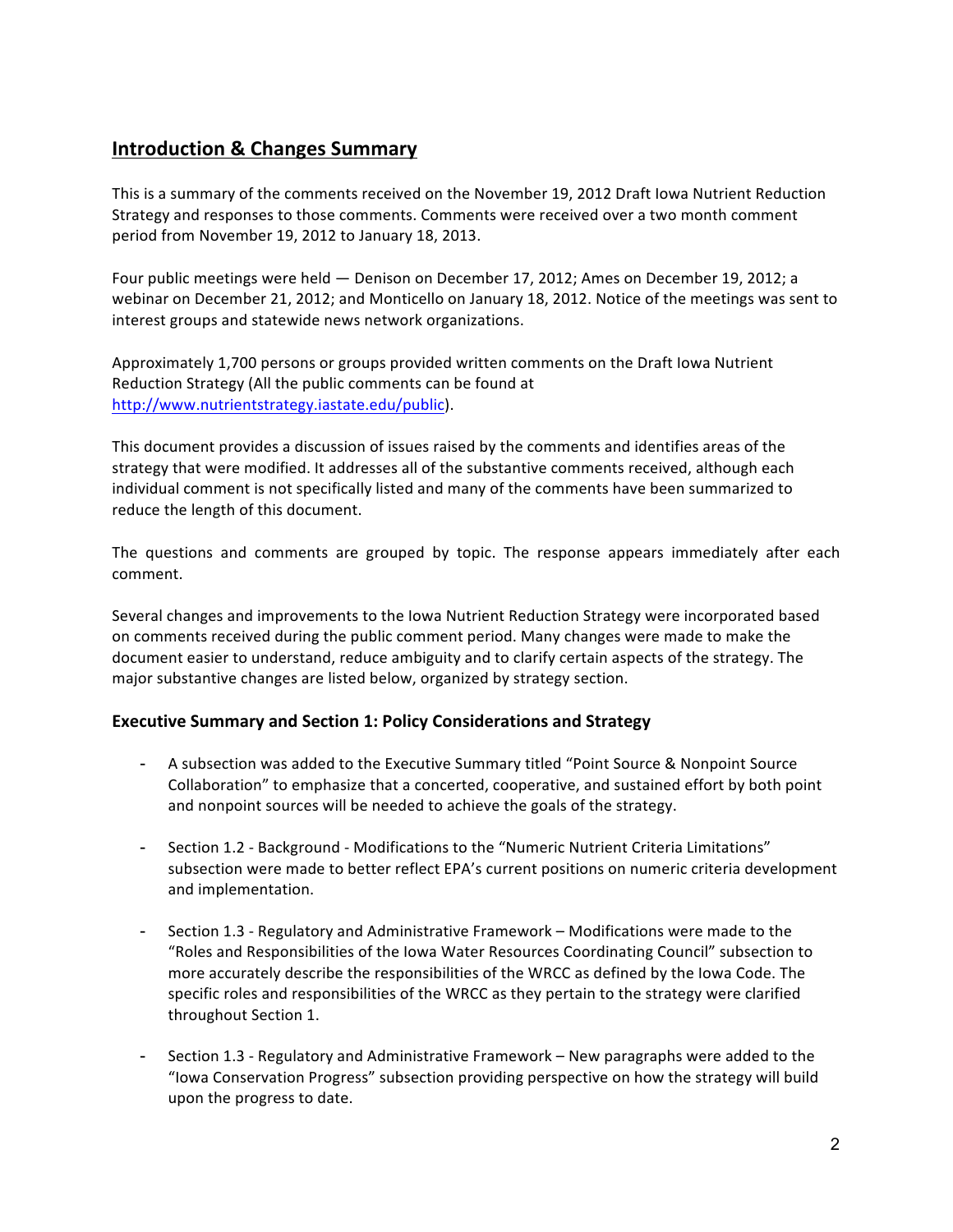## Introduction & Changes Summary

This is a summary of the comments received on the November 19, 2012 Draft Iowa Nutrient Reduction Strategy and responses to those comments. Comments were received over a two month comment period from November 19, 2012 to January 18, 2013.

Four public meetings were held — Denison on December 17, 2012; Ames on December 19, 2012; a webinar on December 21, 2012; and Monticello on January 18, 2012. Notice of the meetings was sent to interest groups and statewide news network organizations.

Approximately 1,700 persons or groups provided written comments on the Draft Iowa Nutrient Reduction Strategy (All the public comments can be found at http://www.nutrientstrategy.iastate.edu/public).

This document provides a discussion of issues raised by the comments and identifies areas of the strategy that were modified. It addresses all of the substantive comments received, although each individual comment is not specifically listed and many of the comments have been summarized to reduce the length of this document.

The questions and comments are grouped by topic. The response appears immediately after each comment.

Several changes and improvements to the Iowa Nutrient Reduction Strategy were incorporated based on comments received during the public comment period. Many changes were made to make the document easier to understand, reduce ambiguity and to clarify certain aspects of the strategy. The major substantive changes are listed below, organized by strategy section.

### Executive Summary and Section 1: Policy Considerations and Strategy

- A subsection was added to the Executive Summary titled "Point Source & Nonpoint Source Collaboration" to emphasize that a concerted, cooperative, and sustained effort by both point and nonpoint sources will be needed to achieve the goals of the strategy.

- Section 1.2 - Background - Modifications to the "Numeric Nutrient Criteria Limitations" subsection were made to better reflect EPA's current positions on numeric criteria development and implementation.

- Section 1.3 - Regulatory and Administrative Framework – Modifications were made to the "Roles and Responsibilities of the Iowa Water Resources Coordinating Council" subsection to more accurately describe the responsibilities of the WRCC as defined by the Iowa Code. The specific roles and responsibilities of the WRCC as they pertain to the strategy were clarified throughout Section 1.

- Section 1.3 - Regulatory and Administrative Framework – New paragraphs were added to the "Iowa Conservation Progress" subsection providing perspective on how the strategy will build upon the progress to date.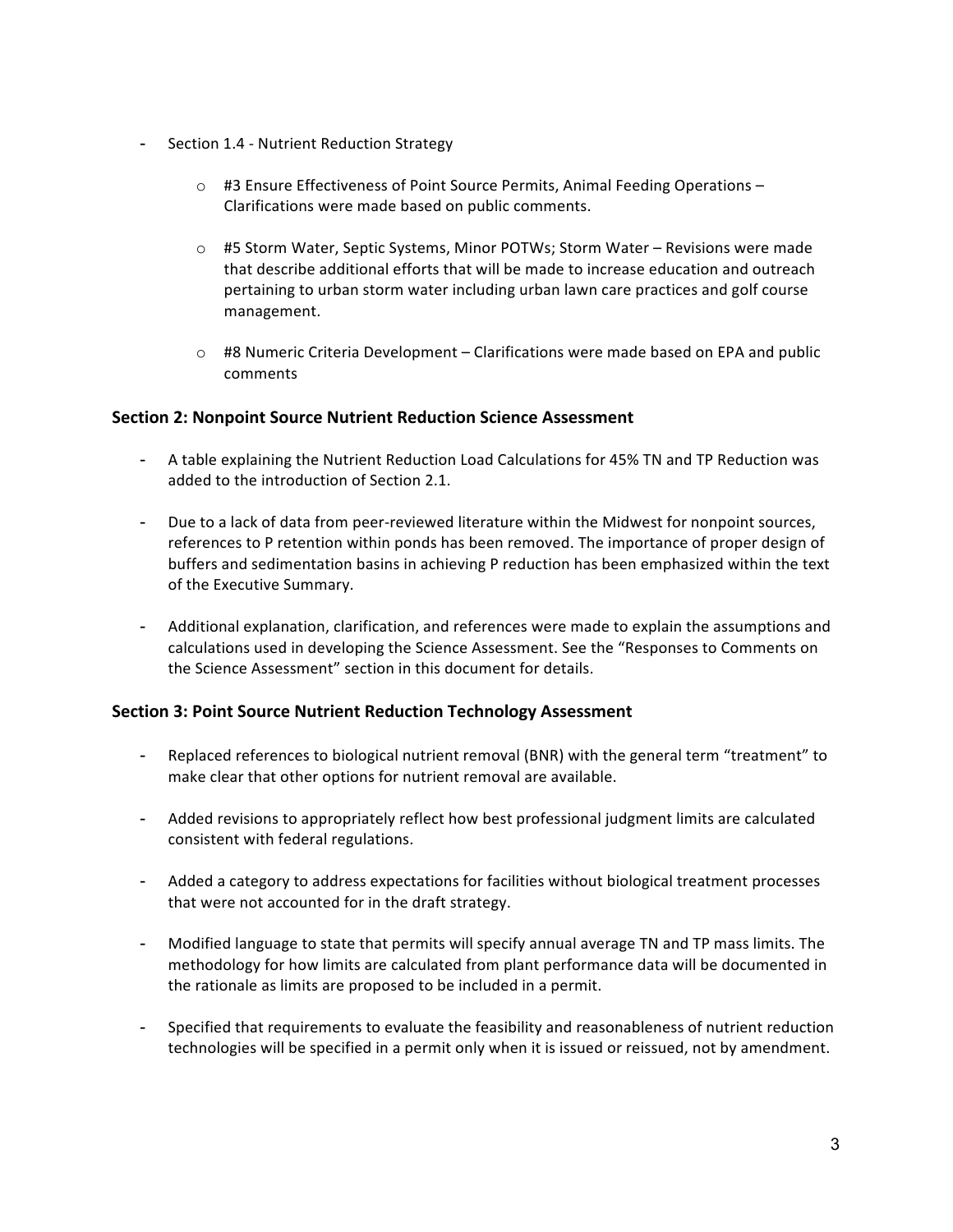- Section 1.4 - Nutrient Reduction Strategy
    - #3 Ensure Effectiveness of Point Source Permits, Animal Feeding Operations – Clarifications were made based on public comments.
    - #5 Storm Water, Septic Systems, Minor POTWs; Storm Water – Revisions were made that describe additional efforts that will be made to increase education and outreach pertaining to urban storm water including urban lawn care practices and golf course management.
    - #8 Numeric Criteria Development – Clarifications were made based on EPA and public comments

### Section 2: Nonpoint Source Nutrient Reduction Science Assessment

- A table explaining the Nutrient Reduction Load Calculations for 45% TN and TP Reduction was added to the introduction of Section 2.1.
- Due to a lack of data from peer-reviewed literature within the Midwest for nonpoint sources, references to P retention within ponds has been removed. The importance of proper design of buffers and sedimentation basins in achieving P reduction has been emphasized within the text of the Executive Summary.
- Additional explanation, clarification, and references were made to explain the assumptions and calculations used in developing the Science Assessment. See the "Responses to Comments on the Science Assessment" section in this document for details.

### Section 3: Point Source Nutrient Reduction Technology Assessment

- Replaced references to biological nutrient removal (BNR) with the general term "treatment" to make clear that other options for nutrient removal are available.
- Added revisions to appropriately reflect how best professional judgment limits are calculated consistent with federal regulations.
- Added a category to address expectations for facilities without biological treatment processes that were not accounted for in the draft strategy.
- Modified language to state that permits will specify annual average TN and TP mass limits. The methodology for how limits are calculated from plant performance data will be documented in the rationale as limits are proposed to be included in a permit.
- Specified that requirements to evaluate the feasibility and reasonableness of nutrient reduction technologies will be specified in a permit only when it is issued or reissued, not by amendment.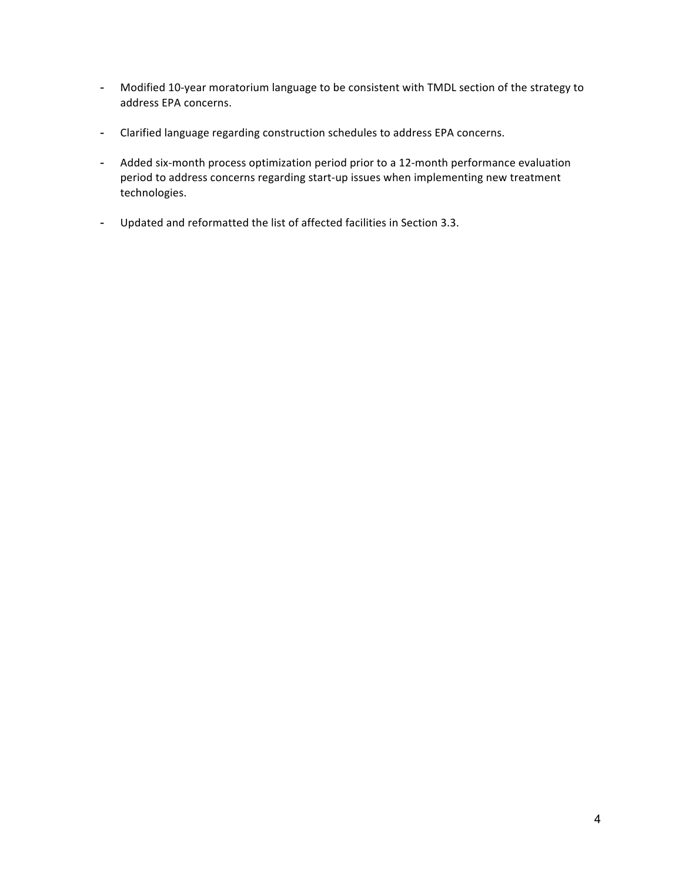- Modified 10-year moratorium language to be consistent with TMDL section of the strategy to address EPA concerns.

- Clarified language regarding construction schedules to address EPA concerns.

- Added six-month process optimization period prior to a 12-month performance evaluation period to address concerns regarding start-up issues when implementing new treatment technologies.

- Updated and reformatted the list of affected facilities in Section 3.3.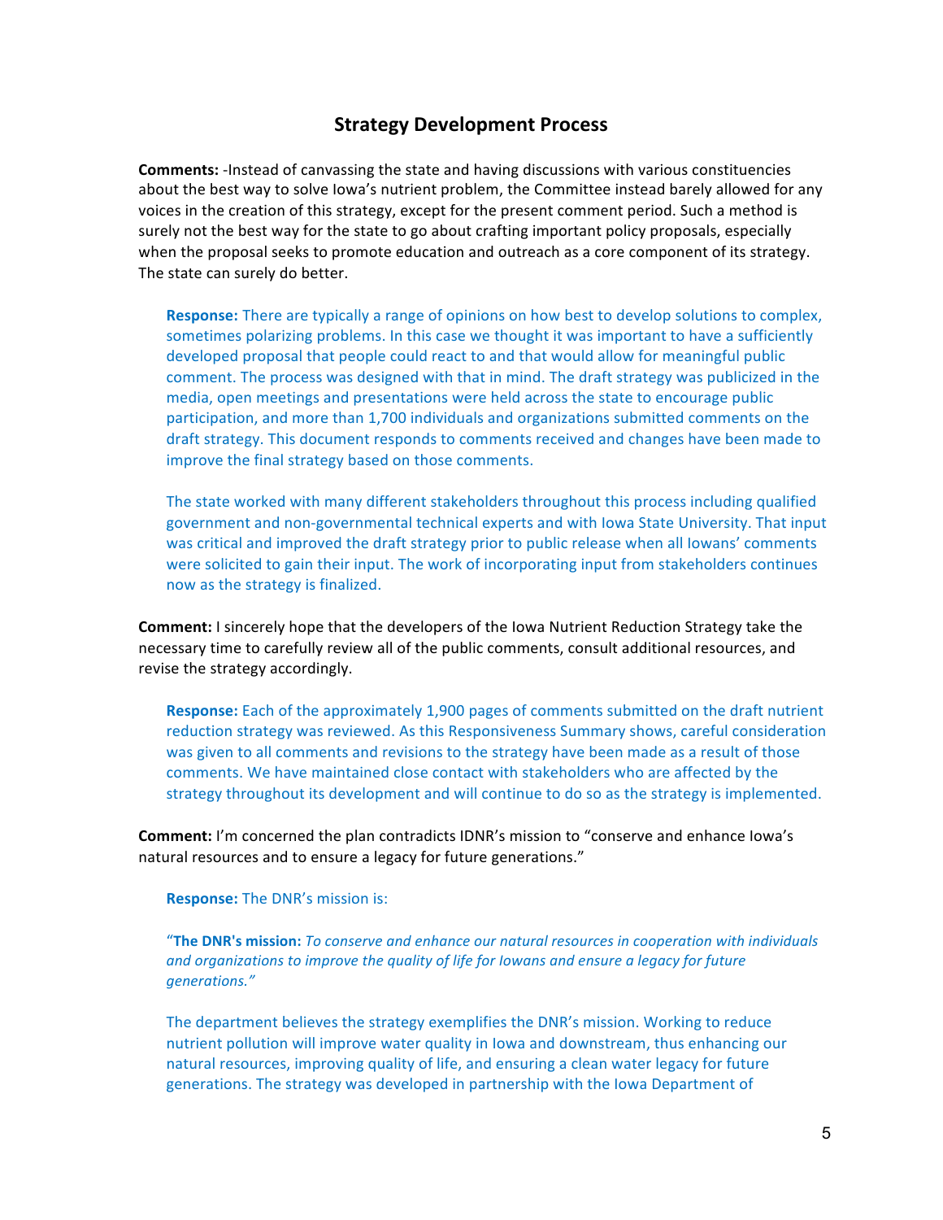## Strategy Development Process

**Comments:** -Instead of canvassing the state and having discussions with various constituencies about the best way to solve Iowa's nutrient problem, the Committee instead barely allowed for any voices in the creation of this strategy, except for the present comment period. Such a method is surely not the best way for the state to go about crafting important policy proposals, especially when the proposal seeks to promote education and outreach as a core component of its strategy. The state can surely do better.

> **Response:** There are typically a range of opinions on how best to develop solutions to complex, sometimes polarizing problems. In this case we thought it was important to have a sufficiently developed proposal that people could react to and that would allow for meaningful public comment. The process was designed with that in mind. The draft strategy was publicized in the media, open meetings and presentations were held across the state to encourage public participation, and more than 1,700 individuals and organizations submitted comments on the draft strategy. This document responds to comments received and changes have been made to improve the final strategy based on those comments.
>
> The state worked with many different stakeholders throughout this process including qualified government and non-governmental technical experts and with Iowa State University. That input was critical and improved the draft strategy prior to public release when all Iowans' comments were solicited to gain their input. The work of incorporating input from stakeholders continues now as the strategy is finalized.

**Comment:** I sincerely hope that the developers of the Iowa Nutrient Reduction Strategy take the necessary time to carefully review all of the public comments, consult additional resources, and revise the strategy accordingly.

> **Response:** Each of the approximately 1,900 pages of comments submitted on the draft nutrient reduction strategy was reviewed. As this Responsiveness Summary shows, careful consideration was given to all comments and revisions to the strategy have been made as a result of those comments. We have maintained close contact with stakeholders who are affected by the strategy throughout its development and will continue to do so as the strategy is implemented.

**Comment:** I'm concerned the plan contradicts IDNR's mission to "conserve and enhance Iowa's natural resources and to ensure a legacy for future generations."

> **Response:** The DNR's mission is:
>
> "**The DNR's mission:** *To conserve and enhance our natural resources in cooperation with individuals and organizations to improve the quality of life for Iowans and ensure a legacy for future generations."*
>
> The department believes the strategy exemplifies the DNR's mission. Working to reduce nutrient pollution will improve water quality in Iowa and downstream, thus enhancing our natural resources, improving quality of life, and ensuring a clean water legacy for future generations. The strategy was developed in partnership with the Iowa Department of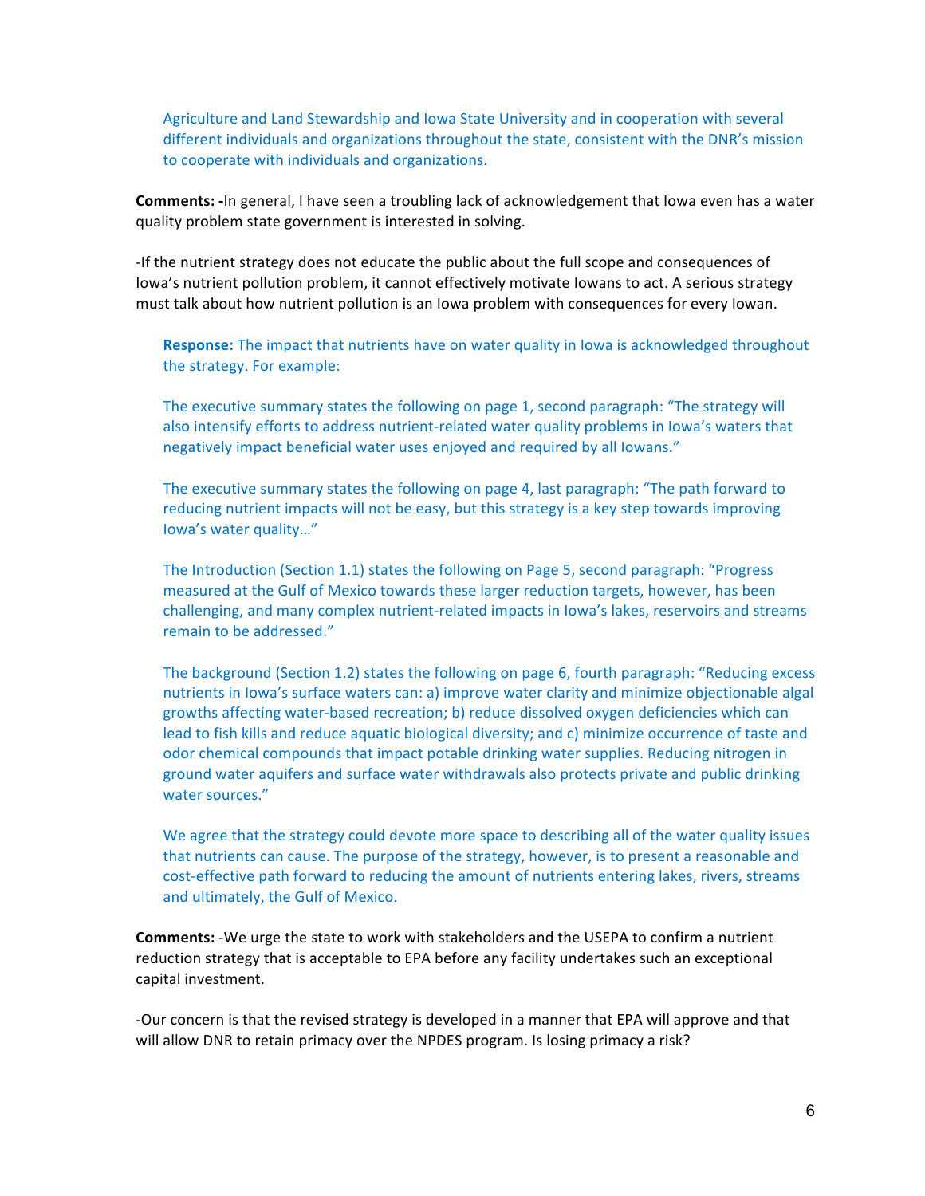Agriculture and Land Stewardship and Iowa State University and in cooperation with several different individuals and organizations throughout the state, consistent with the DNR's mission to cooperate with individuals and organizations.

**Comments:** -In general, I have seen a troubling lack of acknowledgement that Iowa even has a water quality problem state government is interested in solving.

-If the nutrient strategy does not educate the public about the full scope and consequences of Iowa's nutrient pollution problem, it cannot effectively motivate Iowans to act. A serious strategy must talk about how nutrient pollution is an Iowa problem with consequences for every Iowan.

**Response:** The impact that nutrients have on water quality in Iowa is acknowledged throughout the strategy. For example:

The executive summary states the following on page 1, second paragraph: "The strategy will also intensify efforts to address nutrient-related water quality problems in Iowa's waters that negatively impact beneficial water uses enjoyed and required by all Iowans."

The executive summary states the following on page 4, last paragraph: "The path forward to reducing nutrient impacts will not be easy, but this strategy is a key step towards improving Iowa's water quality…"

The Introduction (Section 1.1) states the following on Page 5, second paragraph: "Progress measured at the Gulf of Mexico towards these larger reduction targets, however, has been challenging, and many complex nutrient-related impacts in Iowa's lakes, reservoirs and streams remain to be addressed."

The background (Section 1.2) states the following on page 6, fourth paragraph: "Reducing excess nutrients in Iowa's surface waters can: a) improve water clarity and minimize objectionable algal growths affecting water-based recreation; b) reduce dissolved oxygen deficiencies which can lead to fish kills and reduce aquatic biological diversity; and c) minimize occurrence of taste and odor chemical compounds that impact potable drinking water supplies. Reducing nitrogen in ground water aquifers and surface water withdrawals also protects private and public drinking water sources."

We agree that the strategy could devote more space to describing all of the water quality issues that nutrients can cause. The purpose of the strategy, however, is to present a reasonable and cost-effective path forward to reducing the amount of nutrients entering lakes, rivers, streams and ultimately, the Gulf of Mexico.

**Comments:** -We urge the state to work with stakeholders and the USEPA to confirm a nutrient reduction strategy that is acceptable to EPA before any facility undertakes such an exceptional capital investment.

-Our concern is that the revised strategy is developed in a manner that EPA will approve and that will allow DNR to retain primacy over the NPDES program. Is losing primacy a risk?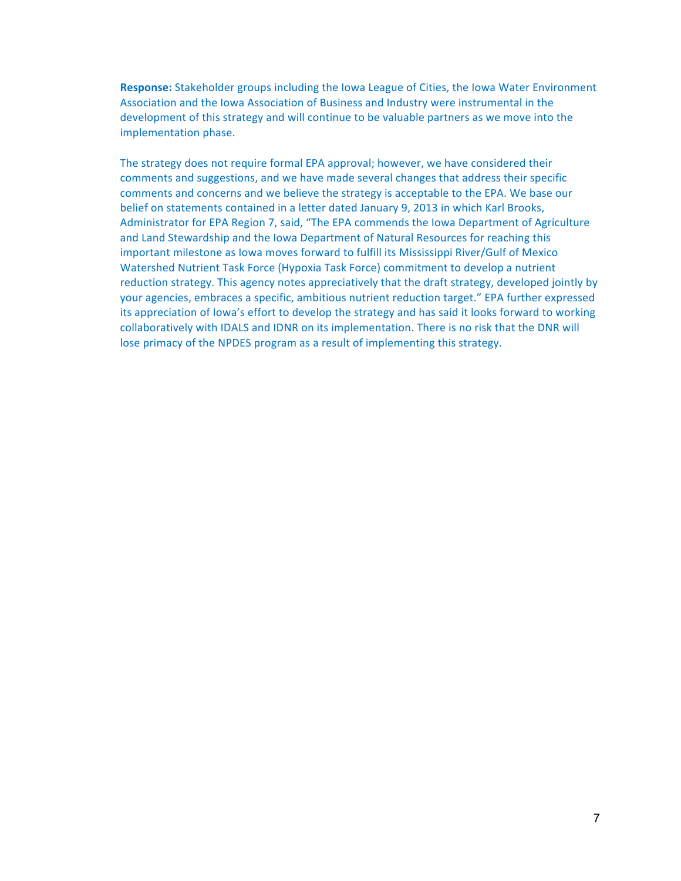**Response:** Stakeholder groups including the Iowa League of Cities, the Iowa Water Environment Association and the Iowa Association of Business and Industry were instrumental in the development of this strategy and will continue to be valuable partners as we move into the implementation phase.

The strategy does not require formal EPA approval; however, we have considered their comments and suggestions, and we have made several changes that address their specific comments and concerns and we believe the strategy is acceptable to the EPA. We base our belief on statements contained in a letter dated January 9, 2013 in which Karl Brooks, Administrator for EPA Region 7, said, "The EPA commends the Iowa Department of Agriculture and Land Stewardship and the Iowa Department of Natural Resources for reaching this important milestone as Iowa moves forward to fulfill its Mississippi River/Gulf of Mexico Watershed Nutrient Task Force (Hypoxia Task Force) commitment to develop a nutrient reduction strategy. This agency notes appreciatively that the draft strategy, developed jointly by your agencies, embraces a specific, ambitious nutrient reduction target." EPA further expressed its appreciation of Iowa's effort to develop the strategy and has said it looks forward to working collaboratively with IDALS and IDNR on its implementation. There is no risk that the DNR will lose primacy of the NPDES program as a result of implementing this strategy.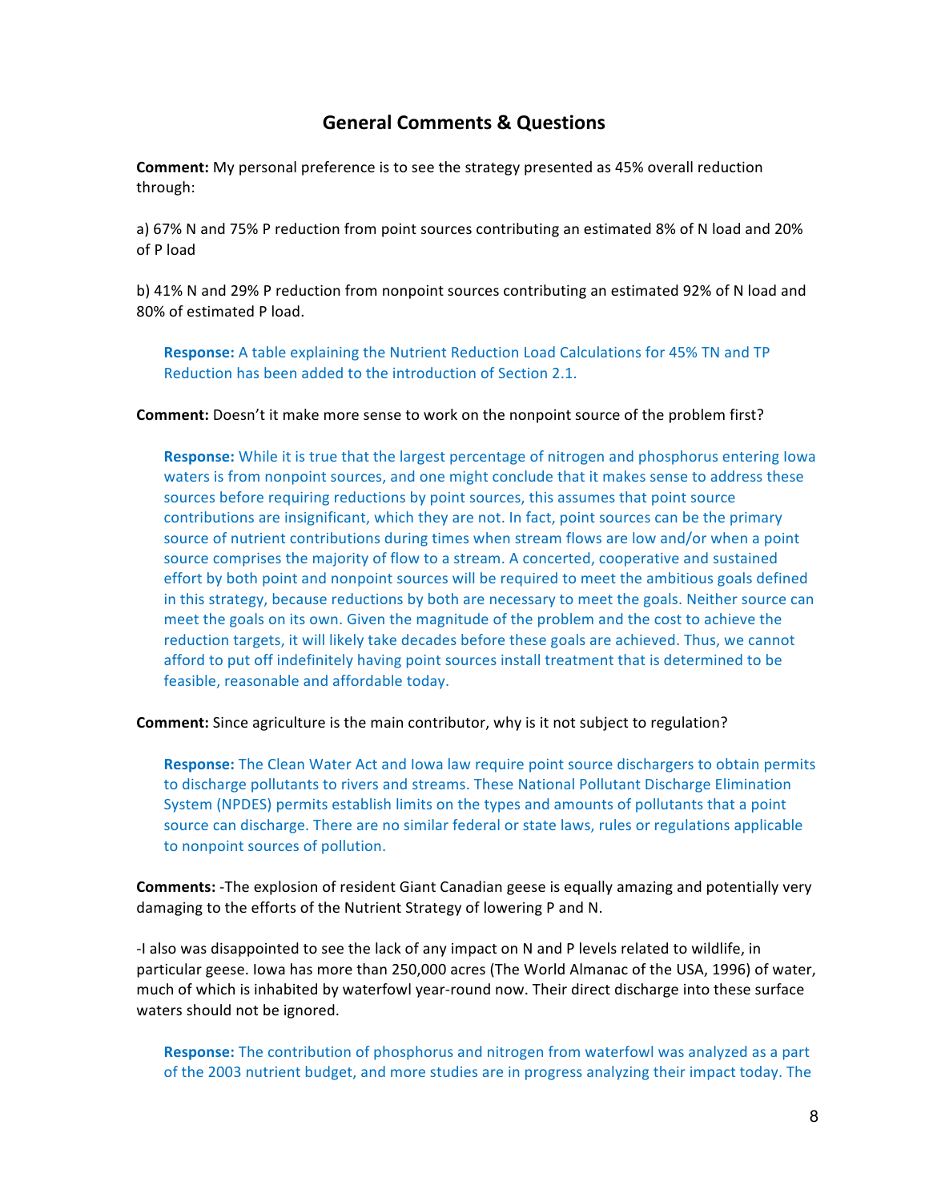## General Comments & Questions

**Comment:** My personal preference is to see the strategy presented as 45% overall reduction through:

a) 67% N and 75% P reduction from point sources contributing an estimated 8% of N load and 20% of P load

b) 41% N and 29% P reduction from nonpoint sources contributing an estimated 92% of N load and 80% of estimated P load.

**Response:** A table explaining the Nutrient Reduction Load Calculations for 45% TN and TP Reduction has been added to the introduction of Section 2.1.

**Comment:** Doesn't it make more sense to work on the nonpoint source of the problem first?

**Response:** While it is true that the largest percentage of nitrogen and phosphorus entering Iowa waters is from nonpoint sources, and one might conclude that it makes sense to address these sources before requiring reductions by point sources, this assumes that point source contributions are insignificant, which they are not. In fact, point sources can be the primary source of nutrient contributions during times when stream flows are low and/or when a point source comprises the majority of flow to a stream. A concerted, cooperative and sustained effort by both point and nonpoint sources will be required to meet the ambitious goals defined in this strategy, because reductions by both are necessary to meet the goals. Neither source can meet the goals on its own. Given the magnitude of the problem and the cost to achieve the reduction targets, it will likely take decades before these goals are achieved. Thus, we cannot afford to put off indefinitely having point sources install treatment that is determined to be feasible, reasonable and affordable today.

**Comment:** Since agriculture is the main contributor, why is it not subject to regulation?

**Response:** The Clean Water Act and Iowa law require point source dischargers to obtain permits to discharge pollutants to rivers and streams. These National Pollutant Discharge Elimination System (NPDES) permits establish limits on the types and amounts of pollutants that a point source can discharge. There are no similar federal or state laws, rules or regulations applicable to nonpoint sources of pollution.

**Comments:** -The explosion of resident Giant Canadian geese is equally amazing and potentially very damaging to the efforts of the Nutrient Strategy of lowering P and N.

-I also was disappointed to see the lack of any impact on N and P levels related to wildlife, in particular geese. Iowa has more than 250,000 acres (The World Almanac of the USA, 1996) of water, much of which is inhabited by waterfowl year-round now. Their direct discharge into these surface waters should not be ignored.

**Response:** The contribution of phosphorus and nitrogen from waterfowl was analyzed as a part of the 2003 nutrient budget, and more studies are in progress analyzing their impact today. The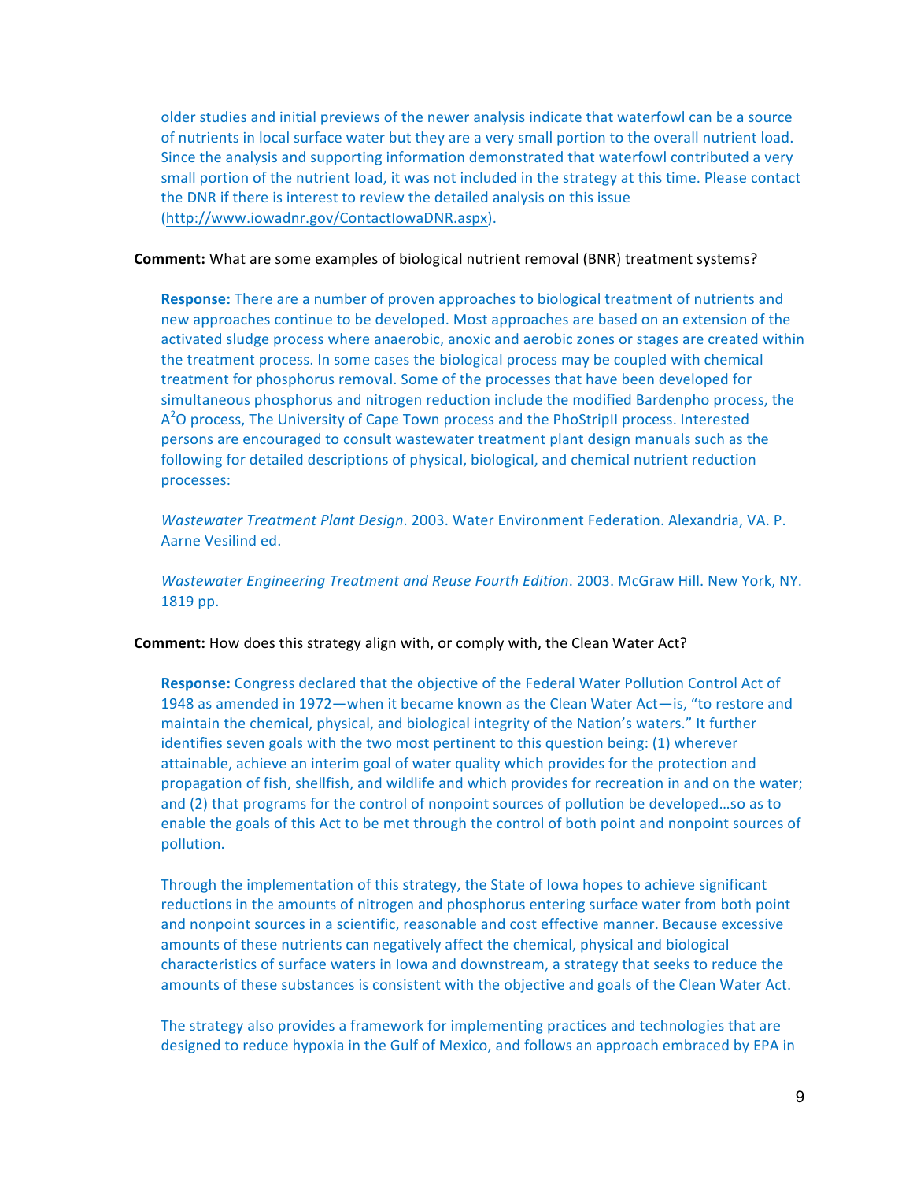older studies and initial previews of the newer analysis indicate that waterfowl can be a source of nutrients in local surface water but they are a very small portion to the overall nutrient load. Since the analysis and supporting information demonstrated that waterfowl contributed a very small portion of the nutrient load, it was not included in the strategy at this time. Please contact the DNR if there is interest to review the detailed analysis on this issue (http://www.iowadnr.gov/ContactIowaDNR.aspx).

**Comment:** What are some examples of biological nutrient removal (BNR) treatment systems?

**Response:** There are a number of proven approaches to biological treatment of nutrients and new approaches continue to be developed. Most approaches are based on an extension of the activated sludge process where anaerobic, anoxic and aerobic zones or stages are created within the treatment process. In some cases the biological process may be coupled with chemical treatment for phosphorus removal. Some of the processes that have been developed for simultaneous phosphorus and nitrogen reduction include the modified Bardenpho process, the $A^2O$ process, The University of Cape Town process and the PhoStripII process. Interested persons are encouraged to consult wastewater treatment plant design manuals such as the following for detailed descriptions of physical, biological, and chemical nutrient reduction processes:

*Wastewater Treatment Plant Design*. 2003. Water Environment Federation. Alexandria, VA. P. Aarne Vesilind ed.

*Wastewater Engineering Treatment and Reuse Fourth Edition*. 2003. McGraw Hill. New York, NY. 1819 pp.

**Comment:** How does this strategy align with, or comply with, the Clean Water Act?

**Response:** Congress declared that the objective of the Federal Water Pollution Control Act of 1948 as amended in 1972—when it became known as the Clean Water Act—is, "to restore and maintain the chemical, physical, and biological integrity of the Nation's waters." It further identifies seven goals with the two most pertinent to this question being: (1) wherever attainable, achieve an interim goal of water quality which provides for the protection and propagation of fish, shellfish, and wildlife and which provides for recreation in and on the water; and (2) that programs for the control of nonpoint sources of pollution be developed…so as to enable the goals of this Act to be met through the control of both point and nonpoint sources of pollution.

Through the implementation of this strategy, the State of Iowa hopes to achieve significant reductions in the amounts of nitrogen and phosphorus entering surface water from both point and nonpoint sources in a scientific, reasonable and cost effective manner. Because excessive amounts of these nutrients can negatively affect the chemical, physical and biological characteristics of surface waters in Iowa and downstream, a strategy that seeks to reduce the amounts of these substances is consistent with the objective and goals of the Clean Water Act.

The strategy also provides a framework for implementing practices and technologies that are designed to reduce hypoxia in the Gulf of Mexico, and follows an approach embraced by EPA in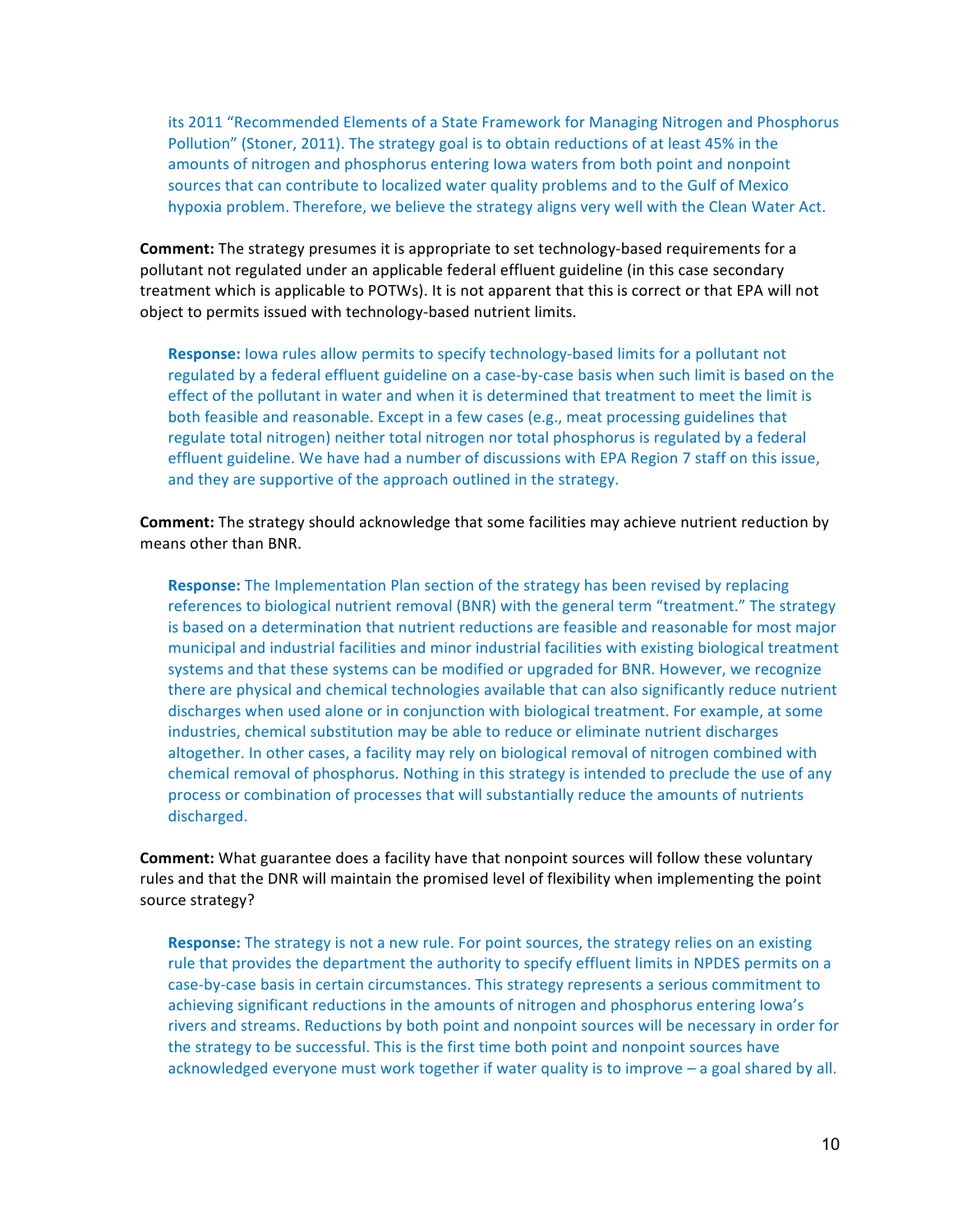its 2011 "Recommended Elements of a State Framework for Managing Nitrogen and Phosphorus Pollution" (Stoner, 2011). The strategy goal is to obtain reductions of at least 45% in the amounts of nitrogen and phosphorus entering Iowa waters from both point and nonpoint sources that can contribute to localized water quality problems and to the Gulf of Mexico hypoxia problem. Therefore, we believe the strategy aligns very well with the Clean Water Act.

**Comment:** The strategy presumes it is appropriate to set technology-based requirements for a pollutant not regulated under an applicable federal effluent guideline (in this case secondary treatment which is applicable to POTWs). It is not apparent that this is correct or that EPA will not object to permits issued with technology-based nutrient limits.

> **Response:** Iowa rules allow permits to specify technology-based limits for a pollutant not regulated by a federal effluent guideline on a case-by-case basis when such limit is based on the effect of the pollutant in water and when it is determined that treatment to meet the limit is both feasible and reasonable. Except in a few cases (e.g., meat processing guidelines that regulate total nitrogen) neither total nitrogen nor total phosphorus is regulated by a federal effluent guideline. We have had a number of discussions with EPA Region 7 staff on this issue, and they are supportive of the approach outlined in the strategy.

**Comment:** The strategy should acknowledge that some facilities may achieve nutrient reduction by means other than BNR.

> **Response:** The Implementation Plan section of the strategy has been revised by replacing references to biological nutrient removal (BNR) with the general term "treatment." The strategy is based on a determination that nutrient reductions are feasible and reasonable for most major municipal and industrial facilities and minor industrial facilities with existing biological treatment systems and that these systems can be modified or upgraded for BNR. However, we recognize there are physical and chemical technologies available that can also significantly reduce nutrient discharges when used alone or in conjunction with biological treatment. For example, at some industries, chemical substitution may be able to reduce or eliminate nutrient discharges altogether. In other cases, a facility may rely on biological removal of nitrogen combined with chemical removal of phosphorus. Nothing in this strategy is intended to preclude the use of any process or combination of processes that will substantially reduce the amounts of nutrients discharged.

**Comment:** What guarantee does a facility have that nonpoint sources will follow these voluntary rules and that the DNR will maintain the promised level of flexibility when implementing the point source strategy?

> **Response:** The strategy is not a new rule. For point sources, the strategy relies on an existing rule that provides the department the authority to specify effluent limits in NPDES permits on a case-by-case basis in certain circumstances. This strategy represents a serious commitment to achieving significant reductions in the amounts of nitrogen and phosphorus entering Iowa's rivers and streams. Reductions by both point and nonpoint sources will be necessary in order for the strategy to be successful. This is the first time both point and nonpoint sources have acknowledged everyone must work together if water quality is to improve – a goal shared by all.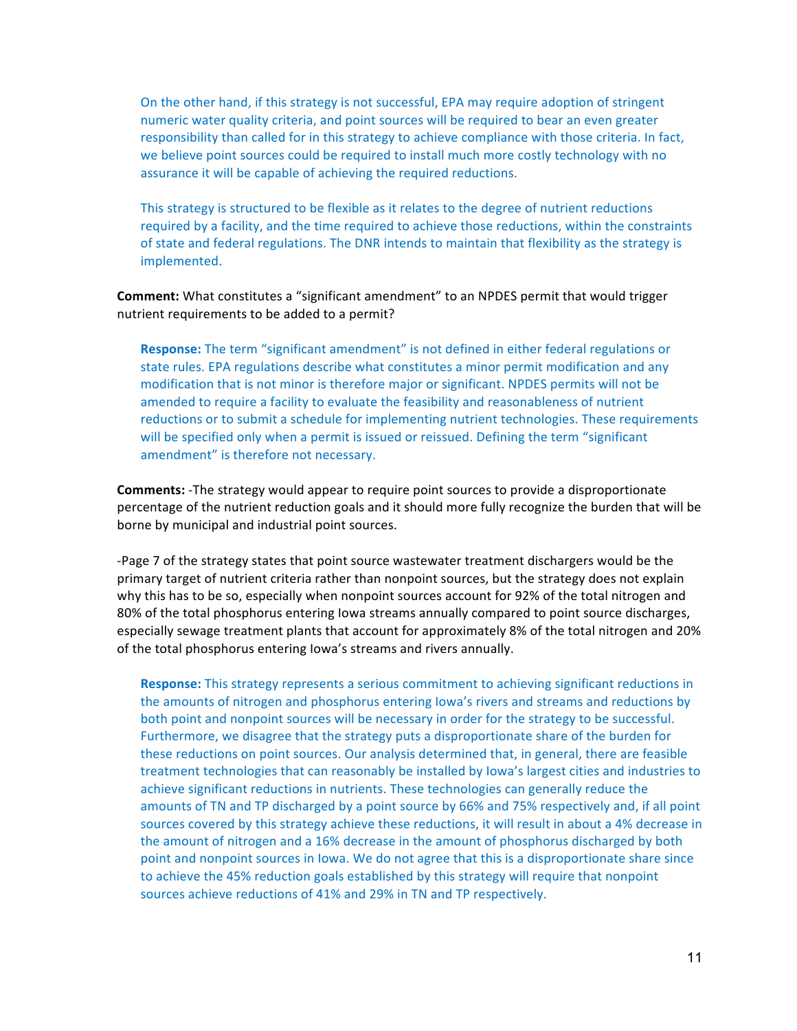On the other hand, if this strategy is not successful, EPA may require adoption of stringent numeric water quality criteria, and point sources will be required to bear an even greater responsibility than called for in this strategy to achieve compliance with those criteria. In fact, we believe point sources could be required to install much more costly technology with no assurance it will be capable of achieving the required reductions.

This strategy is structured to be flexible as it relates to the degree of nutrient reductions required by a facility, and the time required to achieve those reductions, within the constraints of state and federal regulations. The DNR intends to maintain that flexibility as the strategy is implemented.

**Comment:** What constitutes a "significant amendment" to an NPDES permit that would trigger nutrient requirements to be added to a permit?

**Response:** The term "significant amendment" is not defined in either federal regulations or state rules. EPA regulations describe what constitutes a minor permit modification and any modification that is not minor is therefore major or significant. NPDES permits will not be amended to require a facility to evaluate the feasibility and reasonableness of nutrient reductions or to submit a schedule for implementing nutrient technologies. These requirements will be specified only when a permit is issued or reissued. Defining the term "significant amendment" is therefore not necessary.

**Comments:** -The strategy would appear to require point sources to provide a disproportionate percentage of the nutrient reduction goals and it should more fully recognize the burden that will be borne by municipal and industrial point sources.

-Page 7 of the strategy states that point source wastewater treatment dischargers would be the primary target of nutrient criteria rather than nonpoint sources, but the strategy does not explain why this has to be so, especially when nonpoint sources account for 92% of the total nitrogen and 80% of the total phosphorus entering Iowa streams annually compared to point source discharges, especially sewage treatment plants that account for approximately 8% of the total nitrogen and 20% of the total phosphorus entering Iowa's streams and rivers annually.

**Response:** This strategy represents a serious commitment to achieving significant reductions in the amounts of nitrogen and phosphorus entering Iowa's rivers and streams and reductions by both point and nonpoint sources will be necessary in order for the strategy to be successful. Furthermore, we disagree that the strategy puts a disproportionate share of the burden for these reductions on point sources. Our analysis determined that, in general, there are feasible treatment technologies that can reasonably be installed by Iowa's largest cities and industries to achieve significant reductions in nutrients. These technologies can generally reduce the amounts of TN and TP discharged by a point source by 66% and 75% respectively and, if all point sources covered by this strategy achieve these reductions, it will result in about a 4% decrease in the amount of nitrogen and a 16% decrease in the amount of phosphorus discharged by both point and nonpoint sources in Iowa. We do not agree that this is a disproportionate share since to achieve the 45% reduction goals established by this strategy will require that nonpoint sources achieve reductions of 41% and 29% in TN and TP respectively.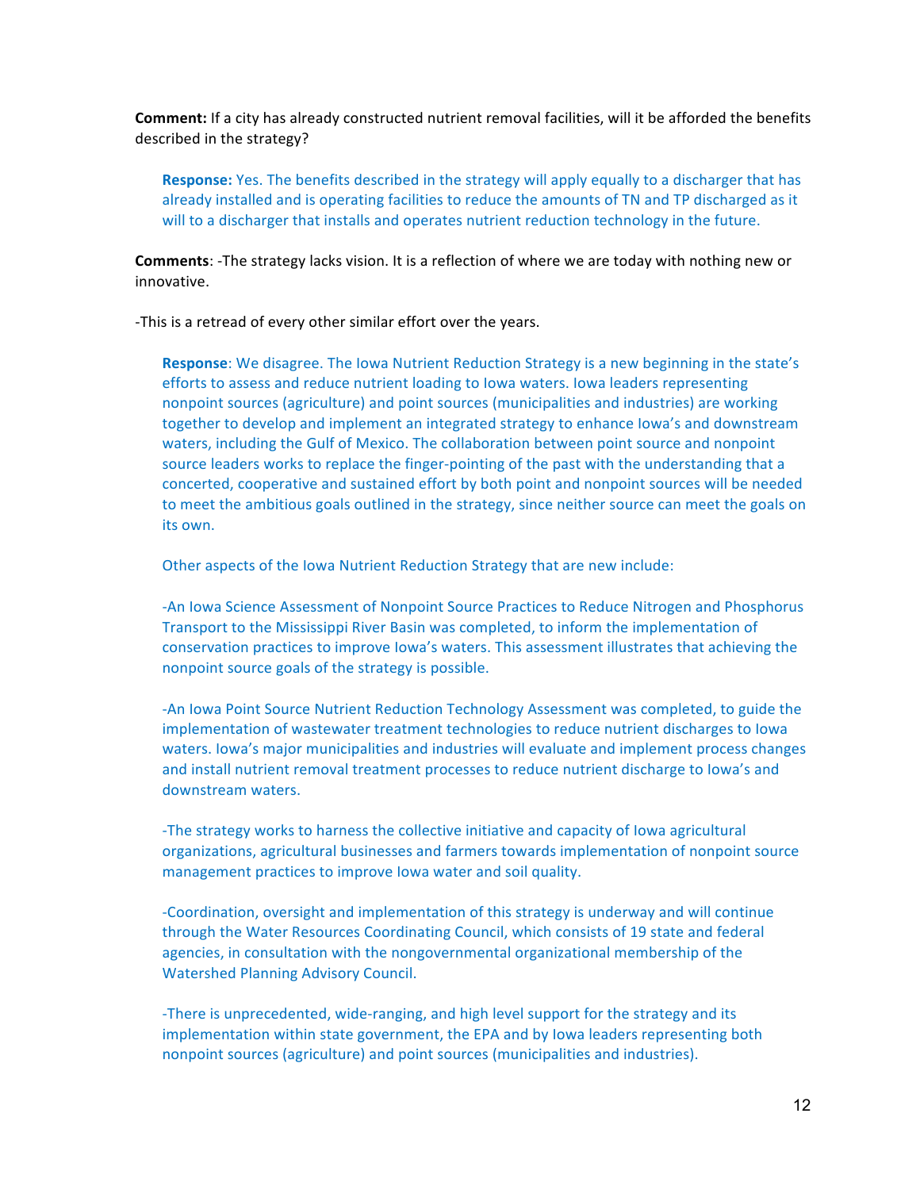**Comment:** If a city has already constructed nutrient removal facilities, will it be afforded the benefits described in the strategy?

> **Response:** Yes. The benefits described in the strategy will apply equally to a discharger that has already installed and is operating facilities to reduce the amounts of TN and TP discharged as it will to a discharger that installs and operates nutrient reduction technology in the future.

**Comments**: -The strategy lacks vision. It is a reflection of where we are today with nothing new or innovative.

-This is a retread of every other similar effort over the years.

> **Response**: We disagree. The Iowa Nutrient Reduction Strategy is a new beginning in the state's efforts to assess and reduce nutrient loading to Iowa waters. Iowa leaders representing nonpoint sources (agriculture) and point sources (municipalities and industries) are working together to develop and implement an integrated strategy to enhance Iowa's and downstream waters, including the Gulf of Mexico. The collaboration between point source and nonpoint source leaders works to replace the finger-pointing of the past with the understanding that a concerted, cooperative and sustained effort by both point and nonpoint sources will be needed to meet the ambitious goals outlined in the strategy, since neither source can meet the goals on its own.
>
> Other aspects of the Iowa Nutrient Reduction Strategy that are new include:
>
> -An Iowa Science Assessment of Nonpoint Source Practices to Reduce Nitrogen and Phosphorus Transport to the Mississippi River Basin was completed, to inform the implementation of conservation practices to improve Iowa's waters. This assessment illustrates that achieving the nonpoint source goals of the strategy is possible.
>
> -An Iowa Point Source Nutrient Reduction Technology Assessment was completed, to guide the implementation of wastewater treatment technologies to reduce nutrient discharges to Iowa waters. Iowa's major municipalities and industries will evaluate and implement process changes and install nutrient removal treatment processes to reduce nutrient discharge to Iowa's and downstream waters.
>
> -The strategy works to harness the collective initiative and capacity of Iowa agricultural organizations, agricultural businesses and farmers towards implementation of nonpoint source management practices to improve Iowa water and soil quality.
>
> -Coordination, oversight and implementation of this strategy is underway and will continue through the Water Resources Coordinating Council, which consists of 19 state and federal agencies, in consultation with the nongovernmental organizational membership of the Watershed Planning Advisory Council.
>
> -There is unprecedented, wide-ranging, and high level support for the strategy and its implementation within state government, the EPA and by Iowa leaders representing both nonpoint sources (agriculture) and point sources (municipalities and industries).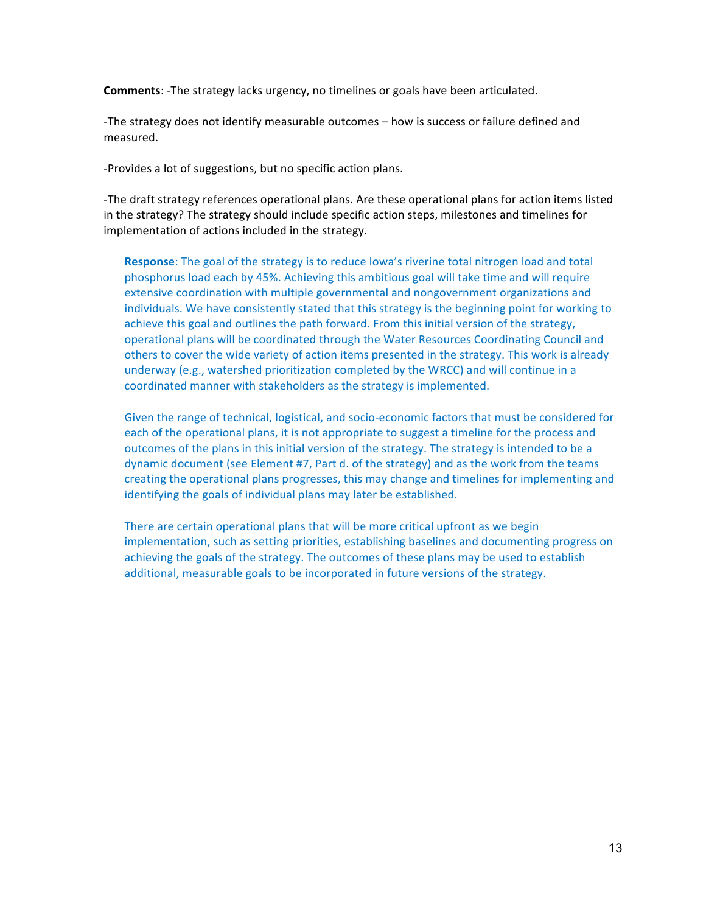**Comments**: -The strategy lacks urgency, no timelines or goals have been articulated.

-The strategy does not identify measurable outcomes – how is success or failure defined and measured.

-Provides a lot of suggestions, but no specific action plans.

-The draft strategy references operational plans. Are these operational plans for action items listed in the strategy? The strategy should include specific action steps, milestones and timelines for implementation of actions included in the strategy.

> **Response**: The goal of the strategy is to reduce Iowa's riverine total nitrogen load and total phosphorus load each by 45%. Achieving this ambitious goal will take time and will require extensive coordination with multiple governmental and nongovernment organizations and individuals. We have consistently stated that this strategy is the beginning point for working to achieve this goal and outlines the path forward. From this initial version of the strategy, operational plans will be coordinated through the Water Resources Coordinating Council and others to cover the wide variety of action items presented in the strategy. This work is already underway (e.g., watershed prioritization completed by the WRCC) and will continue in a coordinated manner with stakeholders as the strategy is implemented.
>
> Given the range of technical, logistical, and socio-economic factors that must be considered for each of the operational plans, it is not appropriate to suggest a timeline for the process and outcomes of the plans in this initial version of the strategy. The strategy is intended to be a dynamic document (see Element #7, Part d. of the strategy) and as the work from the teams creating the operational plans progresses, this may change and timelines for implementing and identifying the goals of individual plans may later be established.
>
> There are certain operational plans that will be more critical upfront as we begin implementation, such as setting priorities, establishing baselines and documenting progress on achieving the goals of the strategy. The outcomes of these plans may be used to establish additional, measurable goals to be incorporated in future versions of the strategy.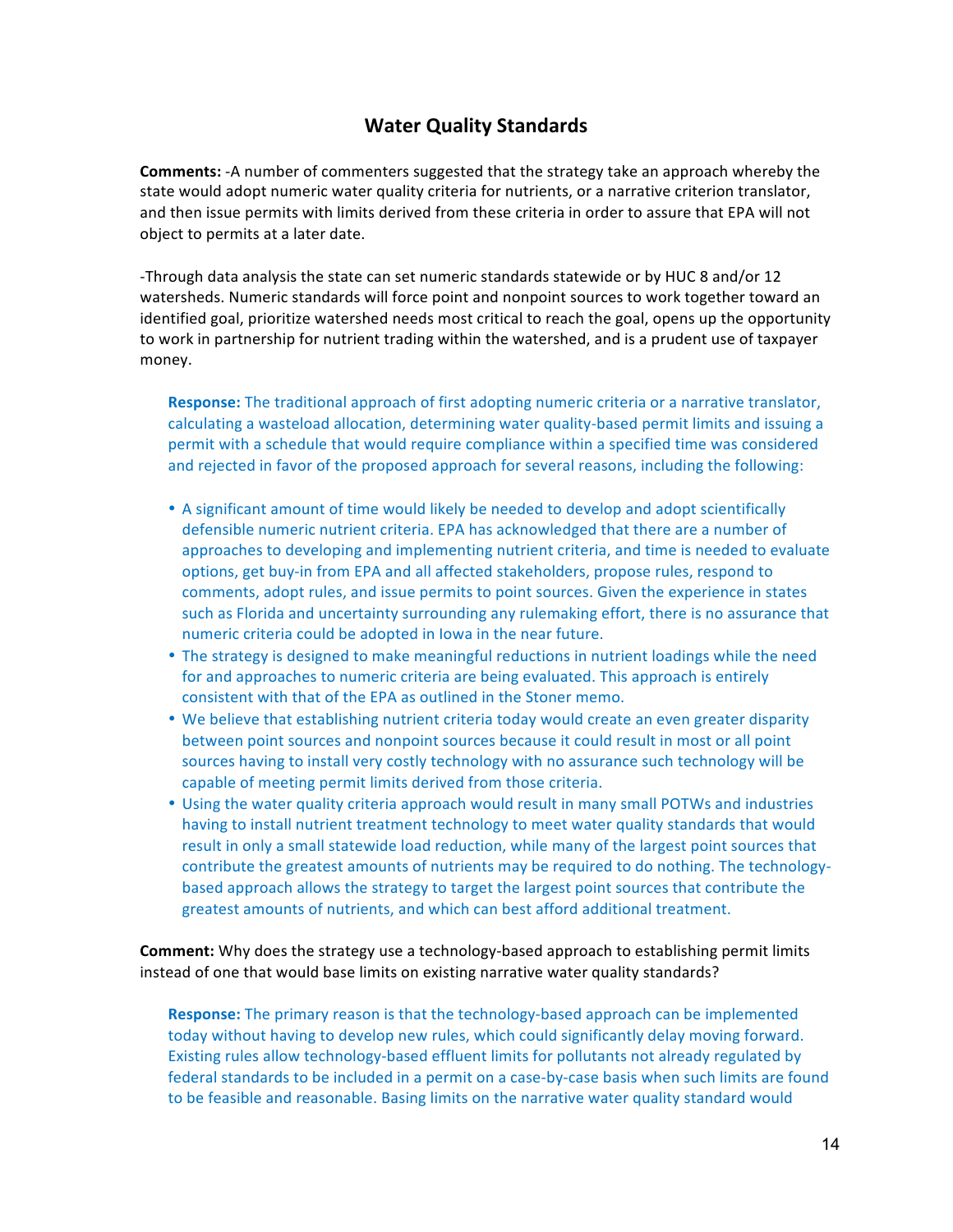## Water Quality Standards

**Comments:** -A number of commenters suggested that the strategy take an approach whereby the state would adopt numeric water quality criteria for nutrients, or a narrative criterion translator, and then issue permits with limits derived from these criteria in order to assure that EPA will not object to permits at a later date.

-Through data analysis the state can set numeric standards statewide or by HUC 8 and/or 12 watersheds. Numeric standards will force point and nonpoint sources to work together toward an identified goal, prioritize watershed needs most critical to reach the goal, opens up the opportunity to work in partnership for nutrient trading within the watershed, and is a prudent use of taxpayer money.

> **Response:** The traditional approach of first adopting numeric criteria or a narrative translator, calculating a wasteload allocation, determining water quality-based permit limits and issuing a permit with a schedule that would require compliance within a specified time was considered and rejected in favor of the proposed approach for several reasons, including the following:
>
> - A significant amount of time would likely be needed to develop and adopt scientifically defensible numeric nutrient criteria. EPA has acknowledged that there are a number of approaches to developing and implementing nutrient criteria, and time is needed to evaluate options, get buy-in from EPA and all affected stakeholders, propose rules, respond to comments, adopt rules, and issue permits to point sources. Given the experience in states such as Florida and uncertainty surrounding any rulemaking effort, there is no assurance that numeric criteria could be adopted in Iowa in the near future.
> - The strategy is designed to make meaningful reductions in nutrient loadings while the need for and approaches to numeric criteria are being evaluated. This approach is entirely consistent with that of the EPA as outlined in the Stoner memo.
> - We believe that establishing nutrient criteria today would create an even greater disparity between point sources and nonpoint sources because it could result in most or all point sources having to install very costly technology with no assurance such technology will be capable of meeting permit limits derived from those criteria.
> - Using the water quality criteria approach would result in many small POTWs and industries having to install nutrient treatment technology to meet water quality standards that would result in only a small statewide load reduction, while many of the largest point sources that contribute the greatest amounts of nutrients may be required to do nothing. The technology-based approach allows the strategy to target the largest point sources that contribute the greatest amounts of nutrients, and which can best afford additional treatment.

**Comment:** Why does the strategy use a technology-based approach to establishing permit limits instead of one that would base limits on existing narrative water quality standards?

> **Response:** The primary reason is that the technology-based approach can be implemented today without having to develop new rules, which could significantly delay moving forward. Existing rules allow technology-based effluent limits for pollutants not already regulated by federal standards to be included in a permit on a case-by-case basis when such limits are found to be feasible and reasonable. Basing limits on the narrative water quality standard would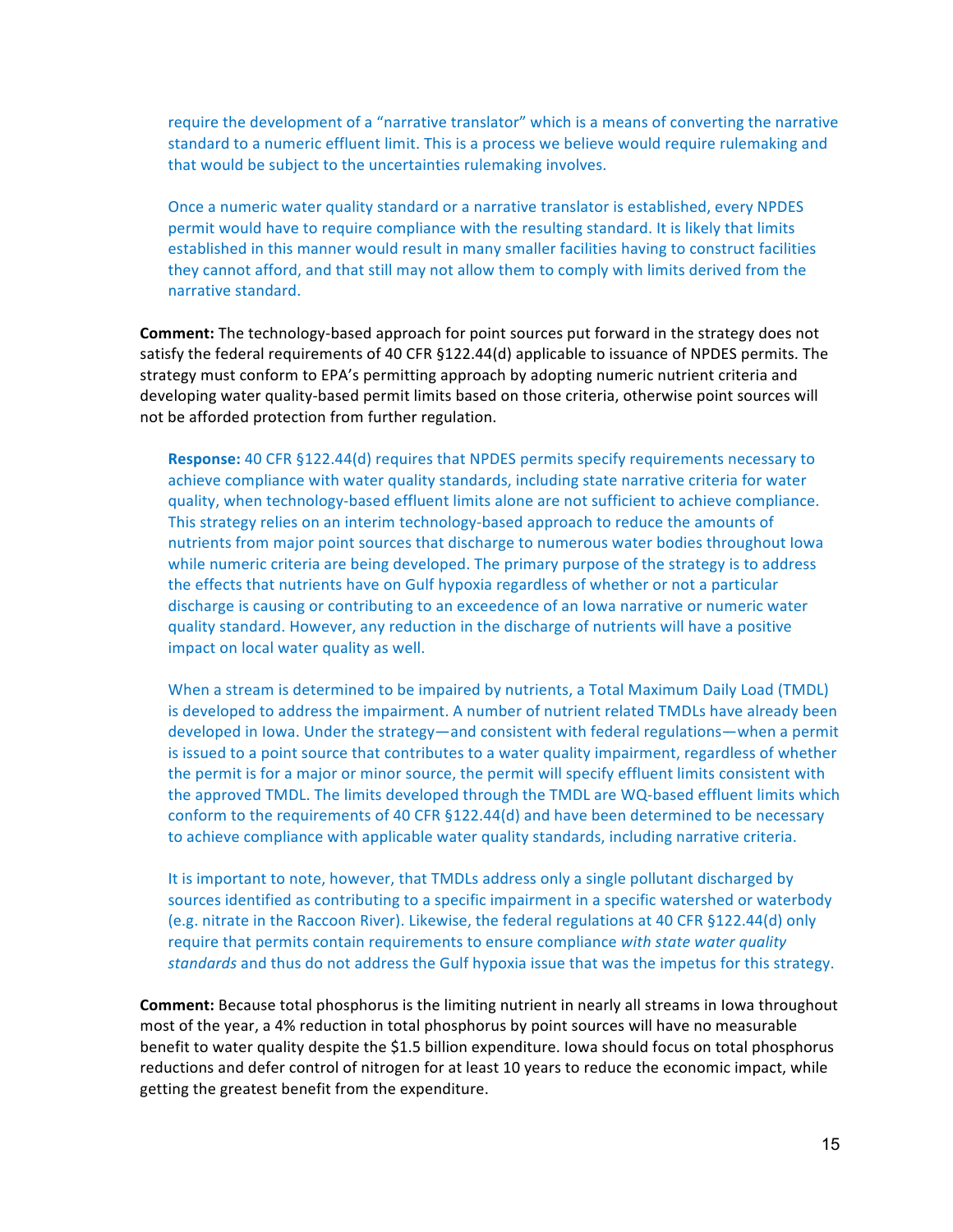require the development of a "narrative translator" which is a means of converting the narrative standard to a numeric effluent limit. This is a process we believe would require rulemaking and that would be subject to the uncertainties rulemaking involves.

Once a numeric water quality standard or a narrative translator is established, every NPDES permit would have to require compliance with the resulting standard. It is likely that limits established in this manner would result in many smaller facilities having to construct facilities they cannot afford, and that still may not allow them to comply with limits derived from the narrative standard.

**Comment:** The technology-based approach for point sources put forward in the strategy does not satisfy the federal requirements of 40 CFR §122.44(d) applicable to issuance of NPDES permits. The strategy must conform to EPA's permitting approach by adopting numeric nutrient criteria and developing water quality-based permit limits based on those criteria, otherwise point sources will not be afforded protection from further regulation.

**Response:** 40 CFR §122.44(d) requires that NPDES permits specify requirements necessary to achieve compliance with water quality standards, including state narrative criteria for water quality, when technology-based effluent limits alone are not sufficient to achieve compliance. This strategy relies on an interim technology-based approach to reduce the amounts of nutrients from major point sources that discharge to numerous water bodies throughout Iowa while numeric criteria are being developed. The primary purpose of the strategy is to address the effects that nutrients have on Gulf hypoxia regardless of whether or not a particular discharge is causing or contributing to an exceedence of an Iowa narrative or numeric water quality standard. However, any reduction in the discharge of nutrients will have a positive impact on local water quality as well.

When a stream is determined to be impaired by nutrients, a Total Maximum Daily Load (TMDL) is developed to address the impairment. A number of nutrient related TMDLs have already been developed in Iowa. Under the strategy—and consistent with federal regulations—when a permit is issued to a point source that contributes to a water quality impairment, regardless of whether the permit is for a major or minor source, the permit will specify effluent limits consistent with the approved TMDL. The limits developed through the TMDL are WQ-based effluent limits which conform to the requirements of 40 CFR §122.44(d) and have been determined to be necessary to achieve compliance with applicable water quality standards, including narrative criteria.

It is important to note, however, that TMDLs address only a single pollutant discharged by sources identified as contributing to a specific impairment in a specific watershed or waterbody (e.g. nitrate in the Raccoon River). Likewise, the federal regulations at 40 CFR §122.44(d) only require that permits contain requirements to ensure compliance *with state water quality standards* and thus do not address the Gulf hypoxia issue that was the impetus for this strategy.

**Comment:** Because total phosphorus is the limiting nutrient in nearly all streams in Iowa throughout most of the year, a 4% reduction in total phosphorus by point sources will have no measurable benefit to water quality despite the $1.5 billion expenditure. Iowa should focus on total phosphorus reductions and defer control of nitrogen for at least 10 years to reduce the economic impact, while getting the greatest benefit from the expenditure.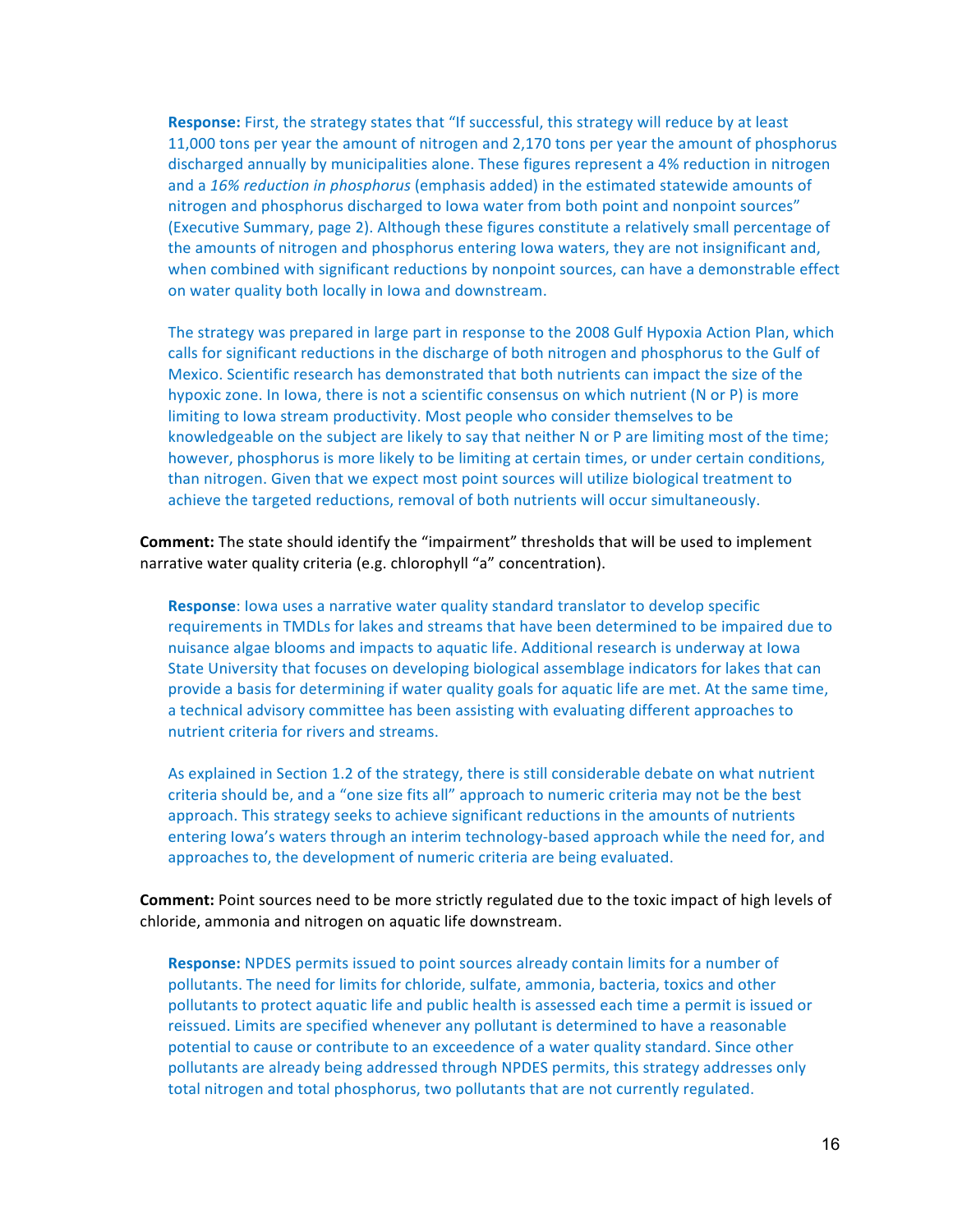**Response:** First, the strategy states that "If successful, this strategy will reduce by at least 11,000 tons per year the amount of nitrogen and 2,170 tons per year the amount of phosphorus discharged annually by municipalities alone. These figures represent a 4% reduction in nitrogen and a *16% reduction in phosphorus* (emphasis added) in the estimated statewide amounts of nitrogen and phosphorus discharged to Iowa water from both point and nonpoint sources" (Executive Summary, page 2). Although these figures constitute a relatively small percentage of the amounts of nitrogen and phosphorus entering Iowa waters, they are not insignificant and, when combined with significant reductions by nonpoint sources, can have a demonstrable effect on water quality both locally in Iowa and downstream.

The strategy was prepared in large part in response to the 2008 Gulf Hypoxia Action Plan, which calls for significant reductions in the discharge of both nitrogen and phosphorus to the Gulf of Mexico. Scientific research has demonstrated that both nutrients can impact the size of the hypoxic zone. In Iowa, there is not a scientific consensus on which nutrient (N or P) is more limiting to Iowa stream productivity. Most people who consider themselves to be knowledgeable on the subject are likely to say that neither N or P are limiting most of the time; however, phosphorus is more likely to be limiting at certain times, or under certain conditions, than nitrogen. Given that we expect most point sources will utilize biological treatment to achieve the targeted reductions, removal of both nutrients will occur simultaneously.

**Comment:** The state should identify the "impairment" thresholds that will be used to implement narrative water quality criteria (e.g. chlorophyll "a" concentration).

**Response**: Iowa uses a narrative water quality standard translator to develop specific requirements in TMDLs for lakes and streams that have been determined to be impaired due to nuisance algae blooms and impacts to aquatic life. Additional research is underway at Iowa State University that focuses on developing biological assemblage indicators for lakes that can provide a basis for determining if water quality goals for aquatic life are met. At the same time, a technical advisory committee has been assisting with evaluating different approaches to nutrient criteria for rivers and streams.

As explained in Section 1.2 of the strategy, there is still considerable debate on what nutrient criteria should be, and a "one size fits all" approach to numeric criteria may not be the best approach. This strategy seeks to achieve significant reductions in the amounts of nutrients entering Iowa's waters through an interim technology-based approach while the need for, and approaches to, the development of numeric criteria are being evaluated.

**Comment:** Point sources need to be more strictly regulated due to the toxic impact of high levels of chloride, ammonia and nitrogen on aquatic life downstream.

**Response:** NPDES permits issued to point sources already contain limits for a number of pollutants. The need for limits for chloride, sulfate, ammonia, bacteria, toxics and other pollutants to protect aquatic life and public health is assessed each time a permit is issued or reissued. Limits are specified whenever any pollutant is determined to have a reasonable potential to cause or contribute to an exceedence of a water quality standard. Since other pollutants are already being addressed through NPDES permits, this strategy addresses only total nitrogen and total phosphorus, two pollutants that are not currently regulated.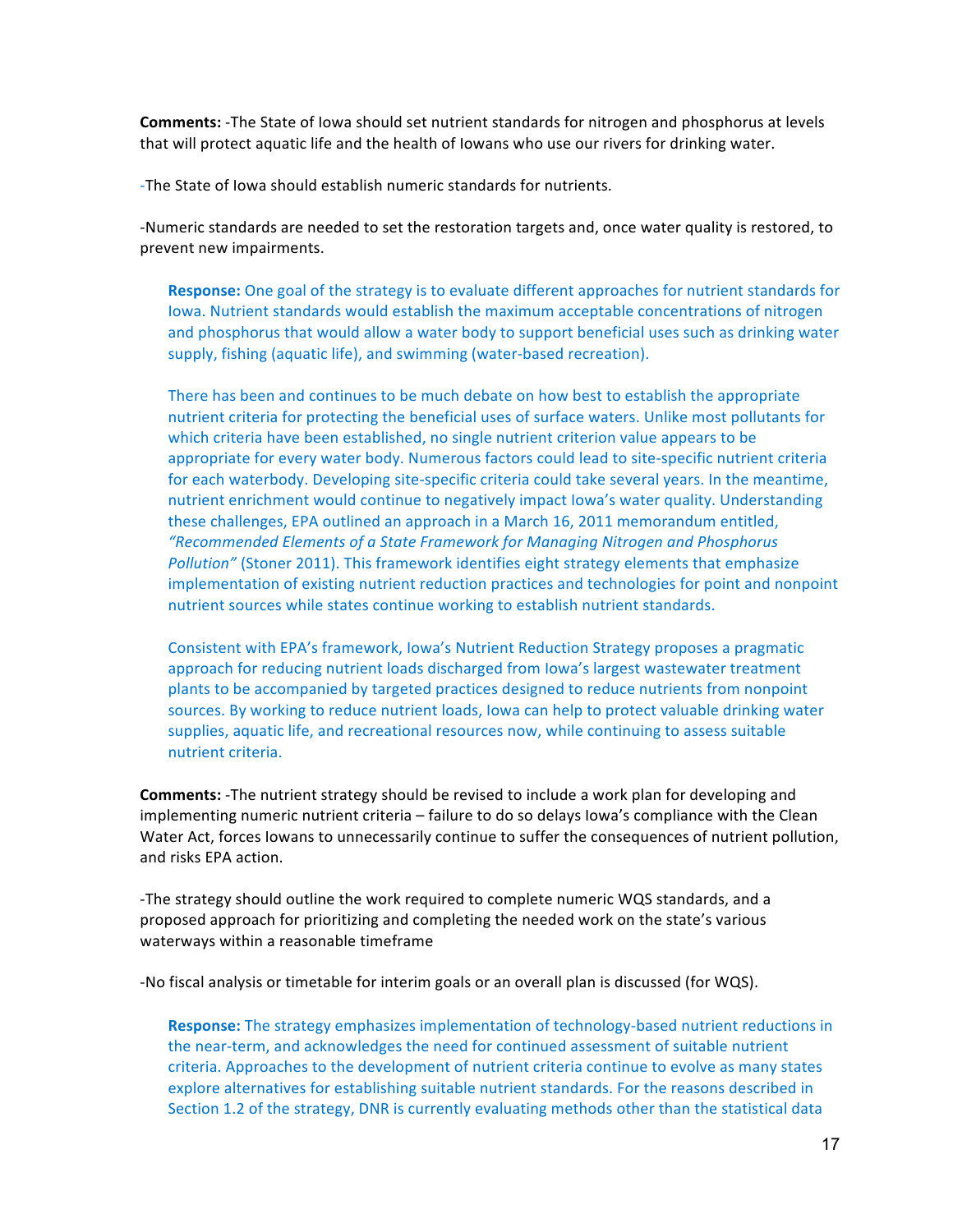**Comments:** -The State of Iowa should set nutrient standards for nitrogen and phosphorus at levels that will protect aquatic life and the health of Iowans who use our rivers for drinking water.

-The State of Iowa should establish numeric standards for nutrients.

-Numeric standards are needed to set the restoration targets and, once water quality is restored, to prevent new impairments.

> **Response:** One goal of the strategy is to evaluate different approaches for nutrient standards for Iowa. Nutrient standards would establish the maximum acceptable concentrations of nitrogen and phosphorus that would allow a water body to support beneficial uses such as drinking water supply, fishing (aquatic life), and swimming (water-based recreation).
>
> There has been and continues to be much debate on how best to establish the appropriate nutrient criteria for protecting the beneficial uses of surface waters. Unlike most pollutants for which criteria have been established, no single nutrient criterion value appears to be appropriate for every water body. Numerous factors could lead to site-specific nutrient criteria for each waterbody. Developing site-specific criteria could take several years. In the meantime, nutrient enrichment would continue to negatively impact Iowa's water quality. Understanding these challenges, EPA outlined an approach in a March 16, 2011 memorandum entitled, *"Recommended Elements of a State Framework for Managing Nitrogen and Phosphorus Pollution"* (Stoner 2011). This framework identifies eight strategy elements that emphasize implementation of existing nutrient reduction practices and technologies for point and nonpoint nutrient sources while states continue working to establish nutrient standards.
>
> Consistent with EPA's framework, Iowa's Nutrient Reduction Strategy proposes a pragmatic approach for reducing nutrient loads discharged from Iowa's largest wastewater treatment plants to be accompanied by targeted practices designed to reduce nutrients from nonpoint sources. By working to reduce nutrient loads, Iowa can help to protect valuable drinking water supplies, aquatic life, and recreational resources now, while continuing to assess suitable nutrient criteria.

**Comments:** -The nutrient strategy should be revised to include a work plan for developing and implementing numeric nutrient criteria – failure to do so delays Iowa's compliance with the Clean Water Act, forces Iowans to unnecessarily continue to suffer the consequences of nutrient pollution, and risks EPA action.

-The strategy should outline the work required to complete numeric WQS standards, and a proposed approach for prioritizing and completing the needed work on the state's various waterways within a reasonable timeframe

-No fiscal analysis or timetable for interim goals or an overall plan is discussed (for WQS).

> **Response:** The strategy emphasizes implementation of technology-based nutrient reductions in the near-term, and acknowledges the need for continued assessment of suitable nutrient criteria. Approaches to the development of nutrient criteria continue to evolve as many states explore alternatives for establishing suitable nutrient standards. For the reasons described in Section 1.2 of the strategy, DNR is currently evaluating methods other than the statistical data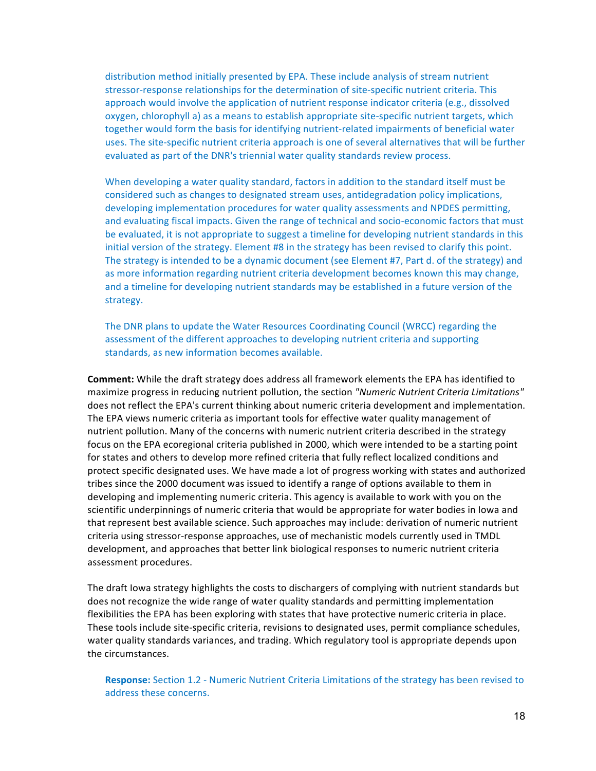distribution method initially presented by EPA. These include analysis of stream nutrient stressor-response relationships for the determination of site-specific nutrient criteria. This approach would involve the application of nutrient response indicator criteria (e.g., dissolved oxygen, chlorophyll a) as a means to establish appropriate site-specific nutrient targets, which together would form the basis for identifying nutrient-related impairments of beneficial water uses. The site-specific nutrient criteria approach is one of several alternatives that will be further evaluated as part of the DNR's triennial water quality standards review process.

When developing a water quality standard, factors in addition to the standard itself must be considered such as changes to designated stream uses, antidegradation policy implications, developing implementation procedures for water quality assessments and NPDES permitting, and evaluating fiscal impacts. Given the range of technical and socio-economic factors that must be evaluated, it is not appropriate to suggest a timeline for developing nutrient standards in this initial version of the strategy. Element #8 in the strategy has been revised to clarify this point. The strategy is intended to be a dynamic document (see Element #7, Part d. of the strategy) and as more information regarding nutrient criteria development becomes known this may change, and a timeline for developing nutrient standards may be established in a future version of the strategy.

The DNR plans to update the Water Resources Coordinating Council (WRCC) regarding the assessment of the different approaches to developing nutrient criteria and supporting standards, as new information becomes available.

**Comment:** While the draft strategy does address all framework elements the EPA has identified to maximize progress in reducing nutrient pollution, the section *"Numeric Nutrient Criteria Limitations"* does not reflect the EPA's current thinking about numeric criteria development and implementation. The EPA views numeric criteria as important tools for effective water quality management of nutrient pollution. Many of the concerns with numeric nutrient criteria described in the strategy focus on the EPA ecoregional criteria published in 2000, which were intended to be a starting point for states and others to develop more refined criteria that fully reflect localized conditions and protect specific designated uses. We have made a lot of progress working with states and authorized tribes since the 2000 document was issued to identify a range of options available to them in developing and implementing numeric criteria. This agency is available to work with you on the scientific underpinnings of numeric criteria that would be appropriate for water bodies in Iowa and that represent best available science. Such approaches may include: derivation of numeric nutrient criteria using stressor-response approaches, use of mechanistic models currently used in TMDL development, and approaches that better link biological responses to numeric nutrient criteria assessment procedures.

The draft Iowa strategy highlights the costs to dischargers of complying with nutrient standards but does not recognize the wide range of water quality standards and permitting implementation flexibilities the EPA has been exploring with states that have protective numeric criteria in place. These tools include site-specific criteria, revisions to designated uses, permit compliance schedules, water quality standards variances, and trading. Which regulatory tool is appropriate depends upon the circumstances.

**Response:** Section 1.2 - Numeric Nutrient Criteria Limitations of the strategy has been revised to address these concerns.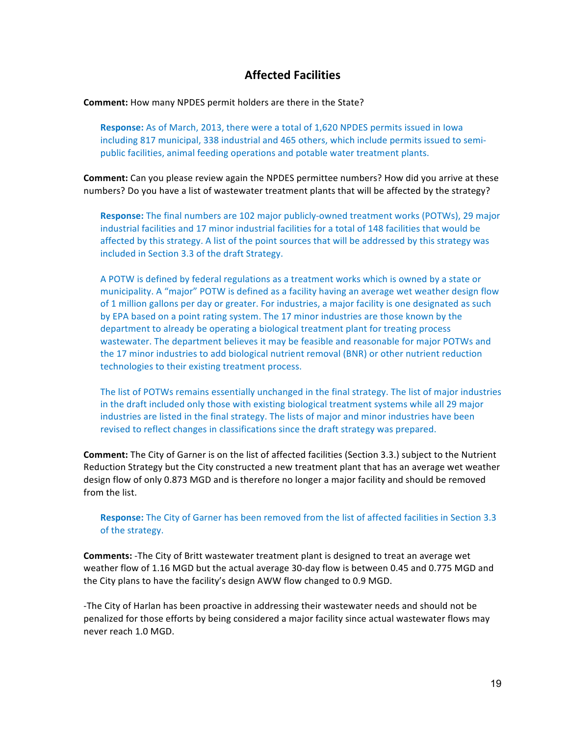## Affected Facilities

**Comment:** How many NPDES permit holders are there in the State?

> **Response:** As of March, 2013, there were a total of 1,620 NPDES permits issued in Iowa including 817 municipal, 338 industrial and 465 others, which include permits issued to semi-public facilities, animal feeding operations and potable water treatment plants.

**Comment:** Can you please review again the NPDES permittee numbers? How did you arrive at these numbers? Do you have a list of wastewater treatment plants that will be affected by the strategy?

> **Response:** The final numbers are 102 major publicly-owned treatment works (POTWs), 29 major industrial facilities and 17 minor industrial facilities for a total of 148 facilities that would be affected by this strategy. A list of the point sources that will be addressed by this strategy was included in Section 3.3 of the draft Strategy.
>
> A POTW is defined by federal regulations as a treatment works which is owned by a state or municipality. A "major" POTW is defined as a facility having an average wet weather design flow of 1 million gallons per day or greater. For industries, a major facility is one designated as such by EPA based on a point rating system. The 17 minor industries are those known by the department to already be operating a biological treatment plant for treating process wastewater. The department believes it may be feasible and reasonable for major POTWs and the 17 minor industries to add biological nutrient removal (BNR) or other nutrient reduction technologies to their existing treatment process.
>
> The list of POTWs remains essentially unchanged in the final strategy. The list of major industries in the draft included only those with existing biological treatment systems while all 29 major industries are listed in the final strategy. The lists of major and minor industries have been revised to reflect changes in classifications since the draft strategy was prepared.

**Comment:** The City of Garner is on the list of affected facilities (Section 3.3.) subject to the Nutrient Reduction Strategy but the City constructed a new treatment plant that has an average wet weather design flow of only 0.873 MGD and is therefore no longer a major facility and should be removed from the list.

> **Response:** The City of Garner has been removed from the list of affected facilities in Section 3.3 of the strategy.

**Comments:** -The City of Britt wastewater treatment plant is designed to treat an average wet weather flow of 1.16 MGD but the actual average 30-day flow is between 0.45 and 0.775 MGD and the City plans to have the facility's design AWW flow changed to 0.9 MGD.

-The City of Harlan has been proactive in addressing their wastewater needs and should not be penalized for those efforts by being considered a major facility since actual wastewater flows may never reach 1.0 MGD.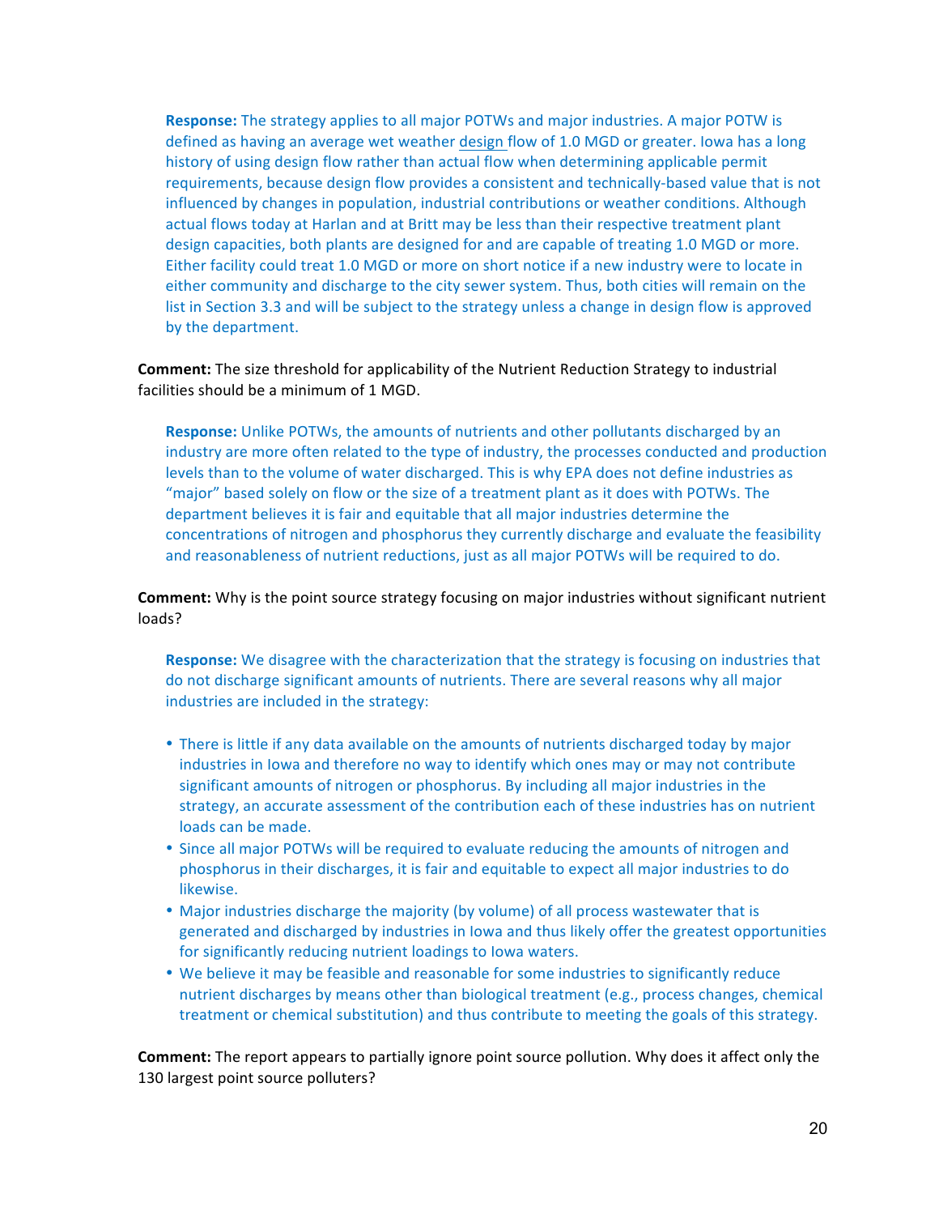**Response:** The strategy applies to all major POTWs and major industries. A major POTW is defined as having an average wet weather design flow of 1.0 MGD or greater. Iowa has a long history of using design flow rather than actual flow when determining applicable permit requirements, because design flow provides a consistent and technically-based value that is not influenced by changes in population, industrial contributions or weather conditions. Although actual flows today at Harlan and at Britt may be less than their respective treatment plant design capacities, both plants are designed for and are capable of treating 1.0 MGD or more. Either facility could treat 1.0 MGD or more on short notice if a new industry were to locate in either community and discharge to the city sewer system. Thus, both cities will remain on the list in Section 3.3 and will be subject to the strategy unless a change in design flow is approved by the department.

**Comment:** The size threshold for applicability of the Nutrient Reduction Strategy to industrial facilities should be a minimum of 1 MGD.

**Response:** Unlike POTWs, the amounts of nutrients and other pollutants discharged by an industry are more often related to the type of industry, the processes conducted and production levels than to the volume of water discharged. This is why EPA does not define industries as "major" based solely on flow or the size of a treatment plant as it does with POTWs. The department believes it is fair and equitable that all major industries determine the concentrations of nitrogen and phosphorus they currently discharge and evaluate the feasibility and reasonableness of nutrient reductions, just as all major POTWs will be required to do.

**Comment:** Why is the point source strategy focusing on major industries without significant nutrient loads?

**Response:** We disagree with the characterization that the strategy is focusing on industries that do not discharge significant amounts of nutrients. There are several reasons why all major industries are included in the strategy:

- There is little if any data available on the amounts of nutrients discharged today by major industries in Iowa and therefore no way to identify which ones may or may not contribute significant amounts of nitrogen or phosphorus. By including all major industries in the strategy, an accurate assessment of the contribution each of these industries has on nutrient loads can be made.
- Since all major POTWs will be required to evaluate reducing the amounts of nitrogen and phosphorus in their discharges, it is fair and equitable to expect all major industries to do likewise.
- Major industries discharge the majority (by volume) of all process wastewater that is generated and discharged by industries in Iowa and thus likely offer the greatest opportunities for significantly reducing nutrient loadings to Iowa waters.
- We believe it may be feasible and reasonable for some industries to significantly reduce nutrient discharges by means other than biological treatment (e.g., process changes, chemical treatment or chemical substitution) and thus contribute to meeting the goals of this strategy.

**Comment:** The report appears to partially ignore point source pollution. Why does it affect only the 130 largest point source polluters?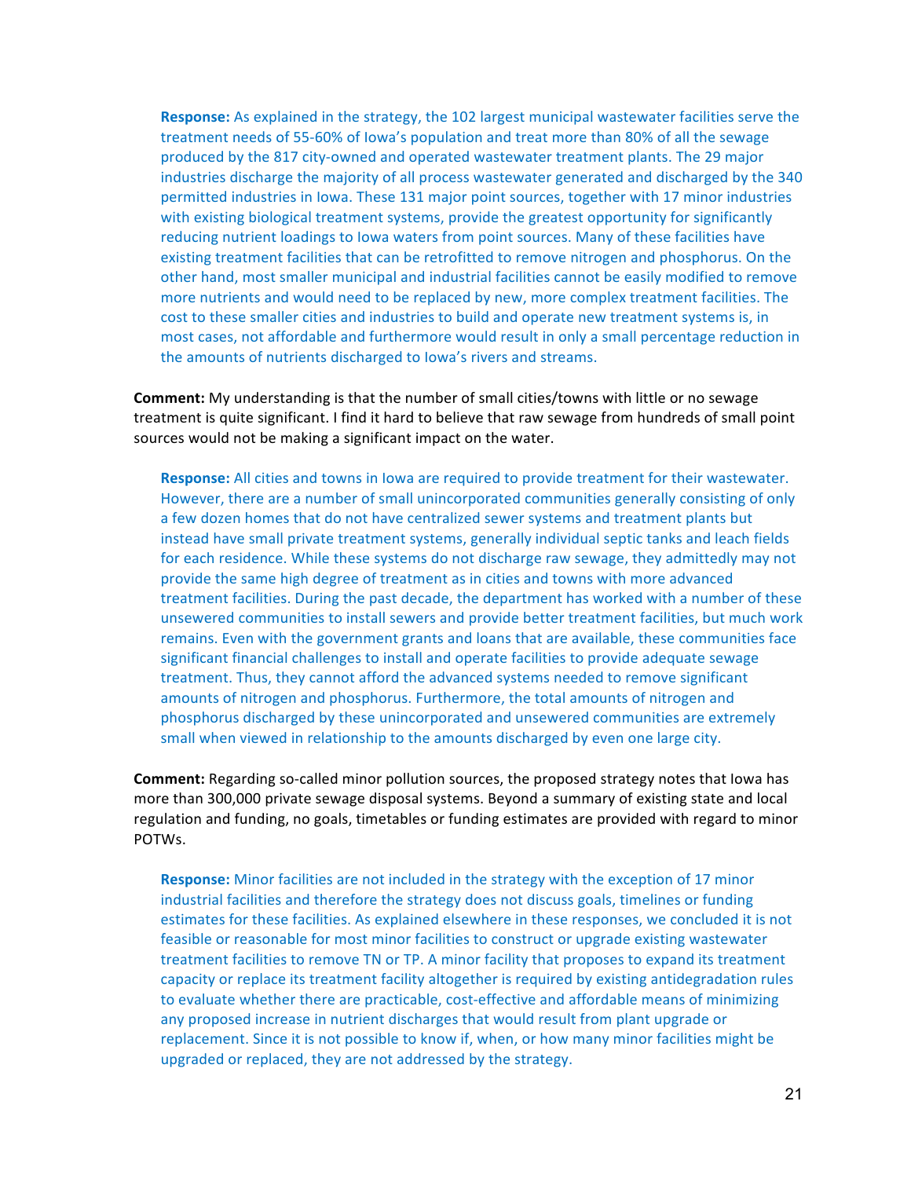**Response:** As explained in the strategy, the 102 largest municipal wastewater facilities serve the treatment needs of 55-60% of Iowa's population and treat more than 80% of all the sewage produced by the 817 city-owned and operated wastewater treatment plants. The 29 major industries discharge the majority of all process wastewater generated and discharged by the 340 permitted industries in Iowa. These 131 major point sources, together with 17 minor industries with existing biological treatment systems, provide the greatest opportunity for significantly reducing nutrient loadings to Iowa waters from point sources. Many of these facilities have existing treatment facilities that can be retrofitted to remove nitrogen and phosphorus. On the other hand, most smaller municipal and industrial facilities cannot be easily modified to remove more nutrients and would need to be replaced by new, more complex treatment facilities. The cost to these smaller cities and industries to build and operate new treatment systems is, in most cases, not affordable and furthermore would result in only a small percentage reduction in the amounts of nutrients discharged to Iowa's rivers and streams.

**Comment:** My understanding is that the number of small cities/towns with little or no sewage treatment is quite significant. I find it hard to believe that raw sewage from hundreds of small point sources would not be making a significant impact on the water.

**Response:** All cities and towns in Iowa are required to provide treatment for their wastewater. However, there are a number of small unincorporated communities generally consisting of only a few dozen homes that do not have centralized sewer systems and treatment plants but instead have small private treatment systems, generally individual septic tanks and leach fields for each residence. While these systems do not discharge raw sewage, they admittedly may not provide the same high degree of treatment as in cities and towns with more advanced treatment facilities. During the past decade, the department has worked with a number of these unsewered communities to install sewers and provide better treatment facilities, but much work remains. Even with the government grants and loans that are available, these communities face significant financial challenges to install and operate facilities to provide adequate sewage treatment. Thus, they cannot afford the advanced systems needed to remove significant amounts of nitrogen and phosphorus. Furthermore, the total amounts of nitrogen and phosphorus discharged by these unincorporated and unsewered communities are extremely small when viewed in relationship to the amounts discharged by even one large city.

**Comment:** Regarding so-called minor pollution sources, the proposed strategy notes that Iowa has more than 300,000 private sewage disposal systems. Beyond a summary of existing state and local regulation and funding, no goals, timetables or funding estimates are provided with regard to minor POTWs.

**Response:** Minor facilities are not included in the strategy with the exception of 17 minor industrial facilities and therefore the strategy does not discuss goals, timelines or funding estimates for these facilities. As explained elsewhere in these responses, we concluded it is not feasible or reasonable for most minor facilities to construct or upgrade existing wastewater treatment facilities to remove TN or TP. A minor facility that proposes to expand its treatment capacity or replace its treatment facility altogether is required by existing antidegradation rules to evaluate whether there are practicable, cost-effective and affordable means of minimizing any proposed increase in nutrient discharges that would result from plant upgrade or replacement. Since it is not possible to know if, when, or how many minor facilities might be upgraded or replaced, they are not addressed by the strategy.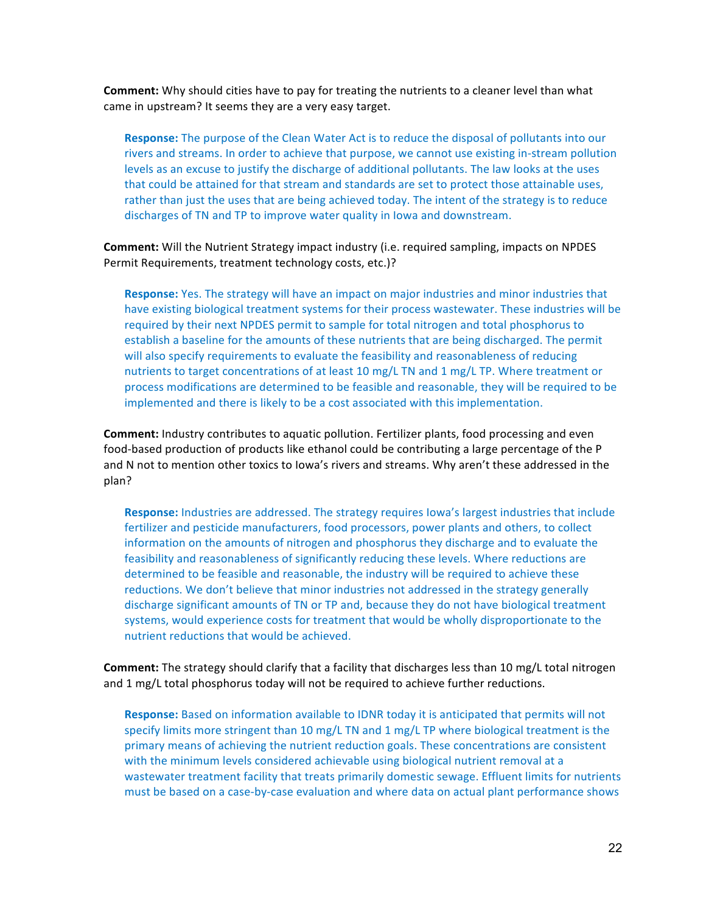**Comment:** Why should cities have to pay for treating the nutrients to a cleaner level than what came in upstream? It seems they are a very easy target.

> **Response:** The purpose of the Clean Water Act is to reduce the disposal of pollutants into our rivers and streams. In order to achieve that purpose, we cannot use existing in-stream pollution levels as an excuse to justify the discharge of additional pollutants. The law looks at the uses that could be attained for that stream and standards are set to protect those attainable uses, rather than just the uses that are being achieved today. The intent of the strategy is to reduce discharges of TN and TP to improve water quality in Iowa and downstream.

**Comment:** Will the Nutrient Strategy impact industry (i.e. required sampling, impacts on NPDES Permit Requirements, treatment technology costs, etc.)?

> **Response:** Yes. The strategy will have an impact on major industries and minor industries that have existing biological treatment systems for their process wastewater. These industries will be required by their next NPDES permit to sample for total nitrogen and total phosphorus to establish a baseline for the amounts of these nutrients that are being discharged. The permit will also specify requirements to evaluate the feasibility and reasonableness of reducing nutrients to target concentrations of at least 10 mg/L TN and 1 mg/L TP. Where treatment or process modifications are determined to be feasible and reasonable, they will be required to be implemented and there is likely to be a cost associated with this implementation.

**Comment:** Industry contributes to aquatic pollution. Fertilizer plants, food processing and even food-based production of products like ethanol could be contributing a large percentage of the P and N not to mention other toxics to Iowa's rivers and streams. Why aren't these addressed in the plan?

> **Response:** Industries are addressed. The strategy requires Iowa's largest industries that include fertilizer and pesticide manufacturers, food processors, power plants and others, to collect information on the amounts of nitrogen and phosphorus they discharge and to evaluate the feasibility and reasonableness of significantly reducing these levels. Where reductions are determined to be feasible and reasonable, the industry will be required to achieve these reductions. We don't believe that minor industries not addressed in the strategy generally discharge significant amounts of TN or TP and, because they do not have biological treatment systems, would experience costs for treatment that would be wholly disproportionate to the nutrient reductions that would be achieved.

**Comment:** The strategy should clarify that a facility that discharges less than 10 mg/L total nitrogen and 1 mg/L total phosphorus today will not be required to achieve further reductions.

> **Response:** Based on information available to IDNR today it is anticipated that permits will not specify limits more stringent than 10 mg/L TN and 1 mg/L TP where biological treatment is the primary means of achieving the nutrient reduction goals. These concentrations are consistent with the minimum levels considered achievable using biological nutrient removal at a wastewater treatment facility that treats primarily domestic sewage. Effluent limits for nutrients must be based on a case-by-case evaluation and where data on actual plant performance shows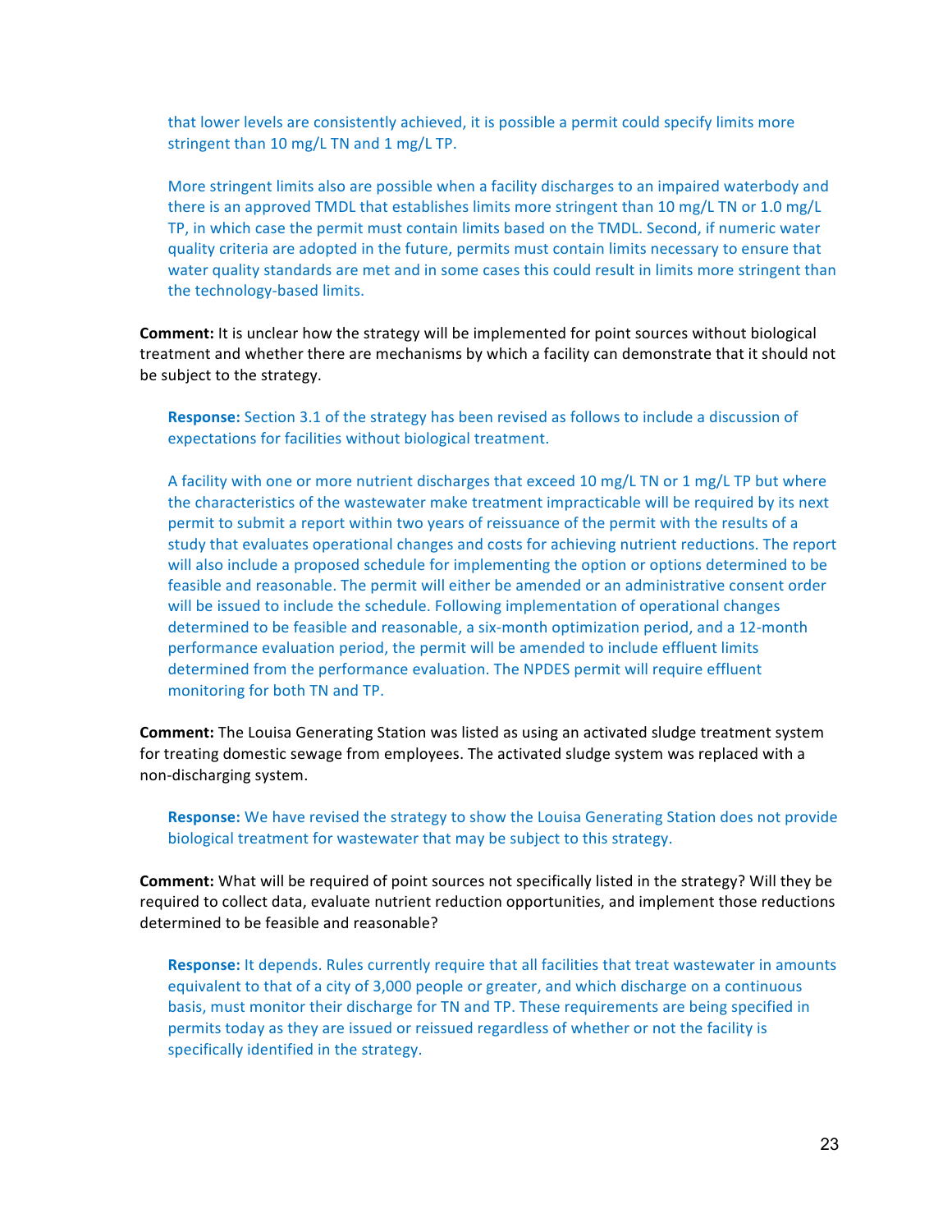that lower levels are consistently achieved, it is possible a permit could specify limits more stringent than 10 mg/L TN and 1 mg/L TP.

More stringent limits also are possible when a facility discharges to an impaired waterbody and there is an approved TMDL that establishes limits more stringent than 10 mg/L TN or 1.0 mg/L TP, in which case the permit must contain limits based on the TMDL. Second, if numeric water quality criteria are adopted in the future, permits must contain limits necessary to ensure that water quality standards are met and in some cases this could result in limits more stringent than the technology-based limits.

**Comment:** It is unclear how the strategy will be implemented for point sources without biological treatment and whether there are mechanisms by which a facility can demonstrate that it should not be subject to the strategy.

**Response:** Section 3.1 of the strategy has been revised as follows to include a discussion of expectations for facilities without biological treatment.

A facility with one or more nutrient discharges that exceed 10 mg/L TN or 1 mg/L TP but where the characteristics of the wastewater make treatment impracticable will be required by its next permit to submit a report within two years of reissuance of the permit with the results of a study that evaluates operational changes and costs for achieving nutrient reductions. The report will also include a proposed schedule for implementing the option or options determined to be feasible and reasonable. The permit will either be amended or an administrative consent order will be issued to include the schedule. Following implementation of operational changes determined to be feasible and reasonable, a six-month optimization period, and a 12-month performance evaluation period, the permit will be amended to include effluent limits determined from the performance evaluation. The NPDES permit will require effluent monitoring for both TN and TP.

**Comment:** The Louisa Generating Station was listed as using an activated sludge treatment system for treating domestic sewage from employees. The activated sludge system was replaced with a non-discharging system.

**Response:** We have revised the strategy to show the Louisa Generating Station does not provide biological treatment for wastewater that may be subject to this strategy.

**Comment:** What will be required of point sources not specifically listed in the strategy? Will they be required to collect data, evaluate nutrient reduction opportunities, and implement those reductions determined to be feasible and reasonable?

**Response:** It depends. Rules currently require that all facilities that treat wastewater in amounts equivalent to that of a city of 3,000 people or greater, and which discharge on a continuous basis, must monitor their discharge for TN and TP. These requirements are being specified in permits today as they are issued or reissued regardless of whether or not the facility is specifically identified in the strategy.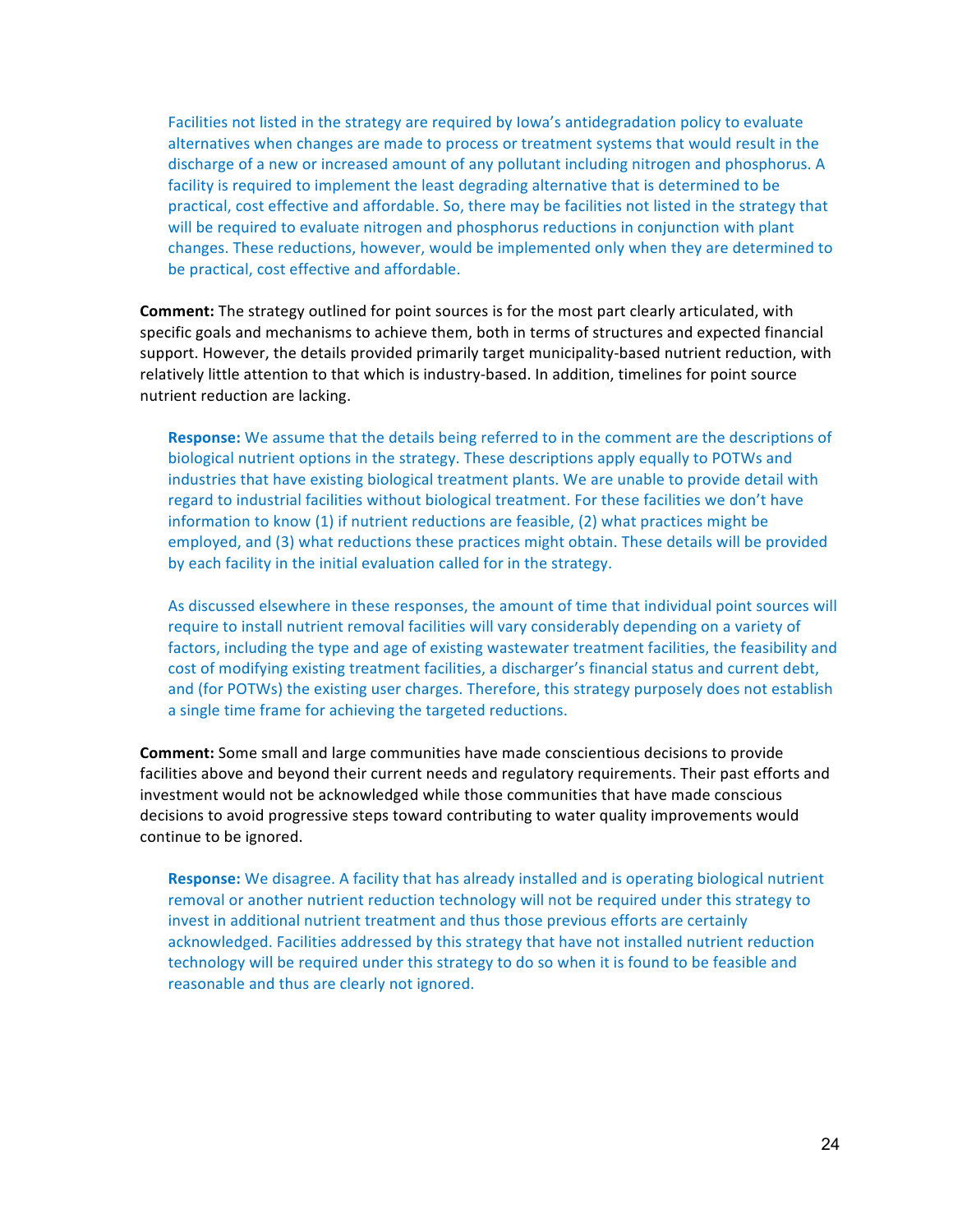Facilities not listed in the strategy are required by Iowa's antidegradation policy to evaluate alternatives when changes are made to process or treatment systems that would result in the discharge of a new or increased amount of any pollutant including nitrogen and phosphorus. A facility is required to implement the least degrading alternative that is determined to be practical, cost effective and affordable. So, there may be facilities not listed in the strategy that will be required to evaluate nitrogen and phosphorus reductions in conjunction with plant changes. These reductions, however, would be implemented only when they are determined to be practical, cost effective and affordable.

**Comment:** The strategy outlined for point sources is for the most part clearly articulated, with specific goals and mechanisms to achieve them, both in terms of structures and expected financial support. However, the details provided primarily target municipality-based nutrient reduction, with relatively little attention to that which is industry-based. In addition, timelines for point source nutrient reduction are lacking.

**Response:** We assume that the details being referred to in the comment are the descriptions of biological nutrient options in the strategy. These descriptions apply equally to POTWs and industries that have existing biological treatment plants. We are unable to provide detail with regard to industrial facilities without biological treatment. For these facilities we don't have information to know (1) if nutrient reductions are feasible, (2) what practices might be employed, and (3) what reductions these practices might obtain. These details will be provided by each facility in the initial evaluation called for in the strategy.

As discussed elsewhere in these responses, the amount of time that individual point sources will require to install nutrient removal facilities will vary considerably depending on a variety of factors, including the type and age of existing wastewater treatment facilities, the feasibility and cost of modifying existing treatment facilities, a discharger's financial status and current debt, and (for POTWs) the existing user charges. Therefore, this strategy purposely does not establish a single time frame for achieving the targeted reductions.

**Comment:** Some small and large communities have made conscientious decisions to provide facilities above and beyond their current needs and regulatory requirements. Their past efforts and investment would not be acknowledged while those communities that have made conscious decisions to avoid progressive steps toward contributing to water quality improvements would continue to be ignored.

**Response:** We disagree. A facility that has already installed and is operating biological nutrient removal or another nutrient reduction technology will not be required under this strategy to invest in additional nutrient treatment and thus those previous efforts are certainly acknowledged. Facilities addressed by this strategy that have not installed nutrient reduction technology will be required under this strategy to do so when it is found to be feasible and reasonable and thus are clearly not ignored.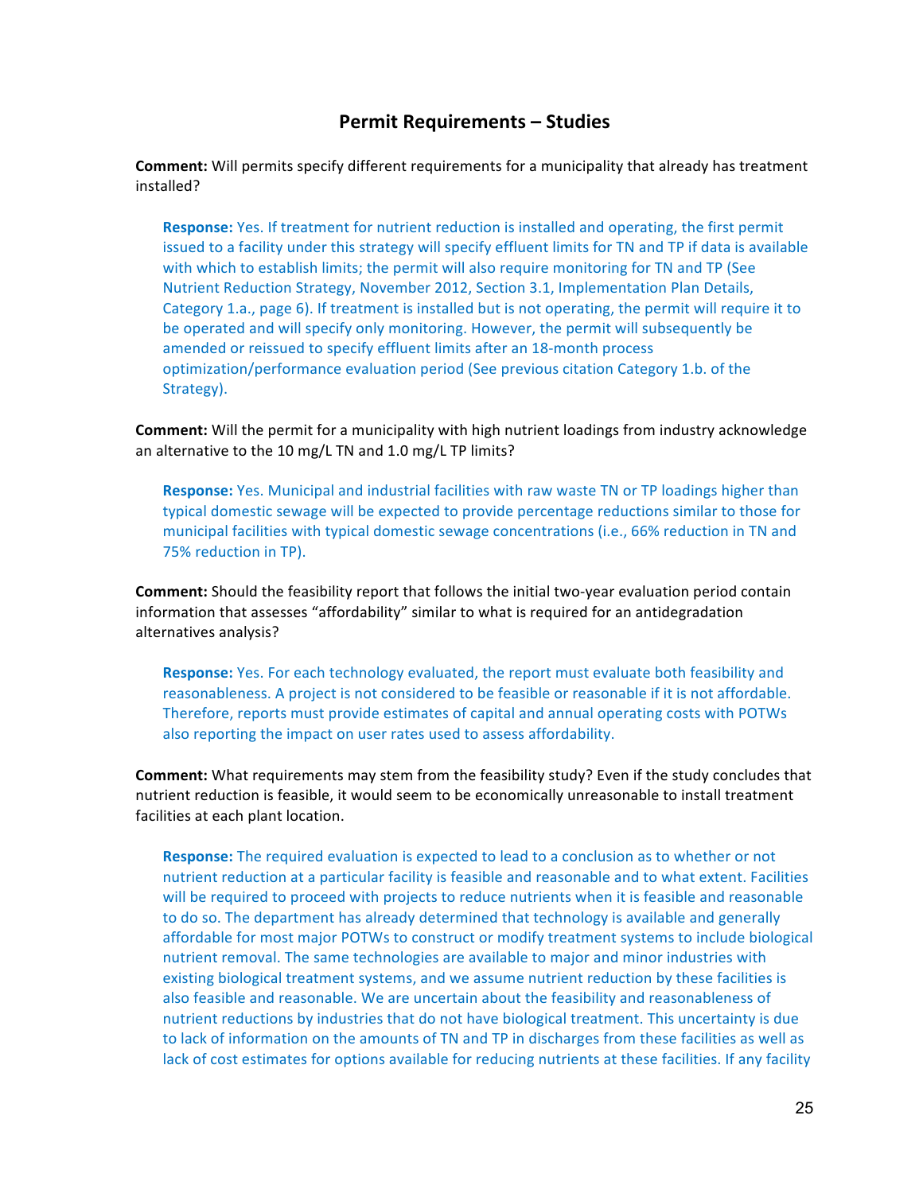## Permit Requirements – Studies

**Comment:** Will permits specify different requirements for a municipality that already has treatment installed?

> **Response:** Yes. If treatment for nutrient reduction is installed and operating, the first permit issued to a facility under this strategy will specify effluent limits for TN and TP if data is available with which to establish limits; the permit will also require monitoring for TN and TP (See Nutrient Reduction Strategy, November 2012, Section 3.1, Implementation Plan Details, Category 1.a., page 6). If treatment is installed but is not operating, the permit will require it to be operated and will specify only monitoring. However, the permit will subsequently be amended or reissued to specify effluent limits after an 18-month process optimization/performance evaluation period (See previous citation Category 1.b. of the Strategy).

**Comment:** Will the permit for a municipality with high nutrient loadings from industry acknowledge an alternative to the 10 mg/L TN and 1.0 mg/L TP limits?

> **Response:** Yes. Municipal and industrial facilities with raw waste TN or TP loadings higher than typical domestic sewage will be expected to provide percentage reductions similar to those for municipal facilities with typical domestic sewage concentrations (i.e., 66% reduction in TN and 75% reduction in TP).

**Comment:** Should the feasibility report that follows the initial two-year evaluation period contain information that assesses "affordability" similar to what is required for an antidegradation alternatives analysis?

> **Response:** Yes. For each technology evaluated, the report must evaluate both feasibility and reasonableness. A project is not considered to be feasible or reasonable if it is not affordable. Therefore, reports must provide estimates of capital and annual operating costs with POTWs also reporting the impact on user rates used to assess affordability.

**Comment:** What requirements may stem from the feasibility study? Even if the study concludes that nutrient reduction is feasible, it would seem to be economically unreasonable to install treatment facilities at each plant location.

> **Response:** The required evaluation is expected to lead to a conclusion as to whether or not nutrient reduction at a particular facility is feasible and reasonable and to what extent. Facilities will be required to proceed with projects to reduce nutrients when it is feasible and reasonable to do so. The department has already determined that technology is available and generally affordable for most major POTWs to construct or modify treatment systems to include biological nutrient removal. The same technologies are available to major and minor industries with existing biological treatment systems, and we assume nutrient reduction by these facilities is also feasible and reasonable. We are uncertain about the feasibility and reasonableness of nutrient reductions by industries that do not have biological treatment. This uncertainty is due to lack of information on the amounts of TN and TP in discharges from these facilities as well as lack of cost estimates for options available for reducing nutrients at these facilities. If any facility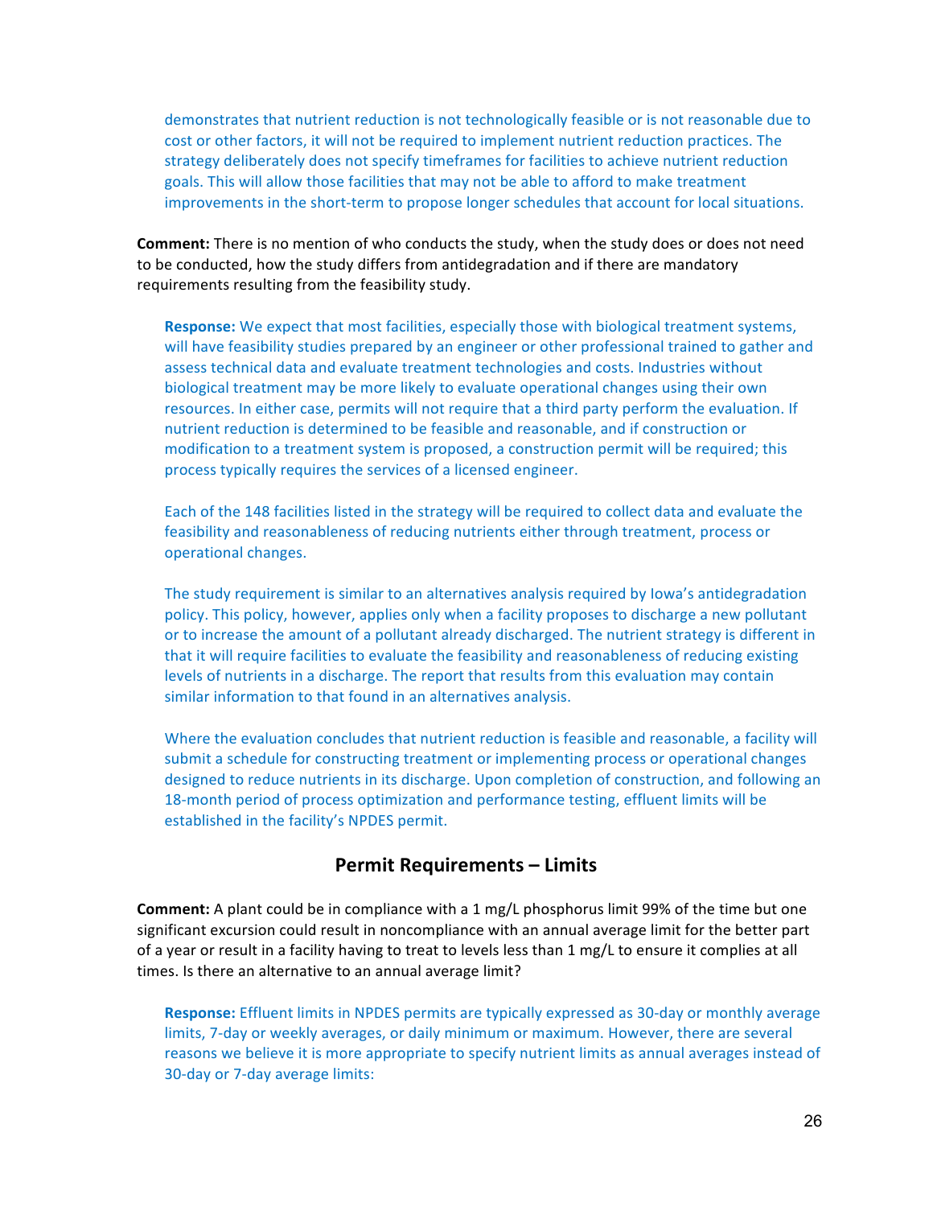demonstrates that nutrient reduction is not technologically feasible or is not reasonable due to cost or other factors, it will not be required to implement nutrient reduction practices. The strategy deliberately does not specify timeframes for facilities to achieve nutrient reduction goals. This will allow those facilities that may not be able to afford to make treatment improvements in the short-term to propose longer schedules that account for local situations.

**Comment:** There is no mention of who conducts the study, when the study does or does not need to be conducted, how the study differs from antidegradation and if there are mandatory requirements resulting from the feasibility study.

**Response:** We expect that most facilities, especially those with biological treatment systems, will have feasibility studies prepared by an engineer or other professional trained to gather and assess technical data and evaluate treatment technologies and costs. Industries without biological treatment may be more likely to evaluate operational changes using their own resources. In either case, permits will not require that a third party perform the evaluation. If nutrient reduction is determined to be feasible and reasonable, and if construction or modification to a treatment system is proposed, a construction permit will be required; this process typically requires the services of a licensed engineer.

Each of the 148 facilities listed in the strategy will be required to collect data and evaluate the feasibility and reasonableness of reducing nutrients either through treatment, process or operational changes.

The study requirement is similar to an alternatives analysis required by Iowa's antidegradation policy. This policy, however, applies only when a facility proposes to discharge a new pollutant or to increase the amount of a pollutant already discharged. The nutrient strategy is different in that it will require facilities to evaluate the feasibility and reasonableness of reducing existing levels of nutrients in a discharge. The report that results from this evaluation may contain similar information to that found in an alternatives analysis.

Where the evaluation concludes that nutrient reduction is feasible and reasonable, a facility will submit a schedule for constructing treatment or implementing process or operational changes designed to reduce nutrients in its discharge. Upon completion of construction, and following an 18-month period of process optimization and performance testing, effluent limits will be established in the facility's NPDES permit.

## Permit Requirements – Limits

**Comment:** A plant could be in compliance with a 1 mg/L phosphorus limit 99% of the time but one significant excursion could result in noncompliance with an annual average limit for the better part of a year or result in a facility having to treat to levels less than 1 mg/L to ensure it complies at all times. Is there an alternative to an annual average limit?

**Response:** Effluent limits in NPDES permits are typically expressed as 30-day or monthly average limits, 7-day or weekly averages, or daily minimum or maximum. However, there are several reasons we believe it is more appropriate to specify nutrient limits as annual averages instead of 30-day or 7-day average limits: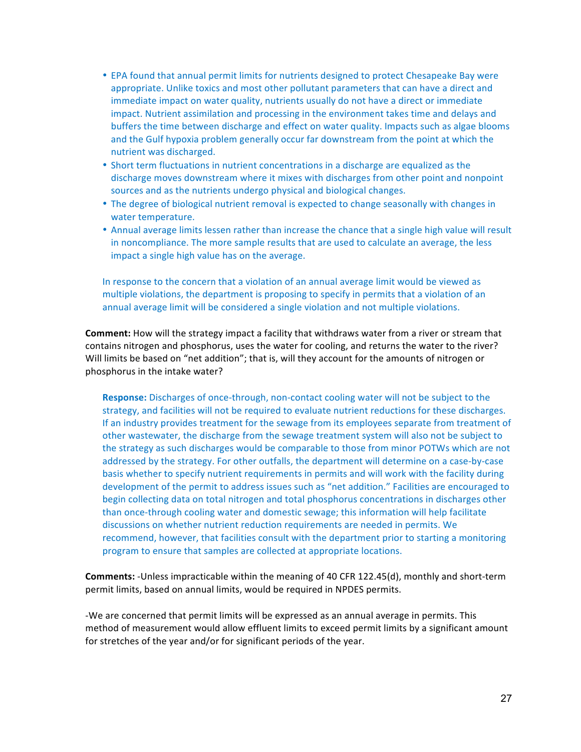- EPA found that annual permit limits for nutrients designed to protect Chesapeake Bay were appropriate. Unlike toxics and most other pollutant parameters that can have a direct and immediate impact on water quality, nutrients usually do not have a direct or immediate impact. Nutrient assimilation and processing in the environment takes time and delays and buffers the time between discharge and effect on water quality. Impacts such as algae blooms and the Gulf hypoxia problem generally occur far downstream from the point at which the nutrient was discharged.
- Short term fluctuations in nutrient concentrations in a discharge are equalized as the discharge moves downstream where it mixes with discharges from other point and nonpoint sources and as the nutrients undergo physical and biological changes.
- The degree of biological nutrient removal is expected to change seasonally with changes in water temperature.
- Annual average limits lessen rather than increase the chance that a single high value will result in noncompliance. The more sample results that are used to calculate an average, the less impact a single high value has on the average.

In response to the concern that a violation of an annual average limit would be viewed as multiple violations, the department is proposing to specify in permits that a violation of an annual average limit will be considered a single violation and not multiple violations.

**Comment:** How will the strategy impact a facility that withdraws water from a river or stream that contains nitrogen and phosphorus, uses the water for cooling, and returns the water to the river? Will limits be based on "net addition"; that is, will they account for the amounts of nitrogen or phosphorus in the intake water?

**Response:** Discharges of once-through, non-contact cooling water will not be subject to the strategy, and facilities will not be required to evaluate nutrient reductions for these discharges. If an industry provides treatment for the sewage from its employees separate from treatment of other wastewater, the discharge from the sewage treatment system will also not be subject to the strategy as such discharges would be comparable to those from minor POTWs which are not addressed by the strategy. For other outfalls, the department will determine on a case-by-case basis whether to specify nutrient requirements in permits and will work with the facility during development of the permit to address issues such as "net addition." Facilities are encouraged to begin collecting data on total nitrogen and total phosphorus concentrations in discharges other than once-through cooling water and domestic sewage; this information will help facilitate discussions on whether nutrient reduction requirements are needed in permits. We recommend, however, that facilities consult with the department prior to starting a monitoring program to ensure that samples are collected at appropriate locations.

**Comments:** -Unless impracticable within the meaning of 40 CFR 122.45(d), monthly and short-term permit limits, based on annual limits, would be required in NPDES permits.

-We are concerned that permit limits will be expressed as an annual average in permits. This method of measurement would allow effluent limits to exceed permit limits by a significant amount for stretches of the year and/or for significant periods of the year.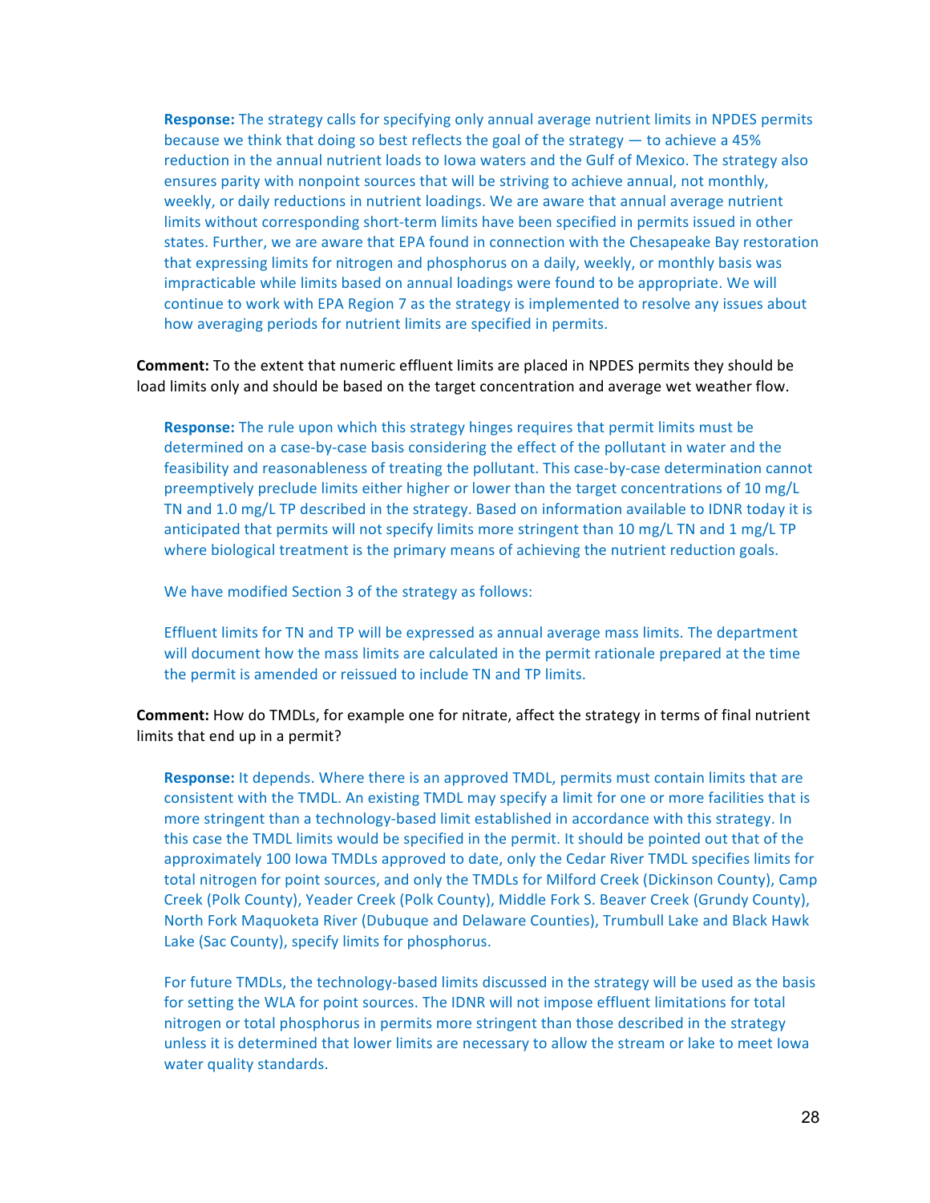**Response:** The strategy calls for specifying only annual average nutrient limits in NPDES permits because we think that doing so best reflects the goal of the strategy — to achieve a 45% reduction in the annual nutrient loads to Iowa waters and the Gulf of Mexico. The strategy also ensures parity with nonpoint sources that will be striving to achieve annual, not monthly, weekly, or daily reductions in nutrient loadings. We are aware that annual average nutrient limits without corresponding short-term limits have been specified in permits issued in other states. Further, we are aware that EPA found in connection with the Chesapeake Bay restoration that expressing limits for nitrogen and phosphorus on a daily, weekly, or monthly basis was impracticable while limits based on annual loadings were found to be appropriate. We will continue to work with EPA Region 7 as the strategy is implemented to resolve any issues about how averaging periods for nutrient limits are specified in permits.

**Comment:** To the extent that numeric effluent limits are placed in NPDES permits they should be load limits only and should be based on the target concentration and average wet weather flow.

**Response:** The rule upon which this strategy hinges requires that permit limits must be determined on a case-by-case basis considering the effect of the pollutant in water and the feasibility and reasonableness of treating the pollutant. This case-by-case determination cannot preemptively preclude limits either higher or lower than the target concentrations of 10 mg/L TN and 1.0 mg/L TP described in the strategy. Based on information available to IDNR today it is anticipated that permits will not specify limits more stringent than 10 mg/L TN and 1 mg/L TP where biological treatment is the primary means of achieving the nutrient reduction goals.

We have modified Section 3 of the strategy as follows:

Effluent limits for TN and TP will be expressed as annual average mass limits. The department will document how the mass limits are calculated in the permit rationale prepared at the time the permit is amended or reissued to include TN and TP limits.

**Comment:** How do TMDLs, for example one for nitrate, affect the strategy in terms of final nutrient limits that end up in a permit?

**Response:** It depends. Where there is an approved TMDL, permits must contain limits that are consistent with the TMDL. An existing TMDL may specify a limit for one or more facilities that is more stringent than a technology-based limit established in accordance with this strategy. In this case the TMDL limits would be specified in the permit. It should be pointed out that of the approximately 100 Iowa TMDLs approved to date, only the Cedar River TMDL specifies limits for total nitrogen for point sources, and only the TMDLs for Milford Creek (Dickinson County), Camp Creek (Polk County), Yeader Creek (Polk County), Middle Fork S. Beaver Creek (Grundy County), North Fork Maquoketa River (Dubuque and Delaware Counties), Trumbull Lake and Black Hawk Lake (Sac County), specify limits for phosphorus.

For future TMDLs, the technology-based limits discussed in the strategy will be used as the basis for setting the WLA for point sources. The IDNR will not impose effluent limitations for total nitrogen or total phosphorus in permits more stringent than those described in the strategy unless it is determined that lower limits are necessary to allow the stream or lake to meet Iowa water quality standards.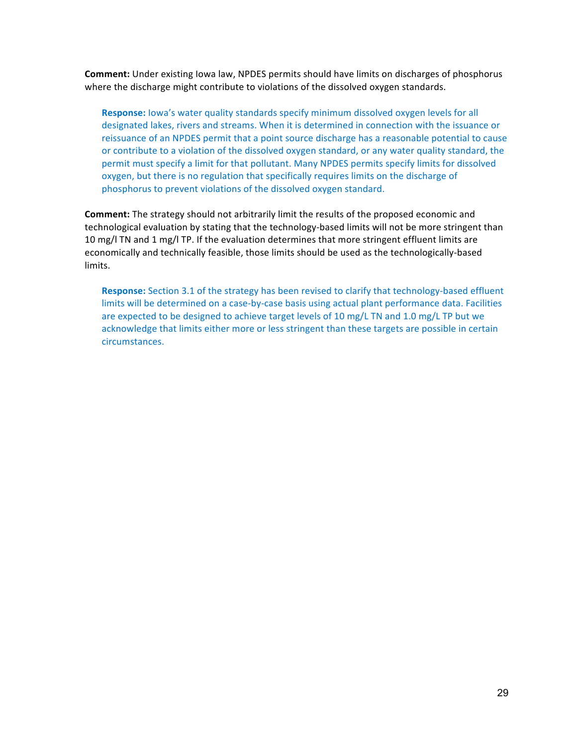**Comment:** Under existing Iowa law, NPDES permits should have limits on discharges of phosphorus where the discharge might contribute to violations of the dissolved oxygen standards.

> **Response:** Iowa's water quality standards specify minimum dissolved oxygen levels for all designated lakes, rivers and streams. When it is determined in connection with the issuance or reissuance of an NPDES permit that a point source discharge has a reasonable potential to cause or contribute to a violation of the dissolved oxygen standard, or any water quality standard, the permit must specify a limit for that pollutant. Many NPDES permits specify limits for dissolved oxygen, but there is no regulation that specifically requires limits on the discharge of phosphorus to prevent violations of the dissolved oxygen standard.

**Comment:** The strategy should not arbitrarily limit the results of the proposed economic and technological evaluation by stating that the technology-based limits will not be more stringent than 10 mg/l TN and 1 mg/l TP. If the evaluation determines that more stringent effluent limits are economically and technically feasible, those limits should be used as the technologically-based limits.

> **Response:** Section 3.1 of the strategy has been revised to clarify that technology-based effluent limits will be determined on a case-by-case basis using actual plant performance data. Facilities are expected to be designed to achieve target levels of 10 mg/L TN and 1.0 mg/L TP but we acknowledge that limits either more or less stringent than these targets are possible in certain circumstances.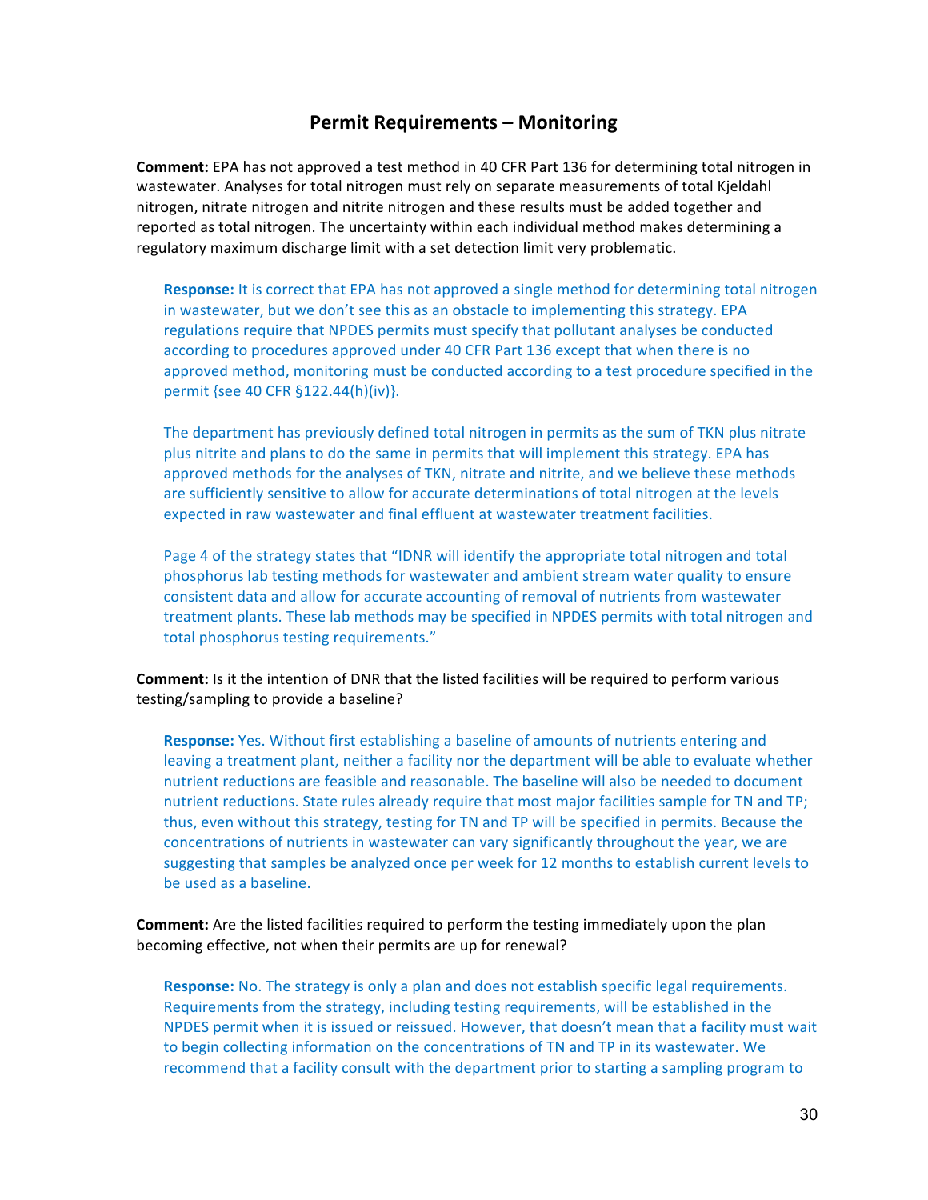## Permit Requirements – Monitoring

**Comment:** EPA has not approved a test method in 40 CFR Part 136 for determining total nitrogen in wastewater. Analyses for total nitrogen must rely on separate measurements of total Kjeldahl nitrogen, nitrate nitrogen and nitrite nitrogen and these results must be added together and reported as total nitrogen. The uncertainty within each individual method makes determining a regulatory maximum discharge limit with a set detection limit very problematic.

> **Response:** It is correct that EPA has not approved a single method for determining total nitrogen in wastewater, but we don't see this as an obstacle to implementing this strategy. EPA regulations require that NPDES permits must specify that pollutant analyses be conducted according to procedures approved under 40 CFR Part 136 except that when there is no approved method, monitoring must be conducted according to a test procedure specified in the permit {see 40 CFR §122.44(h)(iv)}.
>
> The department has previously defined total nitrogen in permits as the sum of TKN plus nitrate plus nitrite and plans to do the same in permits that will implement this strategy. EPA has approved methods for the analyses of TKN, nitrate and nitrite, and we believe these methods are sufficiently sensitive to allow for accurate determinations of total nitrogen at the levels expected in raw wastewater and final effluent at wastewater treatment facilities.
>
> Page 4 of the strategy states that "IDNR will identify the appropriate total nitrogen and total phosphorus lab testing methods for wastewater and ambient stream water quality to ensure consistent data and allow for accurate accounting of removal of nutrients from wastewater treatment plants. These lab methods may be specified in NPDES permits with total nitrogen and total phosphorus testing requirements."

**Comment:** Is it the intention of DNR that the listed facilities will be required to perform various testing/sampling to provide a baseline?

> **Response:** Yes. Without first establishing a baseline of amounts of nutrients entering and leaving a treatment plant, neither a facility nor the department will be able to evaluate whether nutrient reductions are feasible and reasonable. The baseline will also be needed to document nutrient reductions. State rules already require that most major facilities sample for TN and TP; thus, even without this strategy, testing for TN and TP will be specified in permits. Because the concentrations of nutrients in wastewater can vary significantly throughout the year, we are suggesting that samples be analyzed once per week for 12 months to establish current levels to be used as a baseline.

**Comment:** Are the listed facilities required to perform the testing immediately upon the plan becoming effective, not when their permits are up for renewal?

> **Response:** No. The strategy is only a plan and does not establish specific legal requirements. Requirements from the strategy, including testing requirements, will be established in the NPDES permit when it is issued or reissued. However, that doesn't mean that a facility must wait to begin collecting information on the concentrations of TN and TP in its wastewater. We recommend that a facility consult with the department prior to starting a sampling program to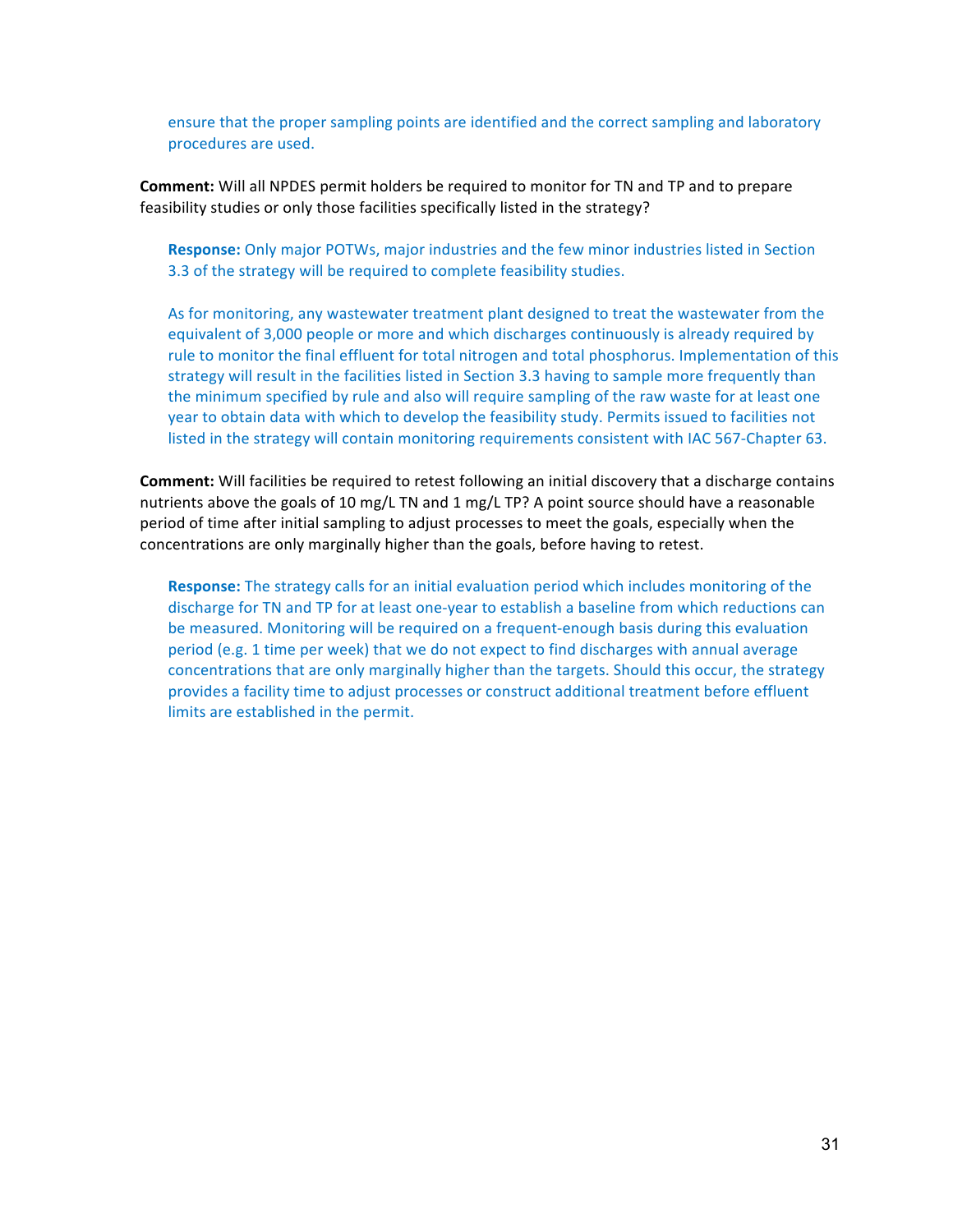ensure that the proper sampling points are identified and the correct sampling and laboratory procedures are used.

**Comment:** Will all NPDES permit holders be required to monitor for TN and TP and to prepare feasibility studies or only those facilities specifically listed in the strategy?

> **Response:** Only major POTWs, major industries and the few minor industries listed in Section 3.3 of the strategy will be required to complete feasibility studies.
>
> As for monitoring, any wastewater treatment plant designed to treat the wastewater from the equivalent of 3,000 people or more and which discharges continuously is already required by rule to monitor the final effluent for total nitrogen and total phosphorus. Implementation of this strategy will result in the facilities listed in Section 3.3 having to sample more frequently than the minimum specified by rule and also will require sampling of the raw waste for at least one year to obtain data with which to develop the feasibility study. Permits issued to facilities not listed in the strategy will contain monitoring requirements consistent with IAC 567-Chapter 63.

**Comment:** Will facilities be required to retest following an initial discovery that a discharge contains nutrients above the goals of 10 mg/L TN and 1 mg/L TP? A point source should have a reasonable period of time after initial sampling to adjust processes to meet the goals, especially when the concentrations are only marginally higher than the goals, before having to retest.

> **Response:** The strategy calls for an initial evaluation period which includes monitoring of the discharge for TN and TP for at least one-year to establish a baseline from which reductions can be measured. Monitoring will be required on a frequent-enough basis during this evaluation period (e.g. 1 time per week) that we do not expect to find discharges with annual average concentrations that are only marginally higher than the targets. Should this occur, the strategy provides a facility time to adjust processes or construct additional treatment before effluent limits are established in the permit.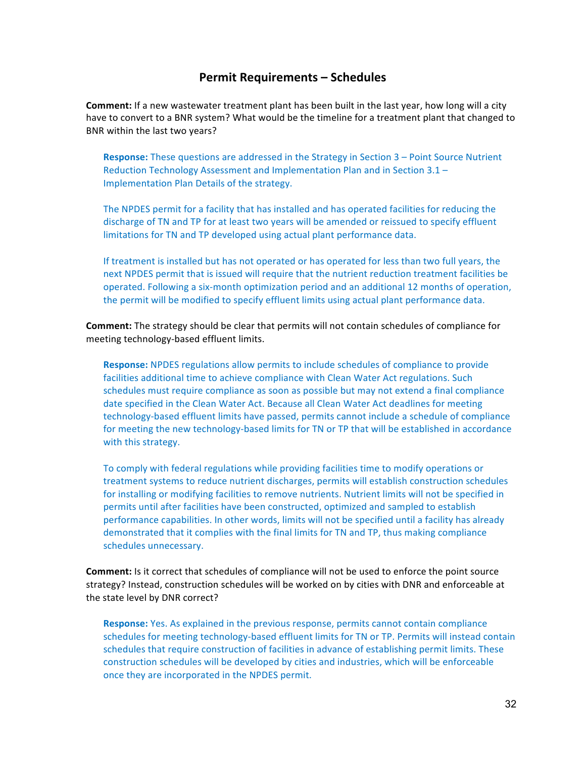## Permit Requirements – Schedules

**Comment:** If a new wastewater treatment plant has been built in the last year, how long will a city have to convert to a BNR system? What would be the timeline for a treatment plant that changed to BNR within the last two years?

> **Response:** These questions are addressed in the Strategy in Section 3 – Point Source Nutrient Reduction Technology Assessment and Implementation Plan and in Section 3.1 – Implementation Plan Details of the strategy.
>
> The NPDES permit for a facility that has installed and has operated facilities for reducing the discharge of TN and TP for at least two years will be amended or reissued to specify effluent limitations for TN and TP developed using actual plant performance data.
>
> If treatment is installed but has not operated or has operated for less than two full years, the next NPDES permit that is issued will require that the nutrient reduction treatment facilities be operated. Following a six-month optimization period and an additional 12 months of operation, the permit will be modified to specify effluent limits using actual plant performance data.

**Comment:** The strategy should be clear that permits will not contain schedules of compliance for meeting technology-based effluent limits.

> **Response:** NPDES regulations allow permits to include schedules of compliance to provide facilities additional time to achieve compliance with Clean Water Act regulations. Such schedules must require compliance as soon as possible but may not extend a final compliance date specified in the Clean Water Act. Because all Clean Water Act deadlines for meeting technology-based effluent limits have passed, permits cannot include a schedule of compliance for meeting the new technology-based limits for TN or TP that will be established in accordance with this strategy.
>
> To comply with federal regulations while providing facilities time to modify operations or treatment systems to reduce nutrient discharges, permits will establish construction schedules for installing or modifying facilities to remove nutrients. Nutrient limits will not be specified in permits until after facilities have been constructed, optimized and sampled to establish performance capabilities. In other words, limits will not be specified until a facility has already demonstrated that it complies with the final limits for TN and TP, thus making compliance schedules unnecessary.

**Comment:** Is it correct that schedules of compliance will not be used to enforce the point source strategy? Instead, construction schedules will be worked on by cities with DNR and enforceable at the state level by DNR correct?

> **Response:** Yes. As explained in the previous response, permits cannot contain compliance schedules for meeting technology-based effluent limits for TN or TP. Permits will instead contain schedules that require construction of facilities in advance of establishing permit limits. These construction schedules will be developed by cities and industries, which will be enforceable once they are incorporated in the NPDES permit.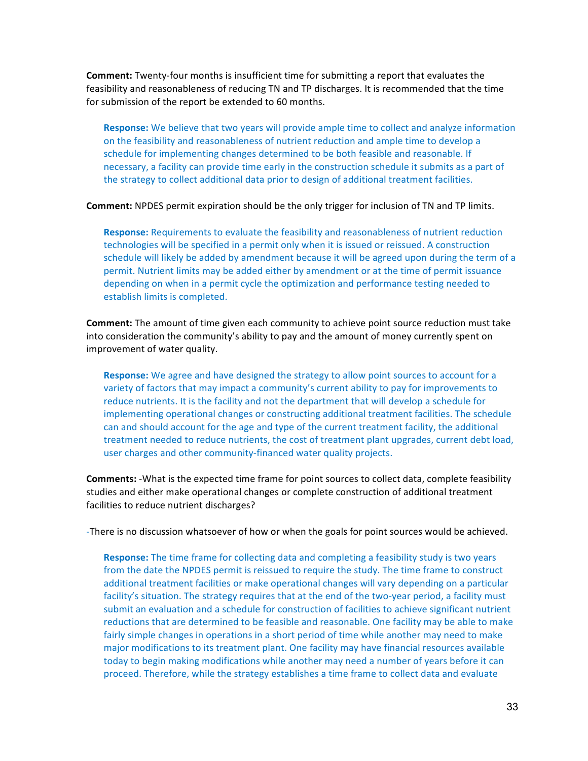**Comment:** Twenty-four months is insufficient time for submitting a report that evaluates the feasibility and reasonableness of reducing TN and TP discharges. It is recommended that the time for submission of the report be extended to 60 months.

> **Response:** We believe that two years will provide ample time to collect and analyze information on the feasibility and reasonableness of nutrient reduction and ample time to develop a schedule for implementing changes determined to be both feasible and reasonable. If necessary, a facility can provide time early in the construction schedule it submits as a part of the strategy to collect additional data prior to design of additional treatment facilities.

**Comment:** NPDES permit expiration should be the only trigger for inclusion of TN and TP limits.

> **Response:** Requirements to evaluate the feasibility and reasonableness of nutrient reduction technologies will be specified in a permit only when it is issued or reissued. A construction schedule will likely be added by amendment because it will be agreed upon during the term of a permit. Nutrient limits may be added either by amendment or at the time of permit issuance depending on when in a permit cycle the optimization and performance testing needed to establish limits is completed.

**Comment:** The amount of time given each community to achieve point source reduction must take into consideration the community's ability to pay and the amount of money currently spent on improvement of water quality.

> **Response:** We agree and have designed the strategy to allow point sources to account for a variety of factors that may impact a community's current ability to pay for improvements to reduce nutrients. It is the facility and not the department that will develop a schedule for implementing operational changes or constructing additional treatment facilities. The schedule can and should account for the age and type of the current treatment facility, the additional treatment needed to reduce nutrients, the cost of treatment plant upgrades, current debt load, user charges and other community-financed water quality projects.

**Comments:** -What is the expected time frame for point sources to collect data, complete feasibility studies and either make operational changes or complete construction of additional treatment facilities to reduce nutrient discharges?

-There is no discussion whatsoever of how or when the goals for point sources would be achieved.

> **Response:** The time frame for collecting data and completing a feasibility study is two years from the date the NPDES permit is reissued to require the study. The time frame to construct additional treatment facilities or make operational changes will vary depending on a particular facility's situation. The strategy requires that at the end of the two-year period, a facility must submit an evaluation and a schedule for construction of facilities to achieve significant nutrient reductions that are determined to be feasible and reasonable. One facility may be able to make fairly simple changes in operations in a short period of time while another may need to make major modifications to its treatment plant. One facility may have financial resources available today to begin making modifications while another may need a number of years before it can proceed. Therefore, while the strategy establishes a time frame to collect data and evaluate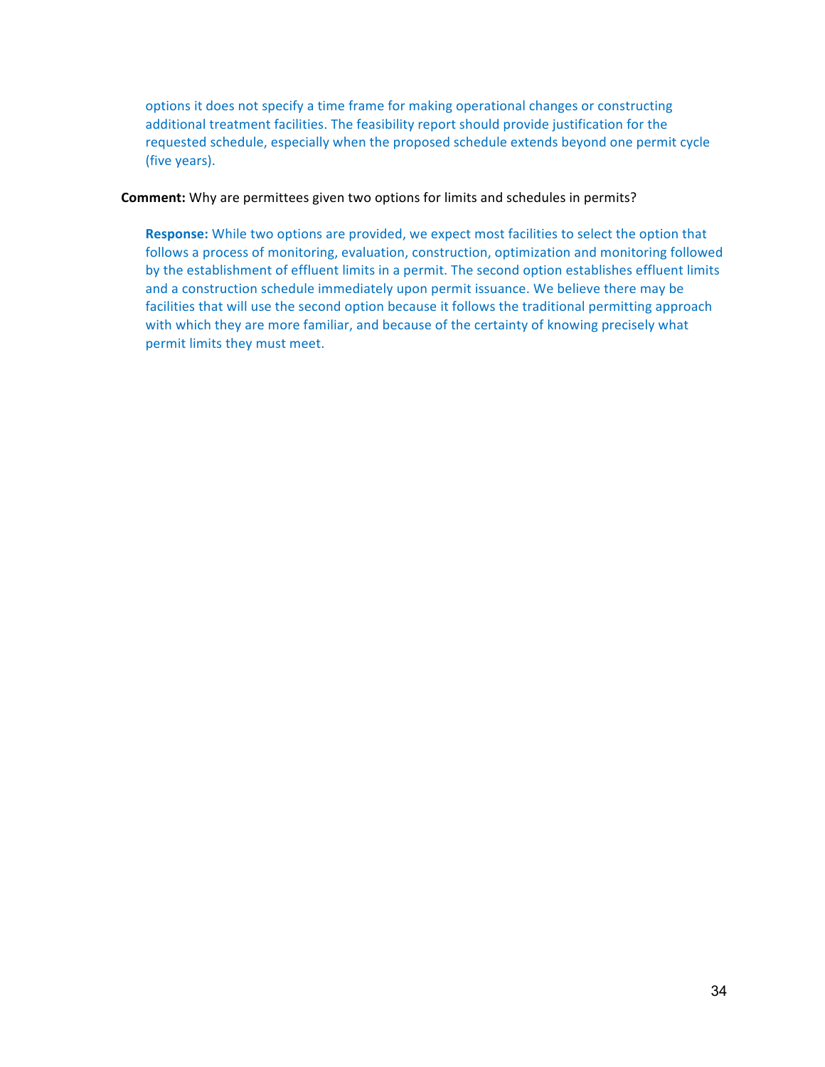options it does not specify a time frame for making operational changes or constructing additional treatment facilities. The feasibility report should provide justification for the requested schedule, especially when the proposed schedule extends beyond one permit cycle (five years).

**Comment:** Why are permittees given two options for limits and schedules in permits?

**Response:** While two options are provided, we expect most facilities to select the option that follows a process of monitoring, evaluation, construction, optimization and monitoring followed by the establishment of effluent limits in a permit. The second option establishes effluent limits and a construction schedule immediately upon permit issuance. We believe there may be facilities that will use the second option because it follows the traditional permitting approach with which they are more familiar, and because of the certainty of knowing precisely what permit limits they must meet.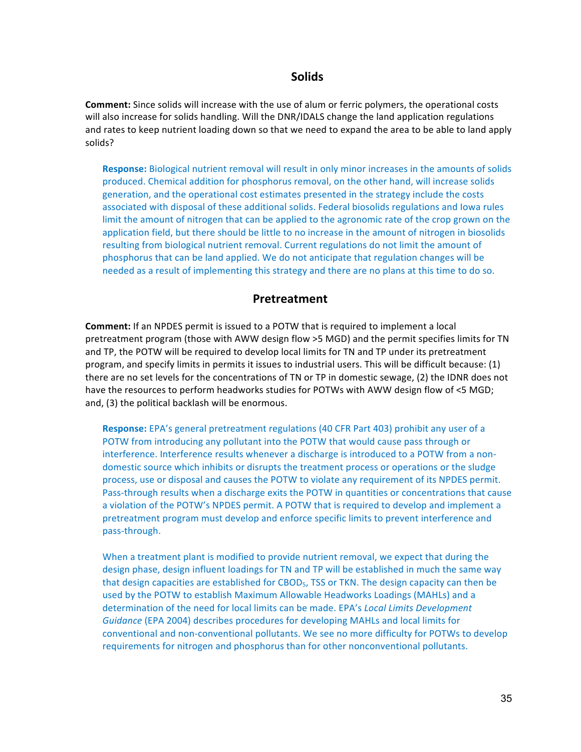## Solids

**Comment:** Since solids will increase with the use of alum or ferric polymers, the operational costs will also increase for solids handling. Will the DNR/IDALS change the land application regulations and rates to keep nutrient loading down so that we need to expand the area to be able to land apply solids?

> **Response:** Biological nutrient removal will result in only minor increases in the amounts of solids produced. Chemical addition for phosphorus removal, on the other hand, will increase solids generation, and the operational cost estimates presented in the strategy include the costs associated with disposal of these additional solids. Federal biosolids regulations and Iowa rules limit the amount of nitrogen that can be applied to the agronomic rate of the crop grown on the application field, but there should be little to no increase in the amount of nitrogen in biosolids resulting from biological nutrient removal. Current regulations do not limit the amount of phosphorus that can be land applied. We do not anticipate that regulation changes will be needed as a result of implementing this strategy and there are no plans at this time to do so.

## Pretreatment

**Comment:** If an NPDES permit is issued to a POTW that is required to implement a local pretreatment program (those with AWW design flow >5 MGD) and the permit specifies limits for TN and TP, the POTW will be required to develop local limits for TN and TP under its pretreatment program, and specify limits in permits it issues to industrial users. This will be difficult because: (1) there are no set levels for the concentrations of TN or TP in domestic sewage, (2) the IDNR does not have the resources to perform headworks studies for POTWs with AWW design flow of <5 MGD; and, (3) the political backlash will be enormous.

> **Response:** EPA's general pretreatment regulations (40 CFR Part 403) prohibit any user of a POTW from introducing any pollutant into the POTW that would cause pass through or interference. Interference results whenever a discharge is introduced to a POTW from a non-domestic source which inhibits or disrupts the treatment process or operations or the sludge process, use or disposal and causes the POTW to violate any requirement of its NPDES permit. Pass-through results when a discharge exits the POTW in quantities or concentrations that cause a violation of the POTW's NPDES permit. A POTW that is required to develop and implement a pretreatment program must develop and enforce specific limits to prevent interference and pass-through.
>
> When a treatment plant is modified to provide nutrient removal, we expect that during the design phase, design influent loadings for TN and TP will be established in much the same way that design capacities are established for $CBOD_5$, TSS or TKN. The design capacity can then be used by the POTW to establish Maximum Allowable Headworks Loadings (MAHLs) and a determination of the need for local limits can be made. EPA's *Local Limits Development Guidance* (EPA 2004) describes procedures for developing MAHLs and local limits for conventional and non-conventional pollutants. We see no more difficulty for POTWs to develop requirements for nitrogen and phosphorus than for other nonconventional pollutants.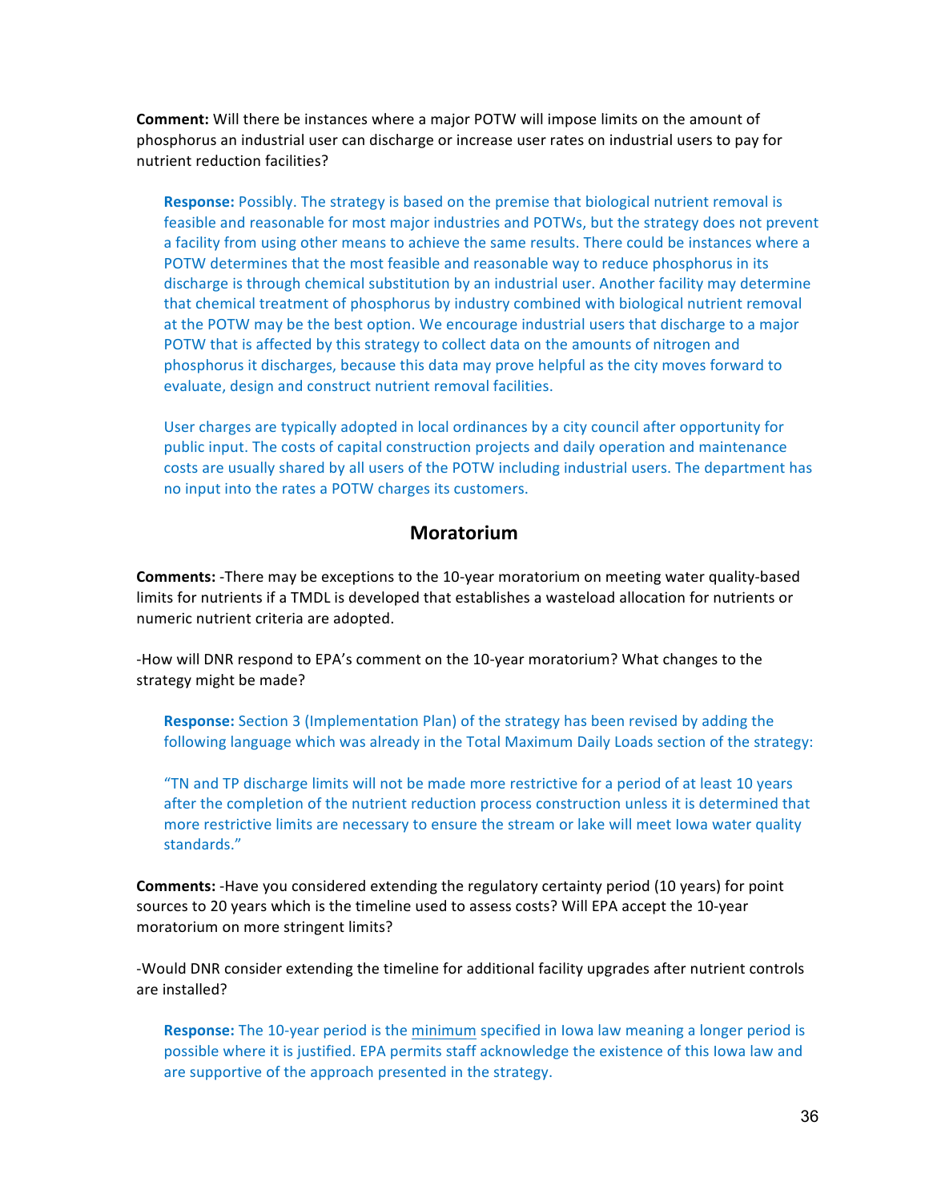**Comment:** Will there be instances where a major POTW will impose limits on the amount of phosphorus an industrial user can discharge or increase user rates on industrial users to pay for nutrient reduction facilities?

> **Response:** Possibly. The strategy is based on the premise that biological nutrient removal is feasible and reasonable for most major industries and POTWs, but the strategy does not prevent a facility from using other means to achieve the same results. There could be instances where a POTW determines that the most feasible and reasonable way to reduce phosphorus in its discharge is through chemical substitution by an industrial user. Another facility may determine that chemical treatment of phosphorus by industry combined with biological nutrient removal at the POTW may be the best option. We encourage industrial users that discharge to a major POTW that is affected by this strategy to collect data on the amounts of nitrogen and phosphorus it discharges, because this data may prove helpful as the city moves forward to evaluate, design and construct nutrient removal facilities.
>
> User charges are typically adopted in local ordinances by a city council after opportunity for public input. The costs of capital construction projects and daily operation and maintenance costs are usually shared by all users of the POTW including industrial users. The department has no input into the rates a POTW charges its customers.

## Moratorium

**Comments:** -There may be exceptions to the 10-year moratorium on meeting water quality-based limits for nutrients if a TMDL is developed that establishes a wasteload allocation for nutrients or numeric nutrient criteria are adopted.

-How will DNR respond to EPA's comment on the 10-year moratorium? What changes to the strategy might be made?

> **Response:** Section 3 (Implementation Plan) of the strategy has been revised by adding the following language which was already in the Total Maximum Daily Loads section of the strategy:
>
> "TN and TP discharge limits will not be made more restrictive for a period of at least 10 years after the completion of the nutrient reduction process construction unless it is determined that more restrictive limits are necessary to ensure the stream or lake will meet Iowa water quality standards."

**Comments:** -Have you considered extending the regulatory certainty period (10 years) for point sources to 20 years which is the timeline used to assess costs? Will EPA accept the 10-year moratorium on more stringent limits?

-Would DNR consider extending the timeline for additional facility upgrades after nutrient controls are installed?

> **Response:** The 10-year period is the minimum specified in Iowa law meaning a longer period is possible where it is justified. EPA permits staff acknowledge the existence of this Iowa law and are supportive of the approach presented in the strategy.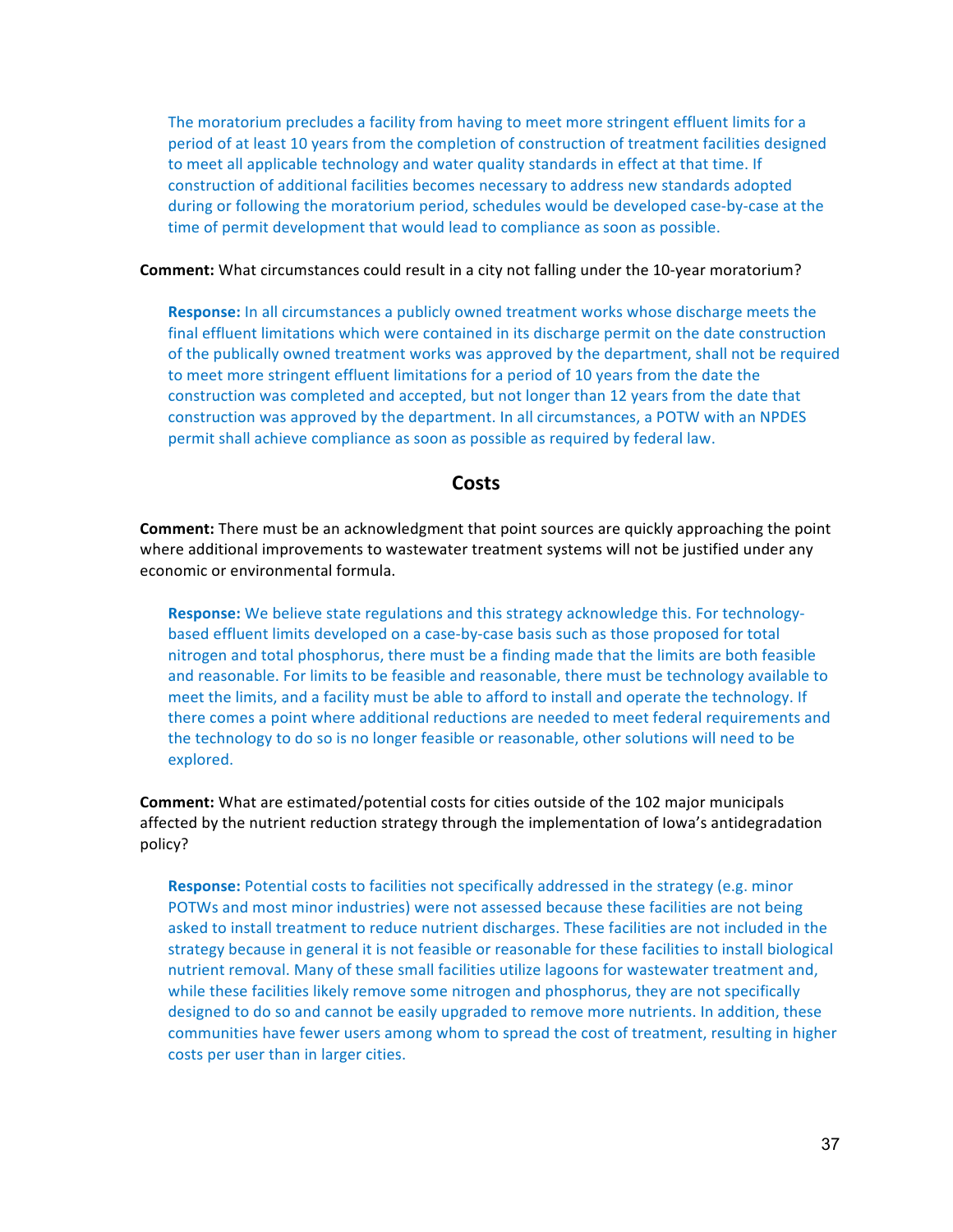The moratorium precludes a facility from having to meet more stringent effluent limits for a period of at least 10 years from the completion of construction of treatment facilities designed to meet all applicable technology and water quality standards in effect at that time. If construction of additional facilities becomes necessary to address new standards adopted during or following the moratorium period, schedules would be developed case-by-case at the time of permit development that would lead to compliance as soon as possible.

**Comment:** What circumstances could result in a city not falling under the 10-year moratorium?

**Response:** In all circumstances a publicly owned treatment works whose discharge meets the final effluent limitations which were contained in its discharge permit on the date construction of the publically owned treatment works was approved by the department, shall not be required to meet more stringent effluent limitations for a period of 10 years from the date the construction was completed and accepted, but not longer than 12 years from the date that construction was approved by the department. In all circumstances, a POTW with an NPDES permit shall achieve compliance as soon as possible as required by federal law.

## Costs

**Comment:** There must be an acknowledgment that point sources are quickly approaching the point where additional improvements to wastewater treatment systems will not be justified under any economic or environmental formula.

**Response:** We believe state regulations and this strategy acknowledge this. For technology-based effluent limits developed on a case-by-case basis such as those proposed for total nitrogen and total phosphorus, there must be a finding made that the limits are both feasible and reasonable. For limits to be feasible and reasonable, there must be technology available to meet the limits, and a facility must be able to afford to install and operate the technology. If there comes a point where additional reductions are needed to meet federal requirements and the technology to do so is no longer feasible or reasonable, other solutions will need to be explored.

**Comment:** What are estimated/potential costs for cities outside of the 102 major municipals affected by the nutrient reduction strategy through the implementation of Iowa's antidegradation policy?

**Response:** Potential costs to facilities not specifically addressed in the strategy (e.g. minor POTWs and most minor industries) were not assessed because these facilities are not being asked to install treatment to reduce nutrient discharges. These facilities are not included in the strategy because in general it is not feasible or reasonable for these facilities to install biological nutrient removal. Many of these small facilities utilize lagoons for wastewater treatment and, while these facilities likely remove some nitrogen and phosphorus, they are not specifically designed to do so and cannot be easily upgraded to remove more nutrients. In addition, these communities have fewer users among whom to spread the cost of treatment, resulting in higher costs per user than in larger cities.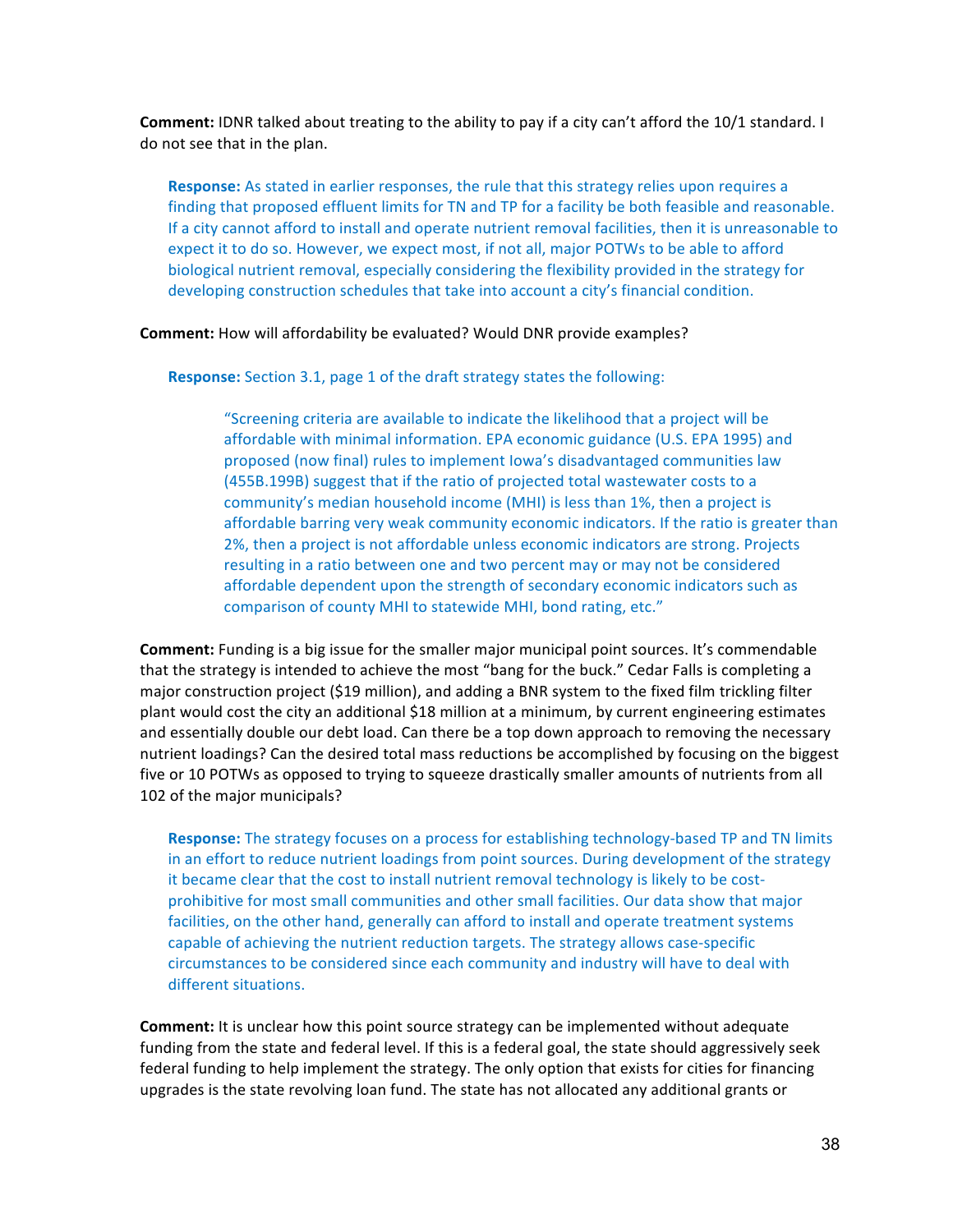**Comment:** IDNR talked about treating to the ability to pay if a city can't afford the 10/1 standard. I do not see that in the plan.

> **Response:** As stated in earlier responses, the rule that this strategy relies upon requires a finding that proposed effluent limits for TN and TP for a facility be both feasible and reasonable. If a city cannot afford to install and operate nutrient removal facilities, then it is unreasonable to expect it to do so. However, we expect most, if not all, major POTWs to be able to afford biological nutrient removal, especially considering the flexibility provided in the strategy for developing construction schedules that take into account a city's financial condition.

**Comment:** How will affordability be evaluated? Would DNR provide examples?

> **Response:** Section 3.1, page 1 of the draft strategy states the following:
>
> > "Screening criteria are available to indicate the likelihood that a project will be affordable with minimal information. EPA economic guidance (U.S. EPA 1995) and proposed (now final) rules to implement Iowa's disadvantaged communities law (455B.199B) suggest that if the ratio of projected total wastewater costs to a community's median household income (MHI) is less than 1%, then a project is affordable barring very weak community economic indicators. If the ratio is greater than 2%, then a project is not affordable unless economic indicators are strong. Projects resulting in a ratio between one and two percent may or may not be considered affordable dependent upon the strength of secondary economic indicators such as comparison of county MHI to statewide MHI, bond rating, etc."

**Comment:** Funding is a big issue for the smaller major municipal point sources. It's commendable that the strategy is intended to achieve the most "bang for the buck." Cedar Falls is completing a major construction project ($19 million), and adding a BNR system to the fixed film trickling filter plant would cost the city an additional $18 million at a minimum, by current engineering estimates and essentially double our debt load. Can there be a top down approach to removing the necessary nutrient loadings? Can the desired total mass reductions be accomplished by focusing on the biggest five or 10 POTWs as opposed to trying to squeeze drastically smaller amounts of nutrients from all 102 of the major municipals?

> **Response:** The strategy focuses on a process for establishing technology-based TP and TN limits in an effort to reduce nutrient loadings from point sources. During development of the strategy it became clear that the cost to install nutrient removal technology is likely to be cost-prohibitive for most small communities and other small facilities. Our data show that major facilities, on the other hand, generally can afford to install and operate treatment systems capable of achieving the nutrient reduction targets. The strategy allows case-specific circumstances to be considered since each community and industry will have to deal with different situations.

**Comment:** It is unclear how this point source strategy can be implemented without adequate funding from the state and federal level. If this is a federal goal, the state should aggressively seek federal funding to help implement the strategy. The only option that exists for cities for financing upgrades is the state revolving loan fund. The state has not allocated any additional grants or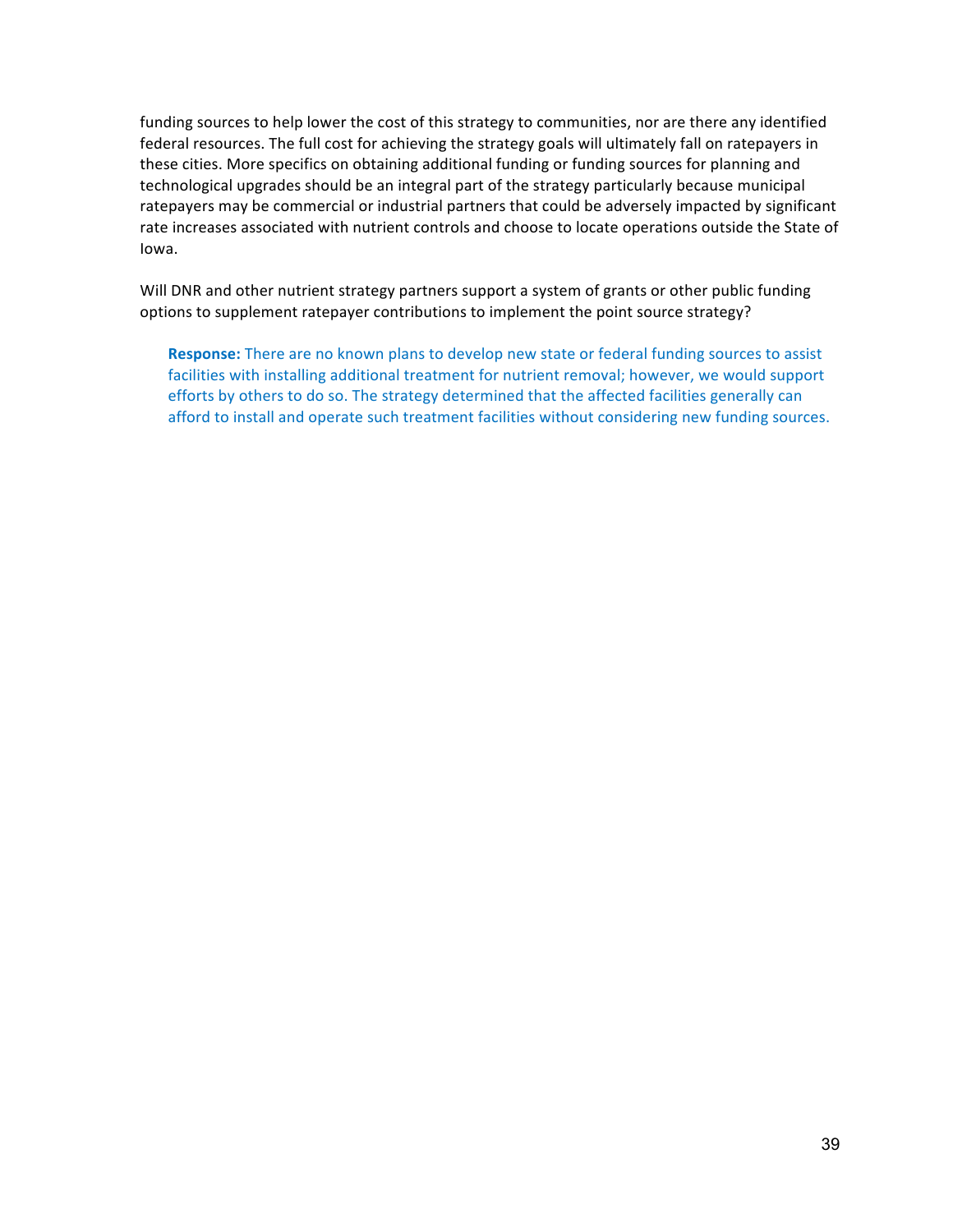funding sources to help lower the cost of this strategy to communities, nor are there any identified federal resources. The full cost for achieving the strategy goals will ultimately fall on ratepayers in these cities. More specifics on obtaining additional funding or funding sources for planning and technological upgrades should be an integral part of the strategy particularly because municipal ratepayers may be commercial or industrial partners that could be adversely impacted by significant rate increases associated with nutrient controls and choose to locate operations outside the State of Iowa.

Will DNR and other nutrient strategy partners support a system of grants or other public funding options to supplement ratepayer contributions to implement the point source strategy?

> **Response:** There are no known plans to develop new state or federal funding sources to assist facilities with installing additional treatment for nutrient removal; however, we would support efforts by others to do so. The strategy determined that the affected facilities generally can afford to install and operate such treatment facilities without considering new funding sources.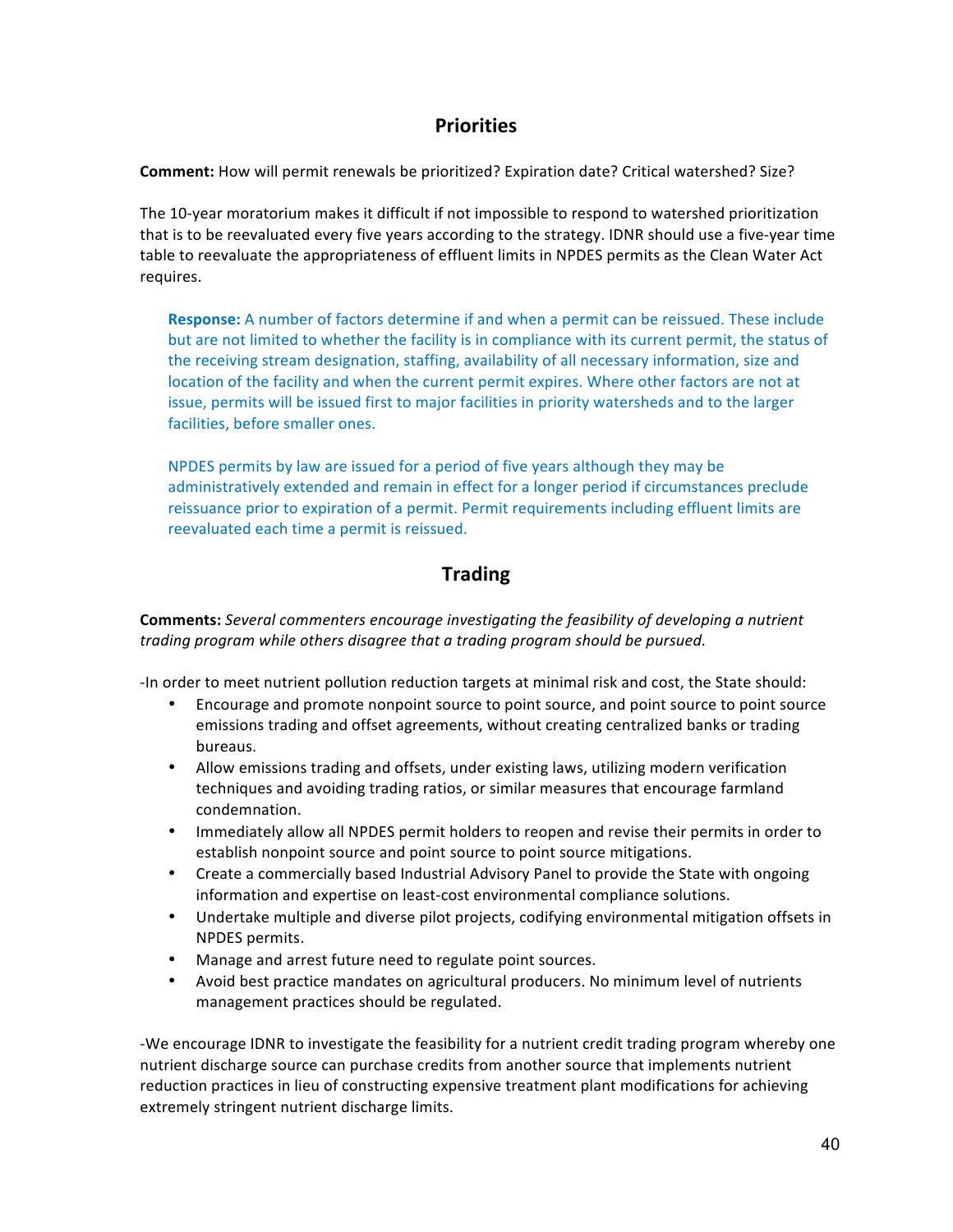## Priorities

**Comment:** How will permit renewals be prioritized? Expiration date? Critical watershed? Size?

The 10-year moratorium makes it difficult if not impossible to respond to watershed prioritization that is to be reevaluated every five years according to the strategy. IDNR should use a five-year time table to reevaluate the appropriateness of effluent limits in NPDES permits as the Clean Water Act requires.

> **Response:** A number of factors determine if and when a permit can be reissued. These include but are not limited to whether the facility is in compliance with its current permit, the status of the receiving stream designation, staffing, availability of all necessary information, size and location of the facility and when the current permit expires. Where other factors are not at issue, permits will be issued first to major facilities in priority watersheds and to the larger facilities, before smaller ones.
>
> NPDES permits by law are issued for a period of five years although they may be administratively extended and remain in effect for a longer period if circumstances preclude reissuance prior to expiration of a permit. Permit requirements including effluent limits are reevaluated each time a permit is reissued.

## Trading

**Comments:** *Several commenters encourage investigating the feasibility of developing a nutrient trading program while others disagree that a trading program should be pursued.*

-In order to meet nutrient pollution reduction targets at minimal risk and cost, the State should:

- Encourage and promote nonpoint source to point source, and point source to point source emissions trading and offset agreements, without creating centralized banks or trading bureaus.
- Allow emissions trading and offsets, under existing laws, utilizing modern verification techniques and avoiding trading ratios, or similar measures that encourage farmland condemnation.
- Immediately allow all NPDES permit holders to reopen and revise their permits in order to establish nonpoint source and point source to point source mitigations.
- Create a commercially based Industrial Advisory Panel to provide the State with ongoing information and expertise on least-cost environmental compliance solutions.
- Undertake multiple and diverse pilot projects, codifying environmental mitigation offsets in NPDES permits.
- Manage and arrest future need to regulate point sources.
- Avoid best practice mandates on agricultural producers. No minimum level of nutrients management practices should be regulated.

-We encourage IDNR to investigate the feasibility for a nutrient credit trading program whereby one nutrient discharge source can purchase credits from another source that implements nutrient reduction practices in lieu of constructing expensive treatment plant modifications for achieving extremely stringent nutrient discharge limits.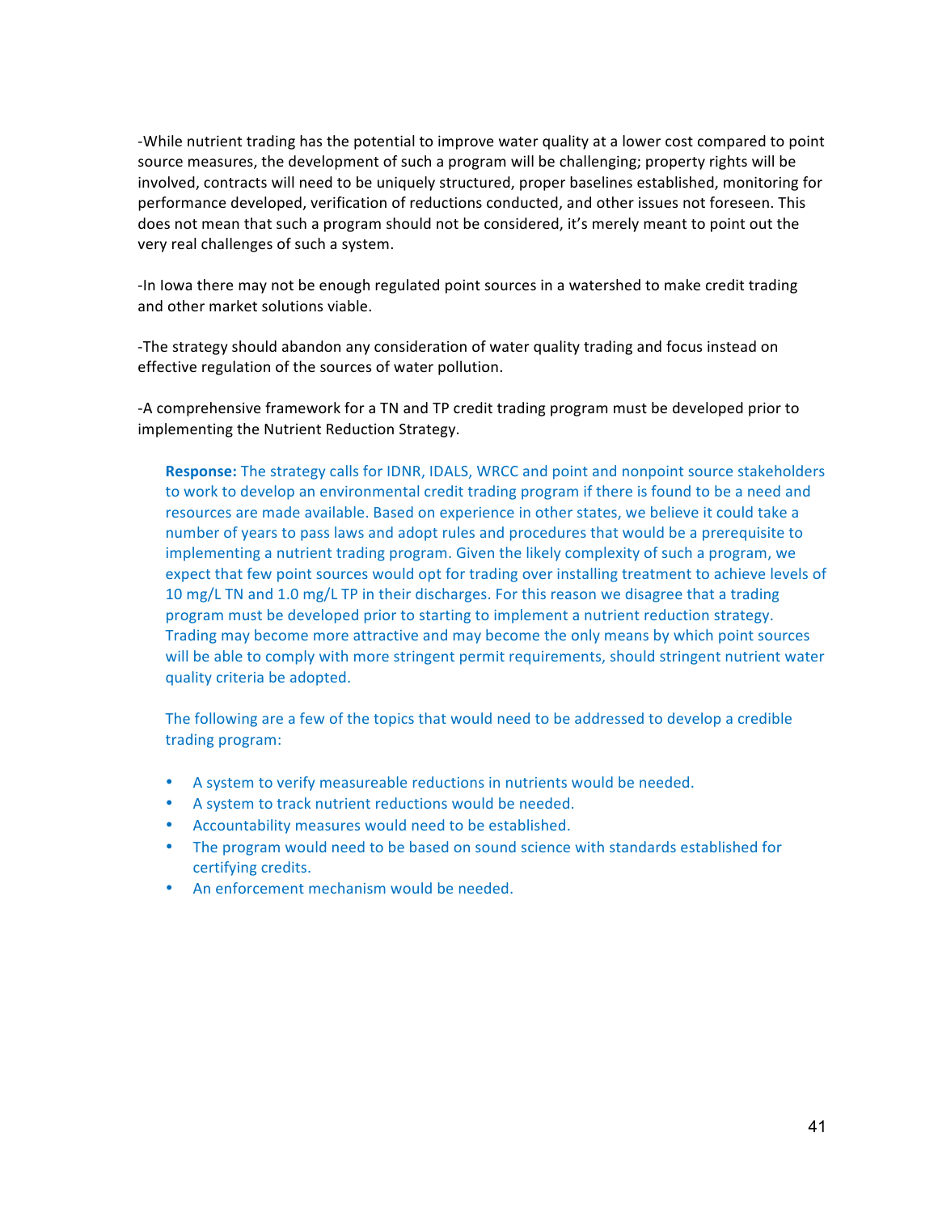-While nutrient trading has the potential to improve water quality at a lower cost compared to point source measures, the development of such a program will be challenging; property rights will be involved, contracts will need to be uniquely structured, proper baselines established, monitoring for performance developed, verification of reductions conducted, and other issues not foreseen. This does not mean that such a program should not be considered, it's merely meant to point out the very real challenges of such a system.

-In Iowa there may not be enough regulated point sources in a watershed to make credit trading and other market solutions viable.

-The strategy should abandon any consideration of water quality trading and focus instead on effective regulation of the sources of water pollution.

-A comprehensive framework for a TN and TP credit trading program must be developed prior to implementing the Nutrient Reduction Strategy.

> **Response:** The strategy calls for IDNR, IDALS, WRCC and point and nonpoint source stakeholders to work to develop an environmental credit trading program if there is found to be a need and resources are made available. Based on experience in other states, we believe it could take a number of years to pass laws and adopt rules and procedures that would be a prerequisite to implementing a nutrient trading program. Given the likely complexity of such a program, we expect that few point sources would opt for trading over installing treatment to achieve levels of 10 mg/L TN and 1.0 mg/L TP in their discharges. For this reason we disagree that a trading program must be developed prior to starting to implement a nutrient reduction strategy. Trading may become more attractive and may become the only means by which point sources will be able to comply with more stringent permit requirements, should stringent nutrient water quality criteria be adopted.
>
> The following are a few of the topics that would need to be addressed to develop a credible trading program:
>
> - A system to verify measureable reductions in nutrients would be needed.
> - A system to track nutrient reductions would be needed.
> - Accountability measures would need to be established.
> - The program would need to be based on sound science with standards established for certifying credits.
> - An enforcement mechanism would be needed.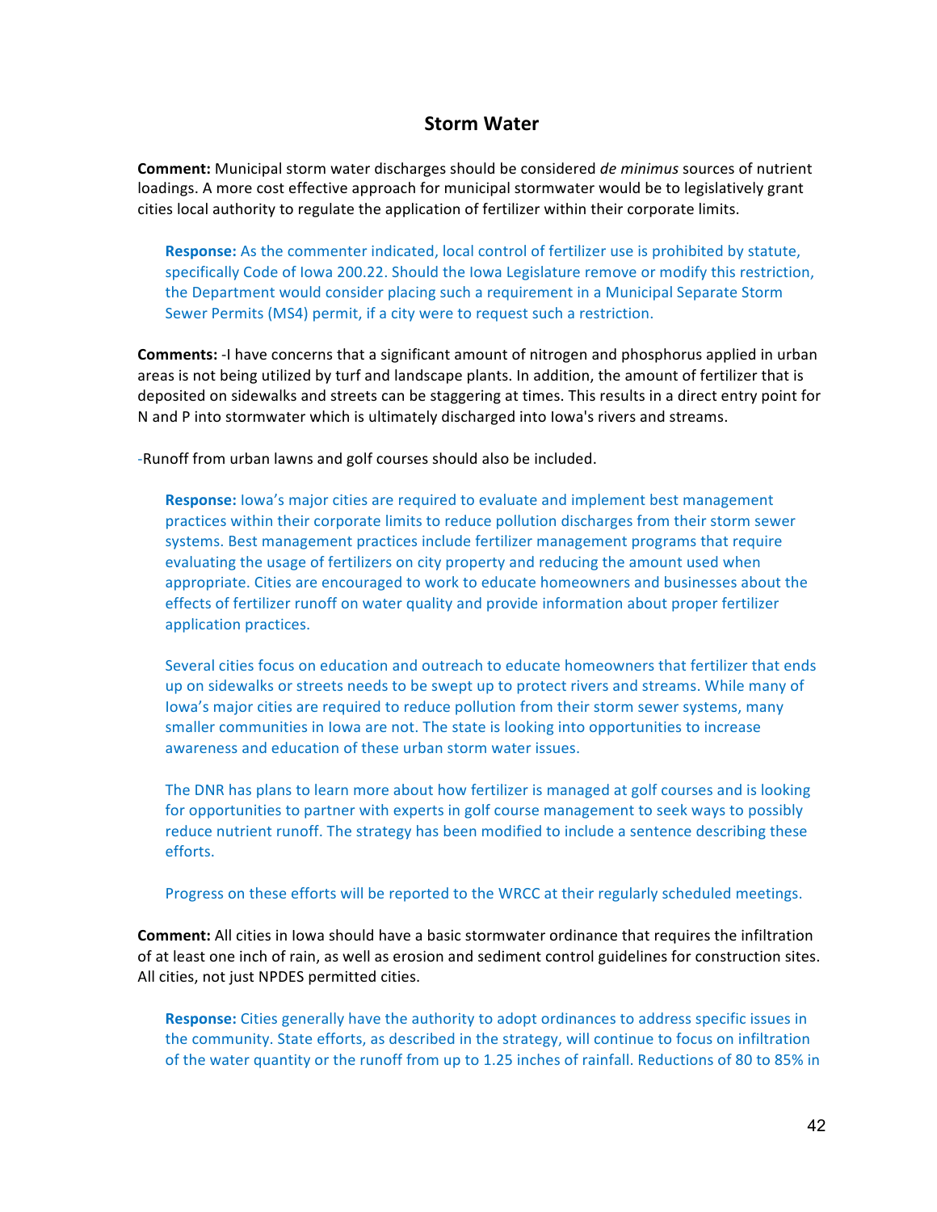## Storm Water

**Comment:** Municipal storm water discharges should be considered *de minimus* sources of nutrient loadings. A more cost effective approach for municipal stormwater would be to legislatively grant cities local authority to regulate the application of fertilizer within their corporate limits.

> **Response:** As the commenter indicated, local control of fertilizer use is prohibited by statute, specifically Code of Iowa 200.22. Should the Iowa Legislature remove or modify this restriction, the Department would consider placing such a requirement in a Municipal Separate Storm Sewer Permits (MS4) permit, if a city were to request such a restriction.

**Comments:** -I have concerns that a significant amount of nitrogen and phosphorus applied in urban areas is not being utilized by turf and landscape plants. In addition, the amount of fertilizer that is deposited on sidewalks and streets can be staggering at times. This results in a direct entry point for N and P into stormwater which is ultimately discharged into Iowa's rivers and streams.

-Runoff from urban lawns and golf courses should also be included.

> **Response:** Iowa's major cities are required to evaluate and implement best management practices within their corporate limits to reduce pollution discharges from their storm sewer systems. Best management practices include fertilizer management programs that require evaluating the usage of fertilizers on city property and reducing the amount used when appropriate. Cities are encouraged to work to educate homeowners and businesses about the effects of fertilizer runoff on water quality and provide information about proper fertilizer application practices.
>
> Several cities focus on education and outreach to educate homeowners that fertilizer that ends up on sidewalks or streets needs to be swept up to protect rivers and streams. While many of Iowa's major cities are required to reduce pollution from their storm sewer systems, many smaller communities in Iowa are not. The state is looking into opportunities to increase awareness and education of these urban storm water issues.
>
> The DNR has plans to learn more about how fertilizer is managed at golf courses and is looking for opportunities to partner with experts in golf course management to seek ways to possibly reduce nutrient runoff. The strategy has been modified to include a sentence describing these efforts.
>
> Progress on these efforts will be reported to the WRCC at their regularly scheduled meetings.

**Comment:** All cities in Iowa should have a basic stormwater ordinance that requires the infiltration of at least one inch of rain, as well as erosion and sediment control guidelines for construction sites. All cities, not just NPDES permitted cities.

> **Response:** Cities generally have the authority to adopt ordinances to address specific issues in the community. State efforts, as described in the strategy, will continue to focus on infiltration of the water quantity or the runoff from up to 1.25 inches of rainfall. Reductions of 80 to 85% in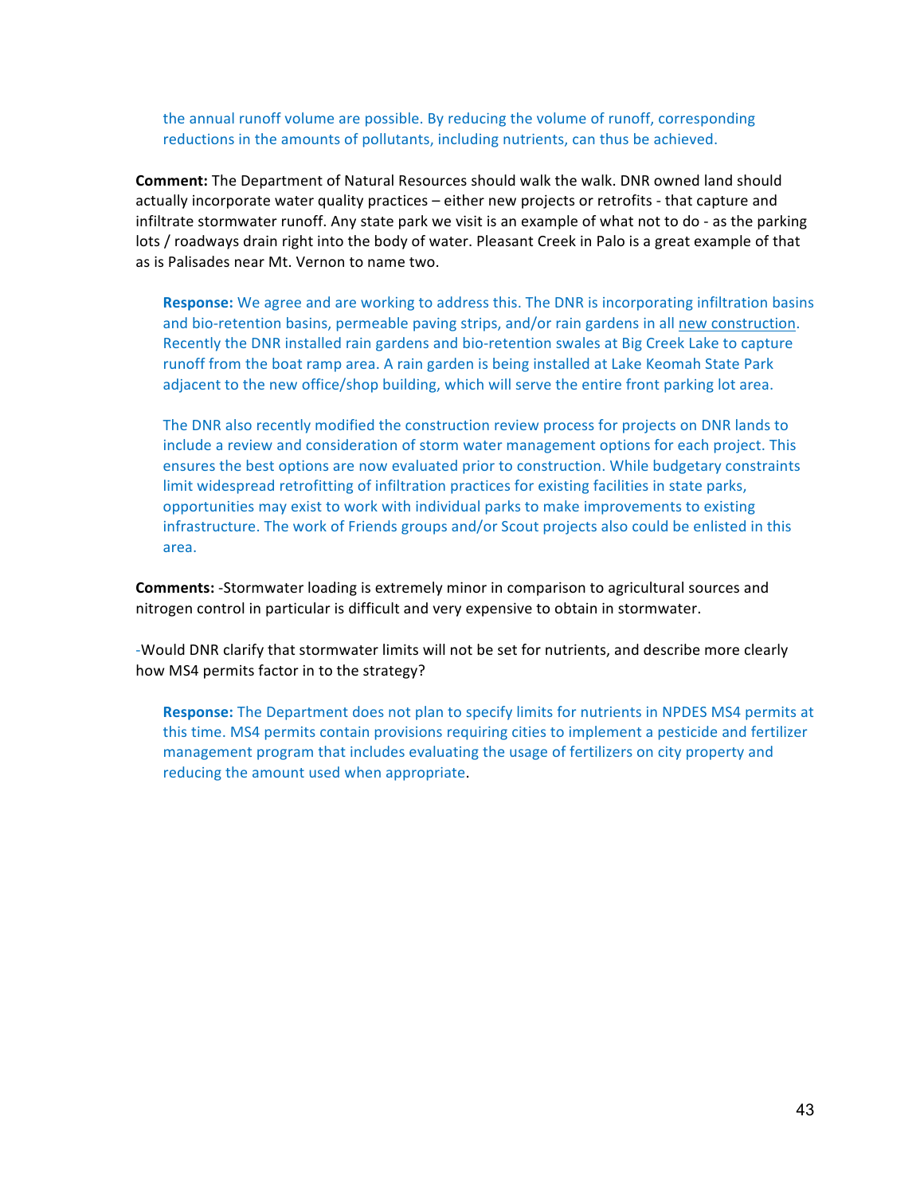the annual runoff volume are possible. By reducing the volume of runoff, corresponding reductions in the amounts of pollutants, including nutrients, can thus be achieved.

**Comment:** The Department of Natural Resources should walk the walk. DNR owned land should actually incorporate water quality practices – either new projects or retrofits - that capture and infiltrate stormwater runoff. Any state park we visit is an example of what not to do - as the parking lots / roadways drain right into the body of water. Pleasant Creek in Palo is a great example of that as is Palisades near Mt. Vernon to name two.

**Response:** We agree and are working to address this. The DNR is incorporating infiltration basins and bio-retention basins, permeable paving strips, and/or rain gardens in all new construction. Recently the DNR installed rain gardens and bio-retention swales at Big Creek Lake to capture runoff from the boat ramp area. A rain garden is being installed at Lake Keomah State Park adjacent to the new office/shop building, which will serve the entire front parking lot area.

The DNR also recently modified the construction review process for projects on DNR lands to include a review and consideration of storm water management options for each project. This ensures the best options are now evaluated prior to construction. While budgetary constraints limit widespread retrofitting of infiltration practices for existing facilities in state parks, opportunities may exist to work with individual parks to make improvements to existing infrastructure. The work of Friends groups and/or Scout projects also could be enlisted in this area.

**Comments:** -Stormwater loading is extremely minor in comparison to agricultural sources and nitrogen control in particular is difficult and very expensive to obtain in stormwater.

-Would DNR clarify that stormwater limits will not be set for nutrients, and describe more clearly how MS4 permits factor in to the strategy?

**Response:** The Department does not plan to specify limits for nutrients in NPDES MS4 permits at this time. MS4 permits contain provisions requiring cities to implement a pesticide and fertilizer management program that includes evaluating the usage of fertilizers on city property and reducing the amount used when appropriate.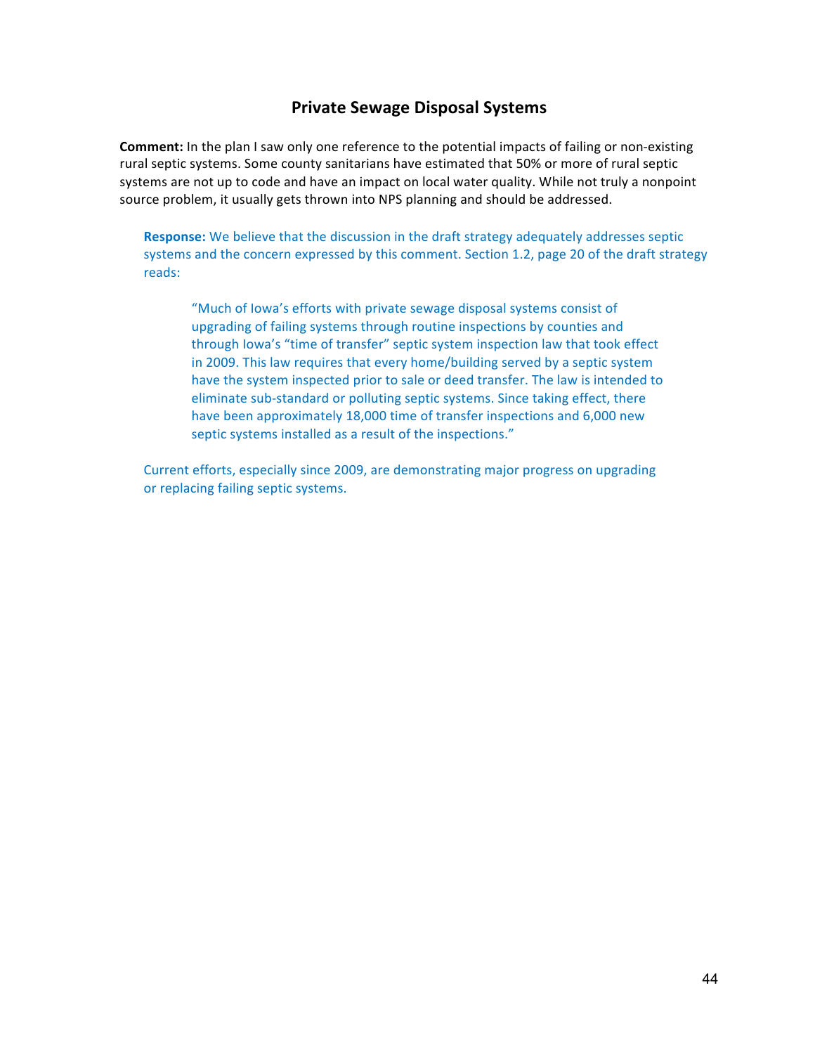## Private Sewage Disposal Systems

**Comment:** In the plan I saw only one reference to the potential impacts of failing or non-existing rural septic systems. Some county sanitarians have estimated that 50% or more of rural septic systems are not up to code and have an impact on local water quality. While not truly a nonpoint source problem, it usually gets thrown into NPS planning and should be addressed.

> **Response:** We believe that the discussion in the draft strategy adequately addresses septic systems and the concern expressed by this comment. Section 1.2, page 20 of the draft strategy reads:
>
> > "Much of Iowa's efforts with private sewage disposal systems consist of upgrading of failing systems through routine inspections by counties and through Iowa's "time of transfer" septic system inspection law that took effect in 2009. This law requires that every home/building served by a septic system have the system inspected prior to sale or deed transfer. The law is intended to eliminate sub-standard or polluting septic systems. Since taking effect, there have been approximately 18,000 time of transfer inspections and 6,000 new septic systems installed as a result of the inspections."
>
> Current efforts, especially since 2009, are demonstrating major progress on upgrading or replacing failing septic systems.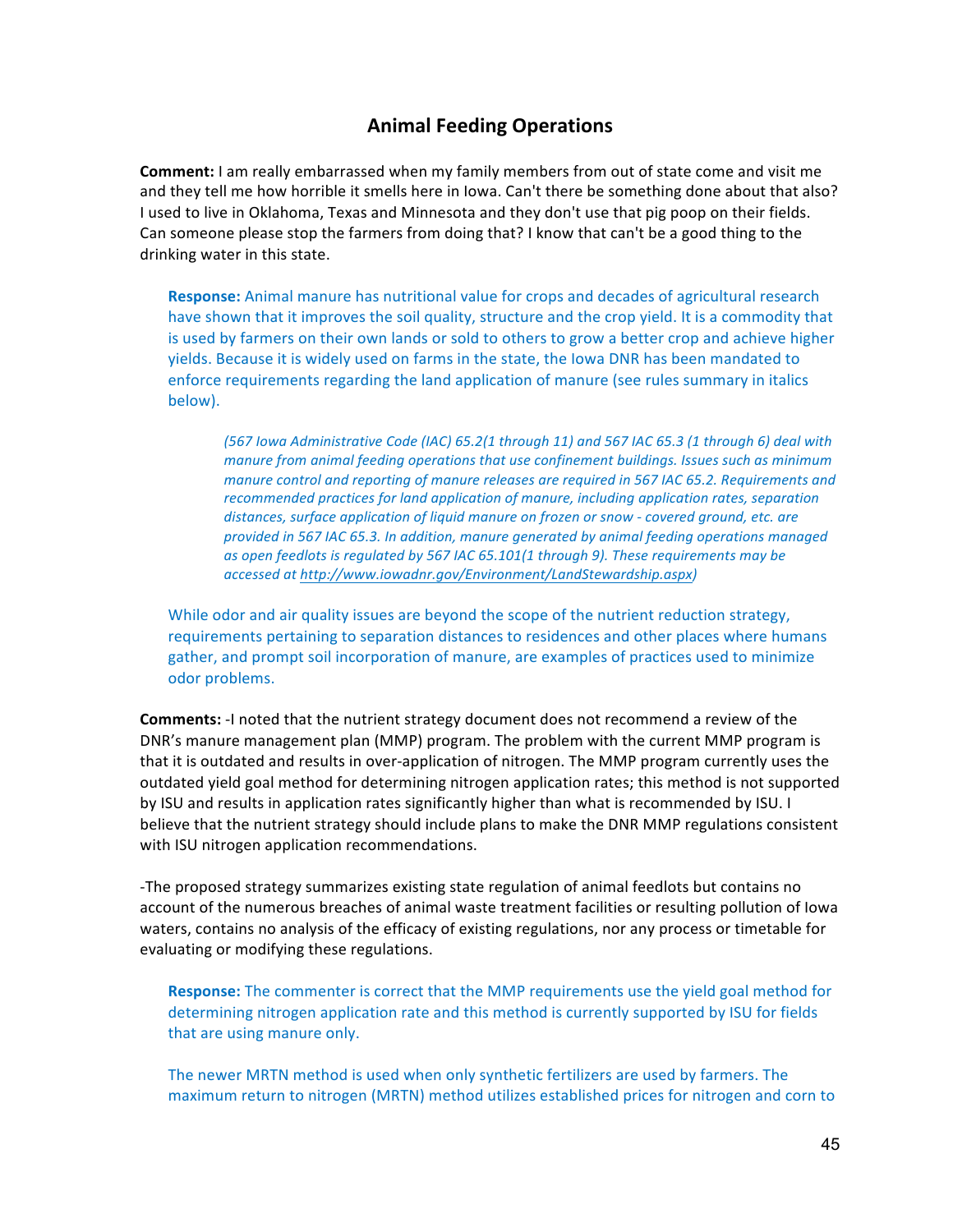## Animal Feeding Operations

**Comment:** I am really embarrassed when my family members from out of state come and visit me and they tell me how horrible it smells here in Iowa. Can't there be something done about that also? I used to live in Oklahoma, Texas and Minnesota and they don't use that pig poop on their fields. Can someone please stop the farmers from doing that? I know that can't be a good thing to the drinking water in this state.

> **Response:** Animal manure has nutritional value for crops and decades of agricultural research have shown that it improves the soil quality, structure and the crop yield. It is a commodity that is used by farmers on their own lands or sold to others to grow a better crop and achieve higher yields. Because it is widely used on farms in the state, the Iowa DNR has been mandated to enforce requirements regarding the land application of manure (see rules summary in italics below).
>
> > *(567 Iowa Administrative Code (IAC) 65.2(1 through 11) and 567 IAC 65.3 (1 through 6) deal with manure from animal feeding operations that use confinement buildings. Issues such as minimum manure control and reporting of manure releases are required in 567 IAC 65.2. Requirements and recommended practices for land application of manure, including application rates, separation distances, surface application of liquid manure on frozen or snow - covered ground, etc. are provided in 567 IAC 65.3. In addition, manure generated by animal feeding operations managed as open feedlots is regulated by 567 IAC 65.101(1 through 9). These requirements may be accessed at http://www.iowadnr.gov/Environment/LandStewardship.aspx)*
>
> While odor and air quality issues are beyond the scope of the nutrient reduction strategy, requirements pertaining to separation distances to residences and other places where humans gather, and prompt soil incorporation of manure, are examples of practices used to minimize odor problems.

**Comments:** -I noted that the nutrient strategy document does not recommend a review of the DNR's manure management plan (MMP) program. The problem with the current MMP program is that it is outdated and results in over-application of nitrogen. The MMP program currently uses the outdated yield goal method for determining nitrogen application rates; this method is not supported by ISU and results in application rates significantly higher than what is recommended by ISU. I believe that the nutrient strategy should include plans to make the DNR MMP regulations consistent with ISU nitrogen application recommendations.

-The proposed strategy summarizes existing state regulation of animal feedlots but contains no account of the numerous breaches of animal waste treatment facilities or resulting pollution of Iowa waters, contains no analysis of the efficacy of existing regulations, nor any process or timetable for evaluating or modifying these regulations.

> **Response:** The commenter is correct that the MMP requirements use the yield goal method for determining nitrogen application rate and this method is currently supported by ISU for fields that are using manure only.
>
> The newer MRTN method is used when only synthetic fertilizers are used by farmers. The maximum return to nitrogen (MRTN) method utilizes established prices for nitrogen and corn to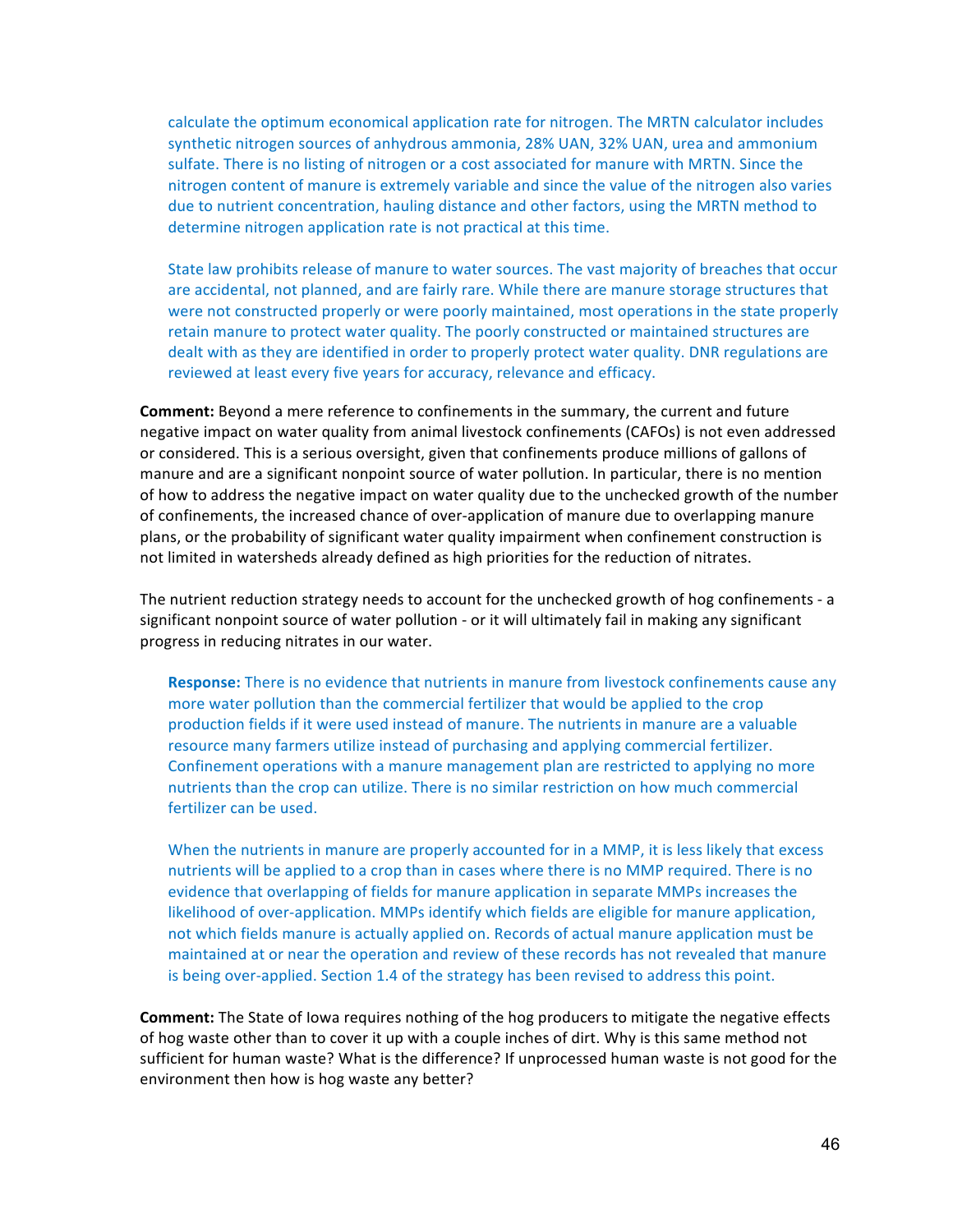calculate the optimum economical application rate for nitrogen. The MRTN calculator includes synthetic nitrogen sources of anhydrous ammonia, 28% UAN, 32% UAN, urea and ammonium sulfate. There is no listing of nitrogen or a cost associated for manure with MRTN. Since the nitrogen content of manure is extremely variable and since the value of the nitrogen also varies due to nutrient concentration, hauling distance and other factors, using the MRTN method to determine nitrogen application rate is not practical at this time.

State law prohibits release of manure to water sources. The vast majority of breaches that occur are accidental, not planned, and are fairly rare. While there are manure storage structures that were not constructed properly or were poorly maintained, most operations in the state properly retain manure to protect water quality. The poorly constructed or maintained structures are dealt with as they are identified in order to properly protect water quality. DNR regulations are reviewed at least every five years for accuracy, relevance and efficacy.

**Comment:** Beyond a mere reference to confinements in the summary, the current and future negative impact on water quality from animal livestock confinements (CAFOs) is not even addressed or considered. This is a serious oversight, given that confinements produce millions of gallons of manure and are a significant nonpoint source of water pollution. In particular, there is no mention of how to address the negative impact on water quality due to the unchecked growth of the number of confinements, the increased chance of over-application of manure due to overlapping manure plans, or the probability of significant water quality impairment when confinement construction is not limited in watersheds already defined as high priorities for the reduction of nitrates.

The nutrient reduction strategy needs to account for the unchecked growth of hog confinements - a significant nonpoint source of water pollution - or it will ultimately fail in making any significant progress in reducing nitrates in our water.

**Response:** There is no evidence that nutrients in manure from livestock confinements cause any more water pollution than the commercial fertilizer that would be applied to the crop production fields if it were used instead of manure. The nutrients in manure are a valuable resource many farmers utilize instead of purchasing and applying commercial fertilizer. Confinement operations with a manure management plan are restricted to applying no more nutrients than the crop can utilize. There is no similar restriction on how much commercial fertilizer can be used.

When the nutrients in manure are properly accounted for in a MMP, it is less likely that excess nutrients will be applied to a crop than in cases where there is no MMP required. There is no evidence that overlapping of fields for manure application in separate MMPs increases the likelihood of over-application. MMPs identify which fields are eligible for manure application, not which fields manure is actually applied on. Records of actual manure application must be maintained at or near the operation and review of these records has not revealed that manure is being over-applied. Section 1.4 of the strategy has been revised to address this point.

**Comment:** The State of Iowa requires nothing of the hog producers to mitigate the negative effects of hog waste other than to cover it up with a couple inches of dirt. Why is this same method not sufficient for human waste? What is the difference? If unprocessed human waste is not good for the environment then how is hog waste any better?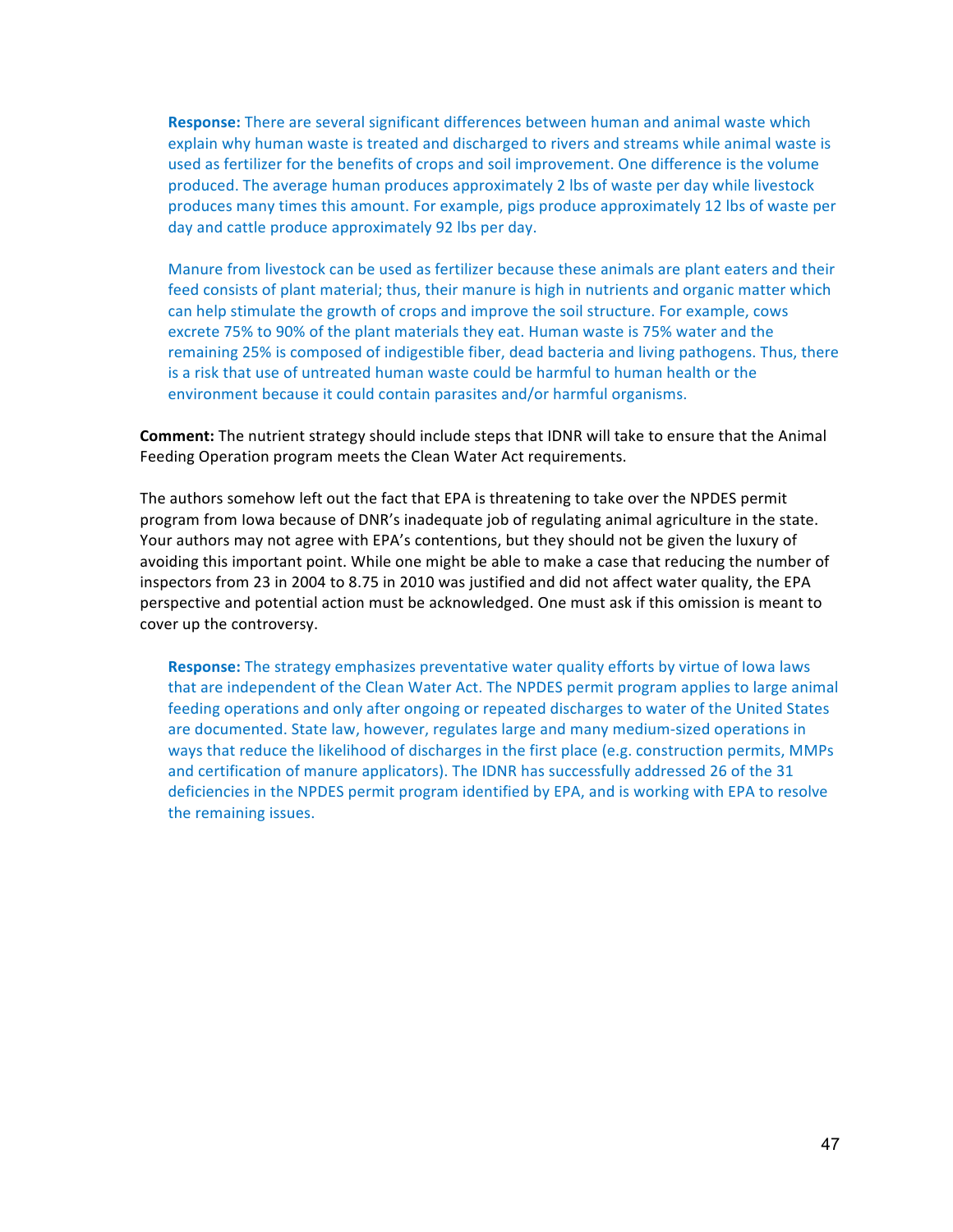**Response:** There are several significant differences between human and animal waste which explain why human waste is treated and discharged to rivers and streams while animal waste is used as fertilizer for the benefits of crops and soil improvement. One difference is the volume produced. The average human produces approximately 2 lbs of waste per day while livestock produces many times this amount. For example, pigs produce approximately 12 lbs of waste per day and cattle produce approximately 92 lbs per day.

Manure from livestock can be used as fertilizer because these animals are plant eaters and their feed consists of plant material; thus, their manure is high in nutrients and organic matter which can help stimulate the growth of crops and improve the soil structure. For example, cows excrete 75% to 90% of the plant materials they eat. Human waste is 75% water and the remaining 25% is composed of indigestible fiber, dead bacteria and living pathogens. Thus, there is a risk that use of untreated human waste could be harmful to human health or the environment because it could contain parasites and/or harmful organisms.

**Comment:** The nutrient strategy should include steps that IDNR will take to ensure that the Animal Feeding Operation program meets the Clean Water Act requirements.

The authors somehow left out the fact that EPA is threatening to take over the NPDES permit program from Iowa because of DNR's inadequate job of regulating animal agriculture in the state. Your authors may not agree with EPA's contentions, but they should not be given the luxury of avoiding this important point. While one might be able to make a case that reducing the number of inspectors from 23 in 2004 to 8.75 in 2010 was justified and did not affect water quality, the EPA perspective and potential action must be acknowledged. One must ask if this omission is meant to cover up the controversy.

**Response:** The strategy emphasizes preventative water quality efforts by virtue of Iowa laws that are independent of the Clean Water Act. The NPDES permit program applies to large animal feeding operations and only after ongoing or repeated discharges to water of the United States are documented. State law, however, regulates large and many medium-sized operations in ways that reduce the likelihood of discharges in the first place (e.g. construction permits, MMPs and certification of manure applicators). The IDNR has successfully addressed 26 of the 31 deficiencies in the NPDES permit program identified by EPA, and is working with EPA to resolve the remaining issues.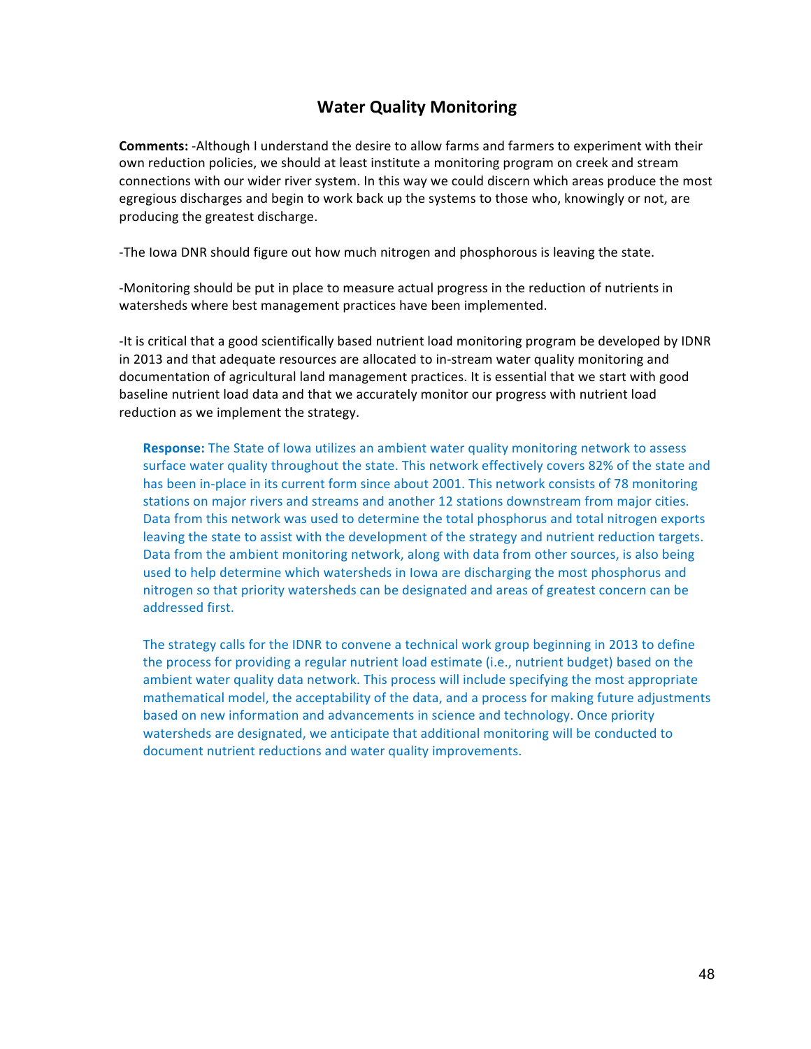## Water Quality Monitoring

**Comments:** -Although I understand the desire to allow farms and farmers to experiment with their own reduction policies, we should at least institute a monitoring program on creek and stream connections with our wider river system. In this way we could discern which areas produce the most egregious discharges and begin to work back up the systems to those who, knowingly or not, are producing the greatest discharge.

-The Iowa DNR should figure out how much nitrogen and phosphorous is leaving the state.

-Monitoring should be put in place to measure actual progress in the reduction of nutrients in watersheds where best management practices have been implemented.

-It is critical that a good scientifically based nutrient load monitoring program be developed by IDNR in 2013 and that adequate resources are allocated to in-stream water quality monitoring and documentation of agricultural land management practices. It is essential that we start with good baseline nutrient load data and that we accurately monitor our progress with nutrient load reduction as we implement the strategy.

**Response:** The State of Iowa utilizes an ambient water quality monitoring network to assess surface water quality throughout the state. This network effectively covers 82% of the state and has been in-place in its current form since about 2001. This network consists of 78 monitoring stations on major rivers and streams and another 12 stations downstream from major cities. Data from this network was used to determine the total phosphorus and total nitrogen exports leaving the state to assist with the development of the strategy and nutrient reduction targets. Data from the ambient monitoring network, along with data from other sources, is also being used to help determine which watersheds in Iowa are discharging the most phosphorus and nitrogen so that priority watersheds can be designated and areas of greatest concern can be addressed first.

The strategy calls for the IDNR to convene a technical work group beginning in 2013 to define the process for providing a regular nutrient load estimate (i.e., nutrient budget) based on the ambient water quality data network. This process will include specifying the most appropriate mathematical model, the acceptability of the data, and a process for making future adjustments based on new information and advancements in science and technology. Once priority watersheds are designated, we anticipate that additional monitoring will be conducted to document nutrient reductions and water quality improvements.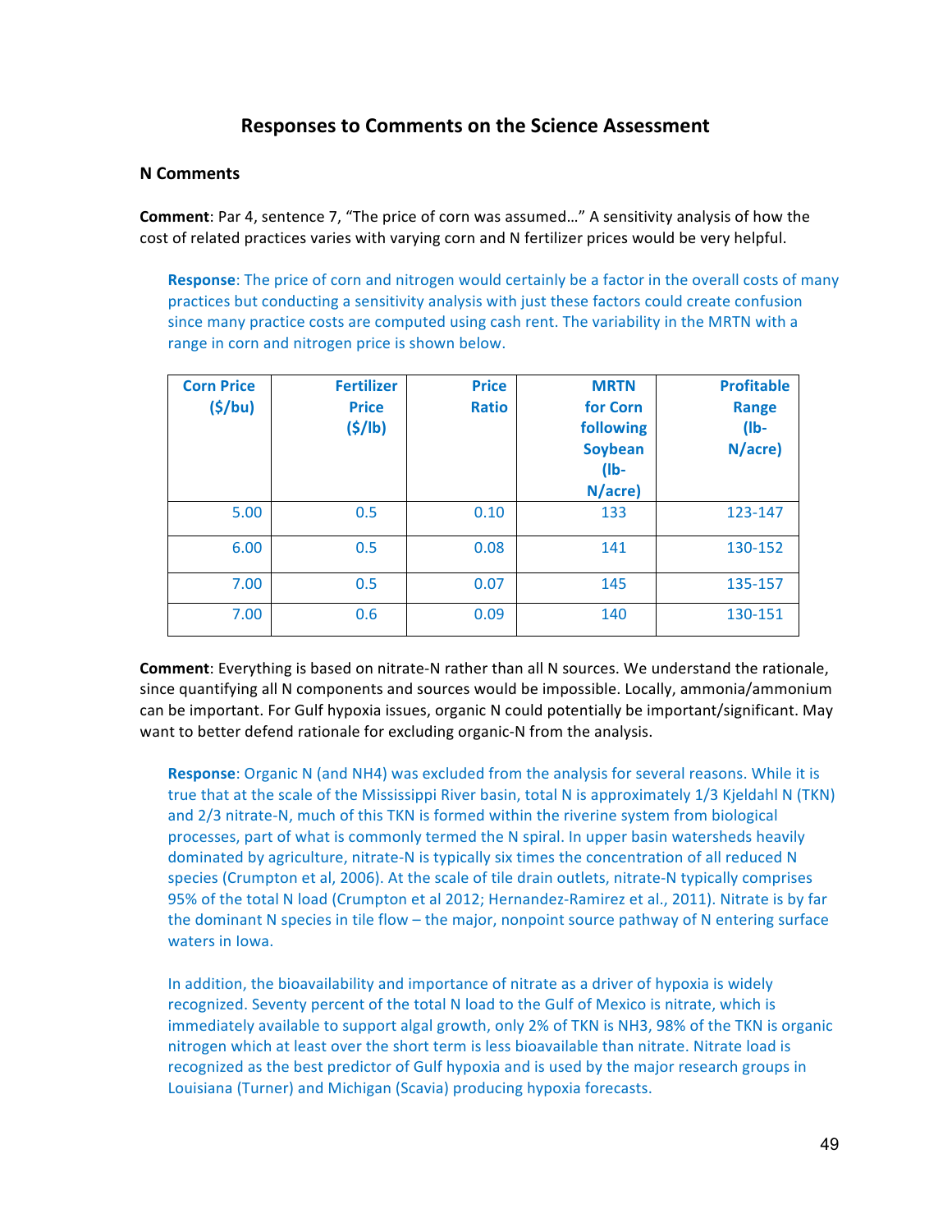## Responses to Comments on the Science Assessment

### N Comments

**Comment**: Par 4, sentence 7, "The price of corn was assumed…" A sensitivity analysis of how the cost of related practices varies with varying corn and N fertilizer prices would be very helpful.

**Response**: The price of corn and nitrogen would certainly be a factor in the overall costs of many practices but conducting a sensitivity analysis with just these factors could create confusion since many practice costs are computed using cash rent. The variability in the MRTN with a range in corn and nitrogen price is shown below.

| Corn Price ($/bu) | Fertilizer Price ($/lb) | Price Ratio | MRTN for Corn following Soybean (lb-N/acre) | Profitable Range (lb-N/acre) |
|---|---|---|---|---|
| 5.00 | 0.5 | 0.10 | 133 | 123-147 |
| 6.00 | 0.5 | 0.08 | 141 | 130-152 |
| 7.00 | 0.5 | 0.07 | 145 | 135-157 |
| 7.00 | 0.6 | 0.09 | 140 | 130-151 |

**Comment**: Everything is based on nitrate-N rather than all N sources. We understand the rationale, since quantifying all N components and sources would be impossible. Locally, ammonia/ammonium can be important. For Gulf hypoxia issues, organic N could potentially be important/significant. May want to better defend rationale for excluding organic-N from the analysis.

**Response**: Organic N (and NH4) was excluded from the analysis for several reasons. While it is true that at the scale of the Mississippi River basin, total N is approximately 1/3 Kjeldahl N (TKN) and 2/3 nitrate-N, much of this TKN is formed within the riverine system from biological processes, part of what is commonly termed the N spiral. In upper basin watersheds heavily dominated by agriculture, nitrate-N is typically six times the concentration of all reduced N species (Crumpton et al, 2006). At the scale of tile drain outlets, nitrate-N typically comprises 95% of the total N load (Crumpton et al 2012; Hernandez-Ramirez et al., 2011). Nitrate is by far the dominant N species in tile flow – the major, nonpoint source pathway of N entering surface waters in Iowa.

In addition, the bioavailability and importance of nitrate as a driver of hypoxia is widely recognized. Seventy percent of the total N load to the Gulf of Mexico is nitrate, which is immediately available to support algal growth, only 2% of TKN is NH3, 98% of the TKN is organic nitrogen which at least over the short term is less bioavailable than nitrate. Nitrate load is recognized as the best predictor of Gulf hypoxia and is used by the major research groups in Louisiana (Turner) and Michigan (Scavia) producing hypoxia forecasts.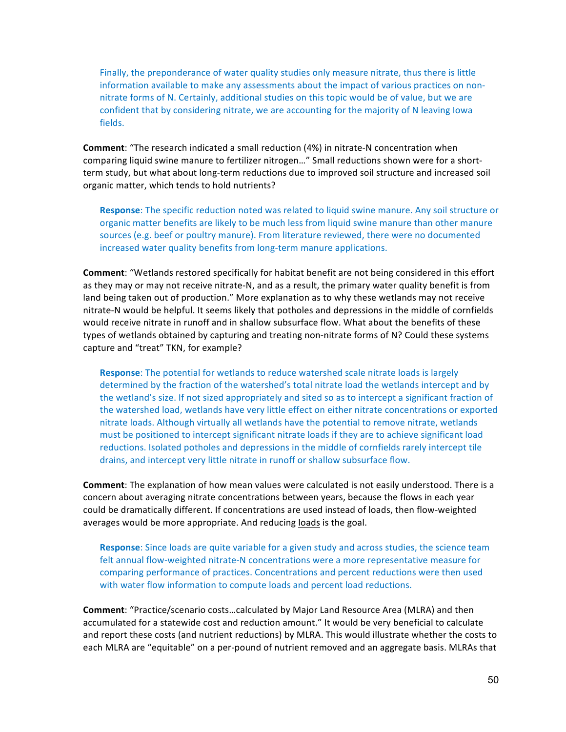Finally, the preponderance of water quality studies only measure nitrate, thus there is little information available to make any assessments about the impact of various practices on non-nitrate forms of N. Certainly, additional studies on this topic would be of value, but we are confident that by considering nitrate, we are accounting for the majority of N leaving Iowa fields.

**Comment**: "The research indicated a small reduction (4%) in nitrate-N concentration when comparing liquid swine manure to fertilizer nitrogen…" Small reductions shown were for a short-term study, but what about long-term reductions due to improved soil structure and increased soil organic matter, which tends to hold nutrients?

**Response**: The specific reduction noted was related to liquid swine manure. Any soil structure or organic matter benefits are likely to be much less from liquid swine manure than other manure sources (e.g. beef or poultry manure). From literature reviewed, there were no documented increased water quality benefits from long-term manure applications.

**Comment**: "Wetlands restored specifically for habitat benefit are not being considered in this effort as they may or may not receive nitrate-N, and as a result, the primary water quality benefit is from land being taken out of production." More explanation as to why these wetlands may not receive nitrate-N would be helpful. It seems likely that potholes and depressions in the middle of cornfields would receive nitrate in runoff and in shallow subsurface flow. What about the benefits of these types of wetlands obtained by capturing and treating non-nitrate forms of N? Could these systems capture and "treat" TKN, for example?

**Response**: The potential for wetlands to reduce watershed scale nitrate loads is largely determined by the fraction of the watershed's total nitrate load the wetlands intercept and by the wetland's size. If not sized appropriately and sited so as to intercept a significant fraction of the watershed load, wetlands have very little effect on either nitrate concentrations or exported nitrate loads. Although virtually all wetlands have the potential to remove nitrate, wetlands must be positioned to intercept significant nitrate loads if they are to achieve significant load reductions. Isolated potholes and depressions in the middle of cornfields rarely intercept tile drains, and intercept very little nitrate in runoff or shallow subsurface flow.

**Comment**: The explanation of how mean values were calculated is not easily understood. There is a concern about averaging nitrate concentrations between years, because the flows in each year could be dramatically different. If concentrations are used instead of loads, then flow-weighted averages would be more appropriate. And reducing <u>loads</u> is the goal.

**Response**: Since loads are quite variable for a given study and across studies, the science team felt annual flow-weighted nitrate-N concentrations were a more representative measure for comparing performance of practices. Concentrations and percent reductions were then used with water flow information to compute loads and percent load reductions.

**Comment**: "Practice/scenario costs…calculated by Major Land Resource Area (MLRA) and then accumulated for a statewide cost and reduction amount." It would be very beneficial to calculate and report these costs (and nutrient reductions) by MLRA. This would illustrate whether the costs to each MLRA are "equitable" on a per-pound of nutrient removed and an aggregate basis. MLRAs that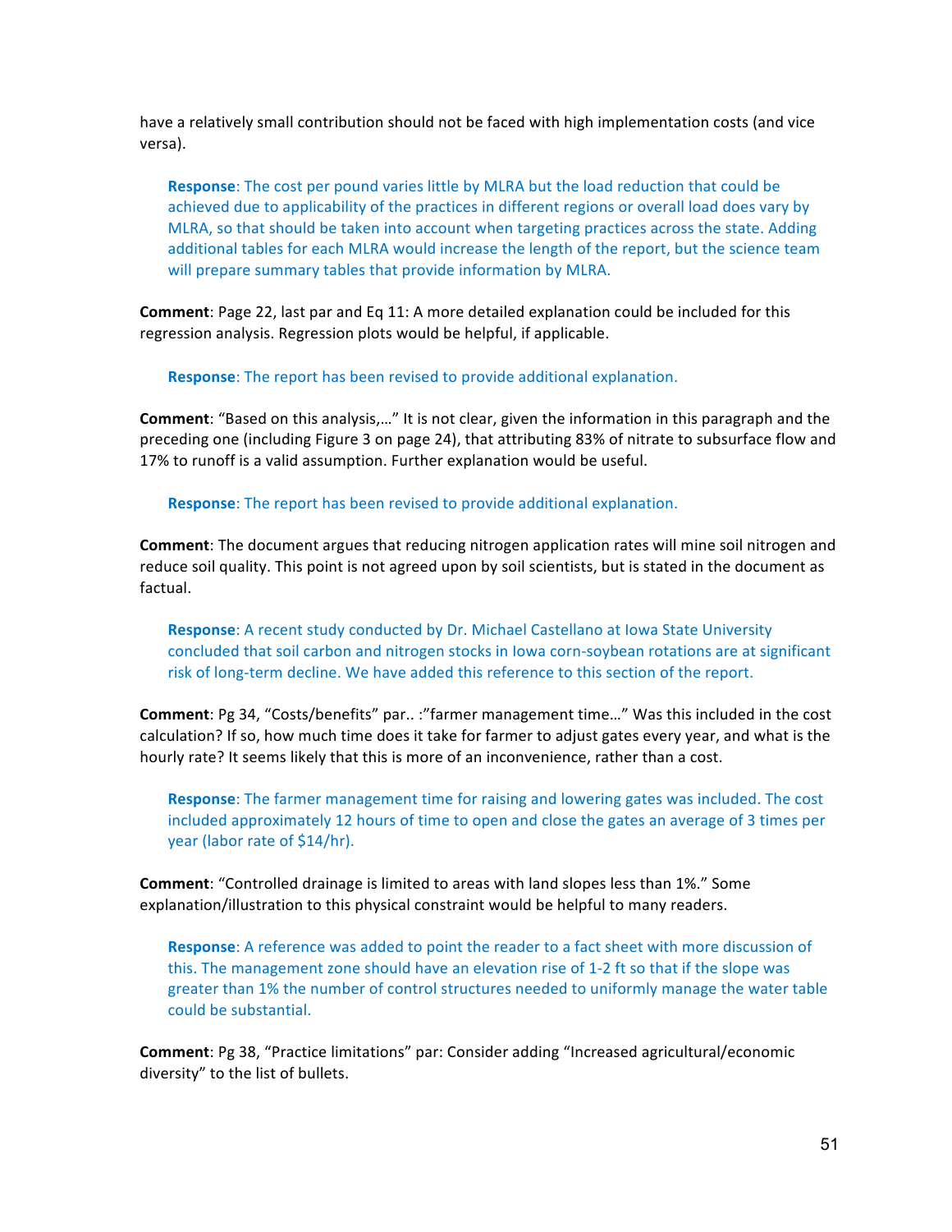have a relatively small contribution should not be faced with high implementation costs (and vice versa).

> **Response**: The cost per pound varies little by MLRA but the load reduction that could be achieved due to applicability of the practices in different regions or overall load does vary by MLRA, so that should be taken into account when targeting practices across the state. Adding additional tables for each MLRA would increase the length of the report, but the science team will prepare summary tables that provide information by MLRA.

**Comment**: Page 22, last par and Eq 11: A more detailed explanation could be included for this regression analysis. Regression plots would be helpful, if applicable.

> **Response**: The report has been revised to provide additional explanation.

**Comment**: "Based on this analysis,…" It is not clear, given the information in this paragraph and the preceding one (including Figure 3 on page 24), that attributing 83% of nitrate to subsurface flow and 17% to runoff is a valid assumption. Further explanation would be useful.

> **Response**: The report has been revised to provide additional explanation.

**Comment**: The document argues that reducing nitrogen application rates will mine soil nitrogen and reduce soil quality. This point is not agreed upon by soil scientists, but is stated in the document as factual.

> **Response**: A recent study conducted by Dr. Michael Castellano at Iowa State University concluded that soil carbon and nitrogen stocks in Iowa corn-soybean rotations are at significant risk of long-term decline. We have added this reference to this section of the report.

**Comment**: Pg 34, "Costs/benefits" par.. :"farmer management time…" Was this included in the cost calculation? If so, how much time does it take for farmer to adjust gates every year, and what is the hourly rate? It seems likely that this is more of an inconvenience, rather than a cost.

> **Response**: The farmer management time for raising and lowering gates was included. The cost included approximately 12 hours of time to open and close the gates an average of 3 times per year (labor rate of $14/hr).

**Comment**: "Controlled drainage is limited to areas with land slopes less than 1%." Some explanation/illustration to this physical constraint would be helpful to many readers.

> **Response**: A reference was added to point the reader to a fact sheet with more discussion of this. The management zone should have an elevation rise of 1-2 ft so that if the slope was greater than 1% the number of control structures needed to uniformly manage the water table could be substantial.

**Comment**: Pg 38, "Practice limitations" par: Consider adding "Increased agricultural/economic diversity" to the list of bullets.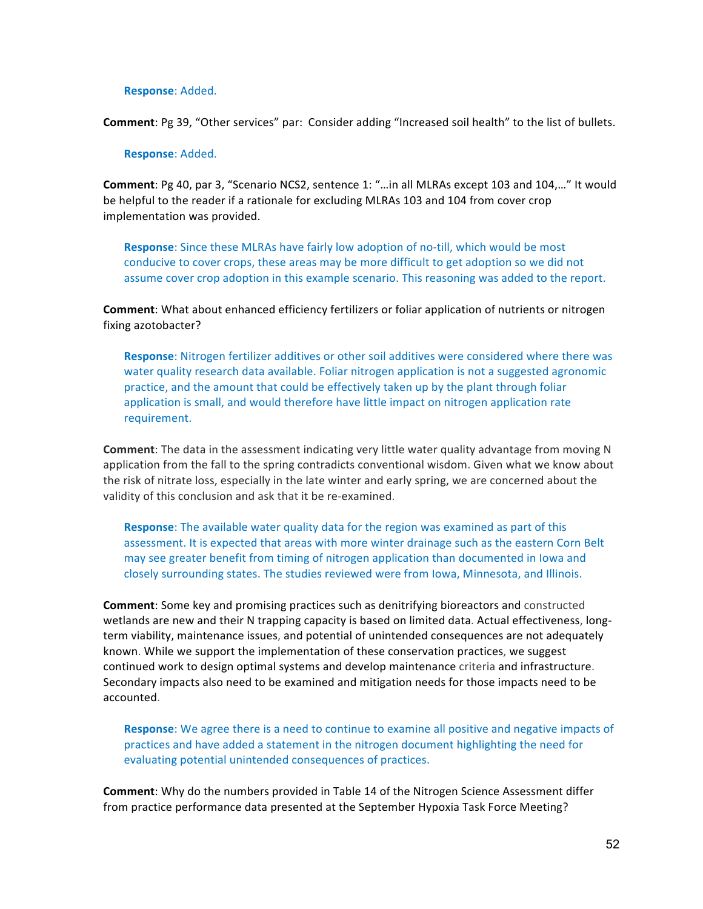**Response**: Added.

**Comment**: Pg 39, "Other services" par: Consider adding "Increased soil health" to the list of bullets.

**Response**: Added.

**Comment**: Pg 40, par 3, "Scenario NCS2, sentence 1: "…in all MLRAs except 103 and 104,…" It would be helpful to the reader if a rationale for excluding MLRAs 103 and 104 from cover crop implementation was provided.

**Response**: Since these MLRAs have fairly low adoption of no-till, which would be most conducive to cover crops, these areas may be more difficult to get adoption so we did not assume cover crop adoption in this example scenario. This reasoning was added to the report.

**Comment**: What about enhanced efficiency fertilizers or foliar application of nutrients or nitrogen fixing azotobacter?

**Response**: Nitrogen fertilizer additives or other soil additives were considered where there was water quality research data available. Foliar nitrogen application is not a suggested agronomic practice, and the amount that could be effectively taken up by the plant through foliar application is small, and would therefore have little impact on nitrogen application rate requirement.

**Comment**: The data in the assessment indicating very little water quality advantage from moving N application from the fall to the spring contradicts conventional wisdom. Given what we know about the risk of nitrate loss, especially in the late winter and early spring, we are concerned about the validity of this conclusion and ask that it be re-examined.

**Response**: The available water quality data for the region was examined as part of this assessment. It is expected that areas with more winter drainage such as the eastern Corn Belt may see greater benefit from timing of nitrogen application than documented in Iowa and closely surrounding states. The studies reviewed were from Iowa, Minnesota, and Illinois.

**Comment**: Some key and promising practices such as denitrifying bioreactors and constructed wetlands are new and their N trapping capacity is based on limited data. Actual effectiveness, long-term viability, maintenance issues, and potential of unintended consequences are not adequately known. While we support the implementation of these conservation practices, we suggest continued work to design optimal systems and develop maintenance criteria and infrastructure. Secondary impacts also need to be examined and mitigation needs for those impacts need to be accounted.

**Response**: We agree there is a need to continue to examine all positive and negative impacts of practices and have added a statement in the nitrogen document highlighting the need for evaluating potential unintended consequences of practices.

**Comment**: Why do the numbers provided in Table 14 of the Nitrogen Science Assessment differ from practice performance data presented at the September Hypoxia Task Force Meeting?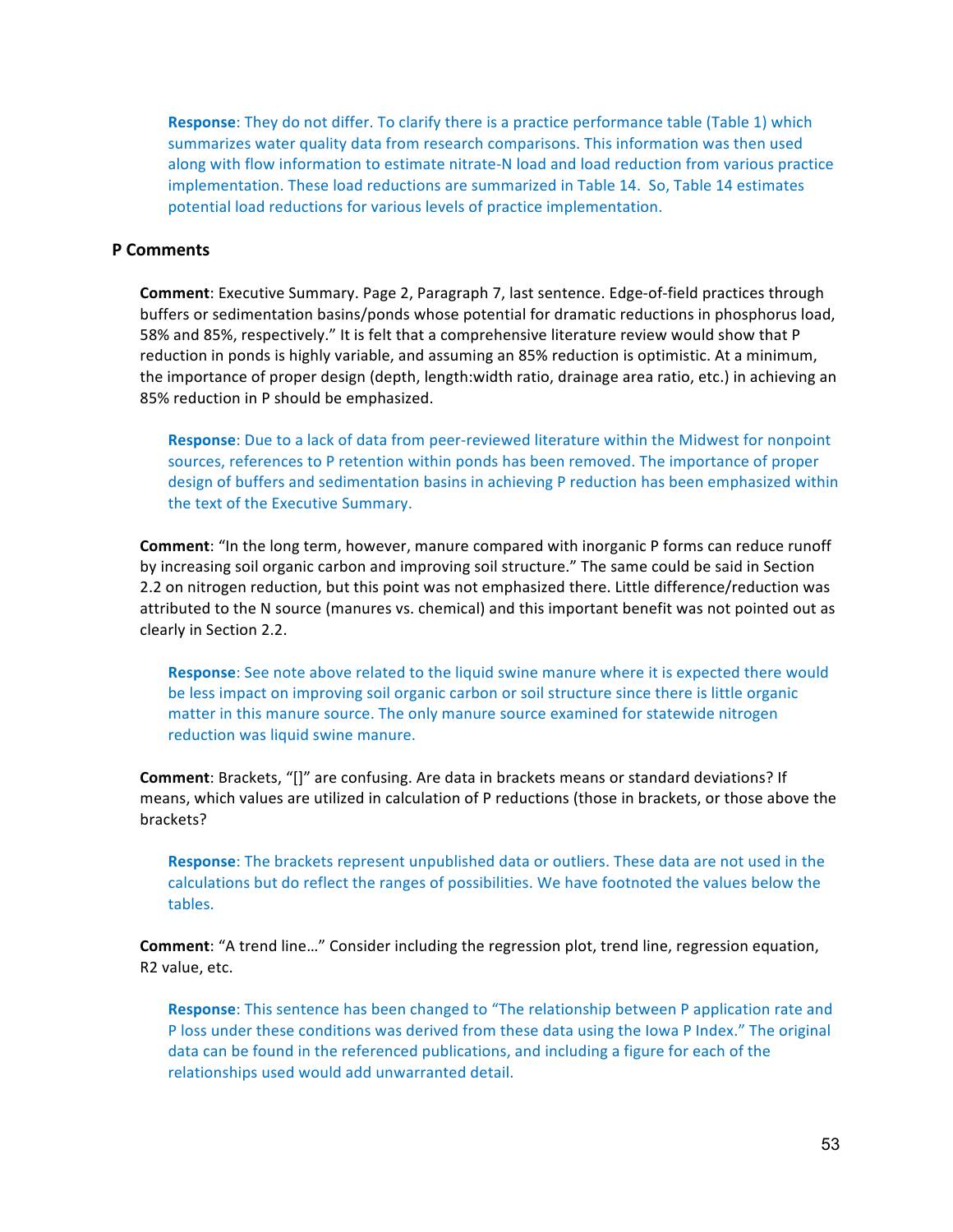**Response**: They do not differ. To clarify there is a practice performance table (Table 1) which summarizes water quality data from research comparisons. This information was then used along with flow information to estimate nitrate-N load and load reduction from various practice implementation. These load reductions are summarized in Table 14. So, Table 14 estimates potential load reductions for various levels of practice implementation.

### P Comments

**Comment**: Executive Summary. Page 2, Paragraph 7, last sentence. Edge-of-field practices through buffers or sedimentation basins/ponds whose potential for dramatic reductions in phosphorus load, 58% and 85%, respectively." It is felt that a comprehensive literature review would show that P reduction in ponds is highly variable, and assuming an 85% reduction is optimistic. At a minimum, the importance of proper design (depth, length:width ratio, drainage area ratio, etc.) in achieving an 85% reduction in P should be emphasized.

**Response**: Due to a lack of data from peer-reviewed literature within the Midwest for nonpoint sources, references to P retention within ponds has been removed. The importance of proper design of buffers and sedimentation basins in achieving P reduction has been emphasized within the text of the Executive Summary.

**Comment**: "In the long term, however, manure compared with inorganic P forms can reduce runoff by increasing soil organic carbon and improving soil structure." The same could be said in Section 2.2 on nitrogen reduction, but this point was not emphasized there. Little difference/reduction was attributed to the N source (manures vs. chemical) and this important benefit was not pointed out as clearly in Section 2.2.

**Response**: See note above related to the liquid swine manure where it is expected there would be less impact on improving soil organic carbon or soil structure since there is little organic matter in this manure source. The only manure source examined for statewide nitrogen reduction was liquid swine manure.

**Comment**: Brackets, "[]" are confusing. Are data in brackets means or standard deviations? If means, which values are utilized in calculation of P reductions (those in brackets, or those above the brackets?

**Response**: The brackets represent unpublished data or outliers. These data are not used in the calculations but do reflect the ranges of possibilities. We have footnoted the values below the tables.

**Comment**: "A trend line…" Consider including the regression plot, trend line, regression equation, R2 value, etc.

**Response**: This sentence has been changed to "The relationship between P application rate and P loss under these conditions was derived from these data using the Iowa P Index." The original data can be found in the referenced publications, and including a figure for each of the relationships used would add unwarranted detail.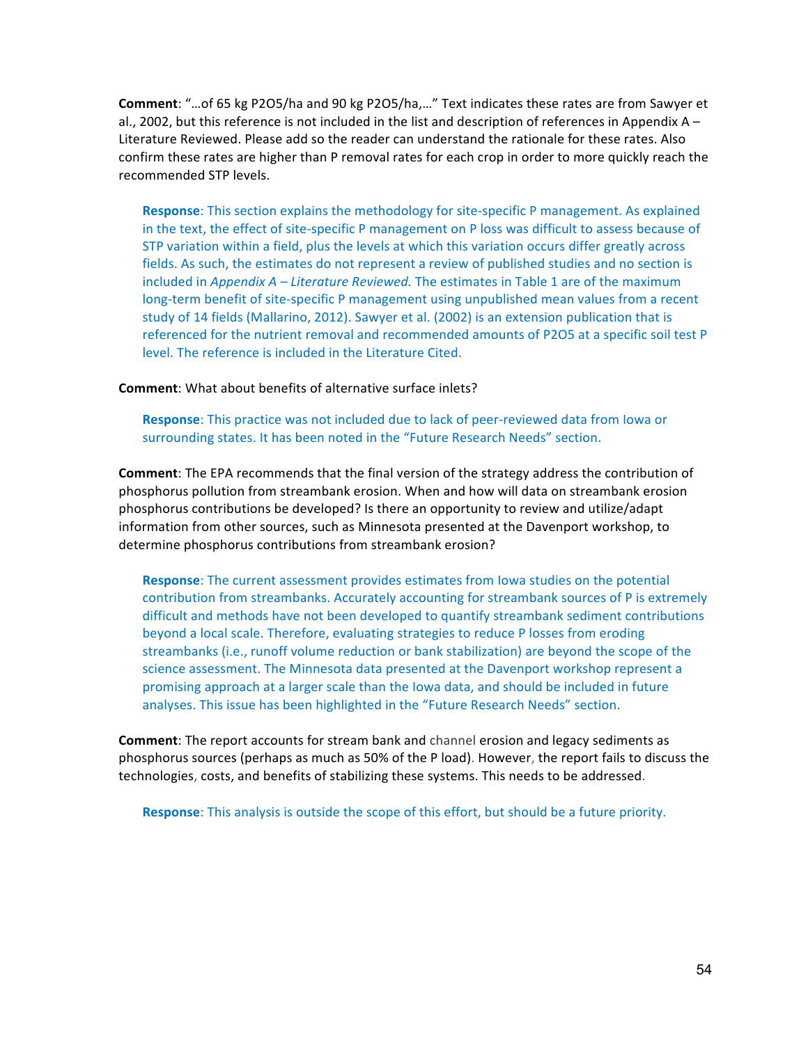**Comment**: "…of 65 kg $P_2O_5$/ha and 90 kg $P_2O_5$/ha,…" Text indicates these rates are from Sawyer et al., 2002, but this reference is not included in the list and description of references in Appendix A – Literature Reviewed. Please add so the reader can understand the rationale for these rates. Also confirm these rates are higher than P removal rates for each crop in order to more quickly reach the recommended STP levels.

> **Response**: This section explains the methodology for site-specific P management. As explained in the text, the effect of site-specific P management on P loss was difficult to assess because of STP variation within a field, plus the levels at which this variation occurs differ greatly across fields. As such, the estimates do not represent a review of published studies and no section is included in *Appendix A – Literature Reviewed.* The estimates in Table 1 are of the maximum long-term benefit of site-specific P management using unpublished mean values from a recent study of 14 fields (Mallarino, 2012). Sawyer et al. (2002) is an extension publication that is referenced for the nutrient removal and recommended amounts of $P_2O_5$ at a specific soil test P level. The reference is included in the Literature Cited.

**Comment**: What about benefits of alternative surface inlets?

> **Response**: This practice was not included due to lack of peer-reviewed data from Iowa or surrounding states. It has been noted in the "Future Research Needs" section.

**Comment**: The EPA recommends that the final version of the strategy address the contribution of phosphorus pollution from streambank erosion. When and how will data on streambank erosion phosphorus contributions be developed? Is there an opportunity to review and utilize/adapt information from other sources, such as Minnesota presented at the Davenport workshop, to determine phosphorus contributions from streambank erosion?

> **Response**: The current assessment provides estimates from Iowa studies on the potential contribution from streambanks. Accurately accounting for streambank sources of P is extremely difficult and methods have not been developed to quantify streambank sediment contributions beyond a local scale. Therefore, evaluating strategies to reduce P losses from eroding streambanks (i.e., runoff volume reduction or bank stabilization) are beyond the scope of the science assessment. The Minnesota data presented at the Davenport workshop represent a promising approach at a larger scale than the Iowa data, and should be included in future analyses. This issue has been highlighted in the "Future Research Needs" section.

**Comment**: The report accounts for stream bank and channel erosion and legacy sediments as phosphorus sources (perhaps as much as 50% of the P load). However, the report fails to discuss the technologies, costs, and benefits of stabilizing these systems. This needs to be addressed.

> **Response**: This analysis is outside the scope of this effort, but should be a future priority.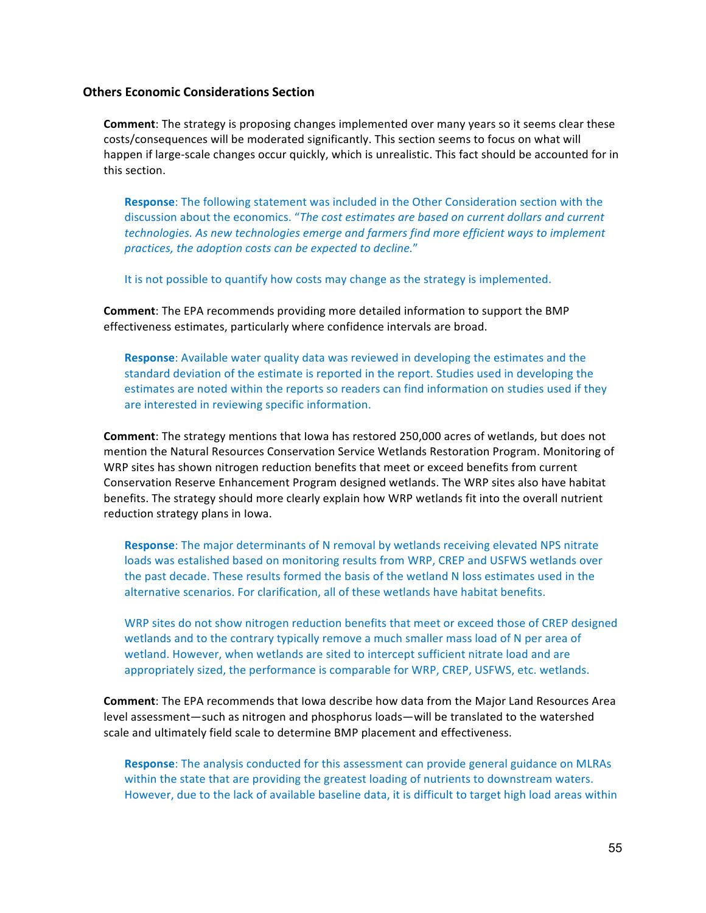### Others Economic Considerations Section

**Comment**: The strategy is proposing changes implemented over many years so it seems clear these costs/consequences will be moderated significantly. This section seems to focus on what will happen if large-scale changes occur quickly, which is unrealistic. This fact should be accounted for in this section.

> **Response**: The following statement was included in the Other Consideration section with the discussion about the economics. "*The cost estimates are based on current dollars and current technologies. As new technologies emerge and farmers find more efficient ways to implement practices, the adoption costs can be expected to decline.*"
>
> It is not possible to quantify how costs may change as the strategy is implemented.

**Comment**: The EPA recommends providing more detailed information to support the BMP effectiveness estimates, particularly where confidence intervals are broad.

> **Response**: Available water quality data was reviewed in developing the estimates and the standard deviation of the estimate is reported in the report. Studies used in developing the estimates are noted within the reports so readers can find information on studies used if they are interested in reviewing specific information.

**Comment**: The strategy mentions that Iowa has restored 250,000 acres of wetlands, but does not mention the Natural Resources Conservation Service Wetlands Restoration Program. Monitoring of WRP sites has shown nitrogen reduction benefits that meet or exceed benefits from current Conservation Reserve Enhancement Program designed wetlands. The WRP sites also have habitat benefits. The strategy should more clearly explain how WRP wetlands fit into the overall nutrient reduction strategy plans in Iowa.

> **Response**: The major determinants of N removal by wetlands receiving elevated NPS nitrate loads was estalished based on monitoring results from WRP, CREP and USFWS wetlands over the past decade. These results formed the basis of the wetland N loss estimates used in the alternative scenarios. For clarification, all of these wetlands have habitat benefits.
>
> WRP sites do not show nitrogen reduction benefits that meet or exceed those of CREP designed wetlands and to the contrary typically remove a much smaller mass load of N per area of wetland. However, when wetlands are sited to intercept sufficient nitrate load and are appropriately sized, the performance is comparable for WRP, CREP, USFWS, etc. wetlands.

**Comment**: The EPA recommends that Iowa describe how data from the Major Land Resources Area level assessment—such as nitrogen and phosphorus loads—will be translated to the watershed scale and ultimately field scale to determine BMP placement and effectiveness.

> **Response**: The analysis conducted for this assessment can provide general guidance on MLRAs within the state that are providing the greatest loading of nutrients to downstream waters. However, due to the lack of available baseline data, it is difficult to target high load areas within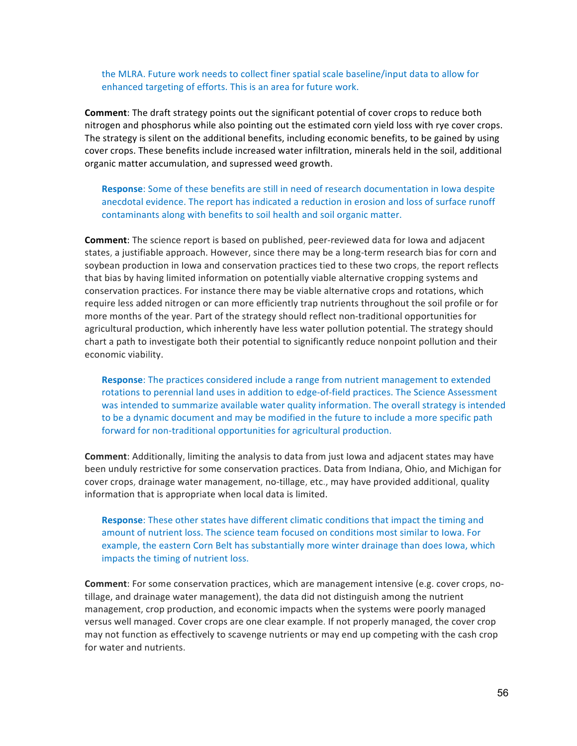the MLRA. Future work needs to collect finer spatial scale baseline/input data to allow for enhanced targeting of efforts. This is an area for future work.

**Comment**: The draft strategy points out the significant potential of cover crops to reduce both nitrogen and phosphorus while also pointing out the estimated corn yield loss with rye cover crops. The strategy is silent on the additional benefits, including economic benefits, to be gained by using cover crops. These benefits include increased water infiltration, minerals held in the soil, additional organic matter accumulation, and supressed weed growth.

**Response**: Some of these benefits are still in need of research documentation in Iowa despite anecdotal evidence. The report has indicated a reduction in erosion and loss of surface runoff contaminants along with benefits to soil health and soil organic matter.

**Comment**: The science report is based on published, peer-reviewed data for Iowa and adjacent states, a justifiable approach. However, since there may be a long-term research bias for corn and soybean production in Iowa and conservation practices tied to these two crops, the report reflects that bias by having limited information on potentially viable alternative cropping systems and conservation practices. For instance there may be viable alternative crops and rotations, which require less added nitrogen or can more efficiently trap nutrients throughout the soil profile or for more months of the year. Part of the strategy should reflect non-traditional opportunities for agricultural production, which inherently have less water pollution potential. The strategy should chart a path to investigate both their potential to significantly reduce nonpoint pollution and their economic viability.

**Response**: The practices considered include a range from nutrient management to extended rotations to perennial land uses in addition to edge-of-field practices. The Science Assessment was intended to summarize available water quality information. The overall strategy is intended to be a dynamic document and may be modified in the future to include a more specific path forward for non-traditional opportunities for agricultural production.

**Comment**: Additionally, limiting the analysis to data from just Iowa and adjacent states may have been unduly restrictive for some conservation practices. Data from Indiana, Ohio, and Michigan for cover crops, drainage water management, no-tillage, etc., may have provided additional, quality information that is appropriate when local data is limited.

**Response**: These other states have different climatic conditions that impact the timing and amount of nutrient loss. The science team focused on conditions most similar to Iowa. For example, the eastern Corn Belt has substantially more winter drainage than does Iowa, which impacts the timing of nutrient loss.

**Comment**: For some conservation practices, which are management intensive (e.g. cover crops, no-tillage, and drainage water management), the data did not distinguish among the nutrient management, crop production, and economic impacts when the systems were poorly managed versus well managed. Cover crops are one clear example. If not properly managed, the cover crop may not function as effectively to scavenge nutrients or may end up competing with the cash crop for water and nutrients.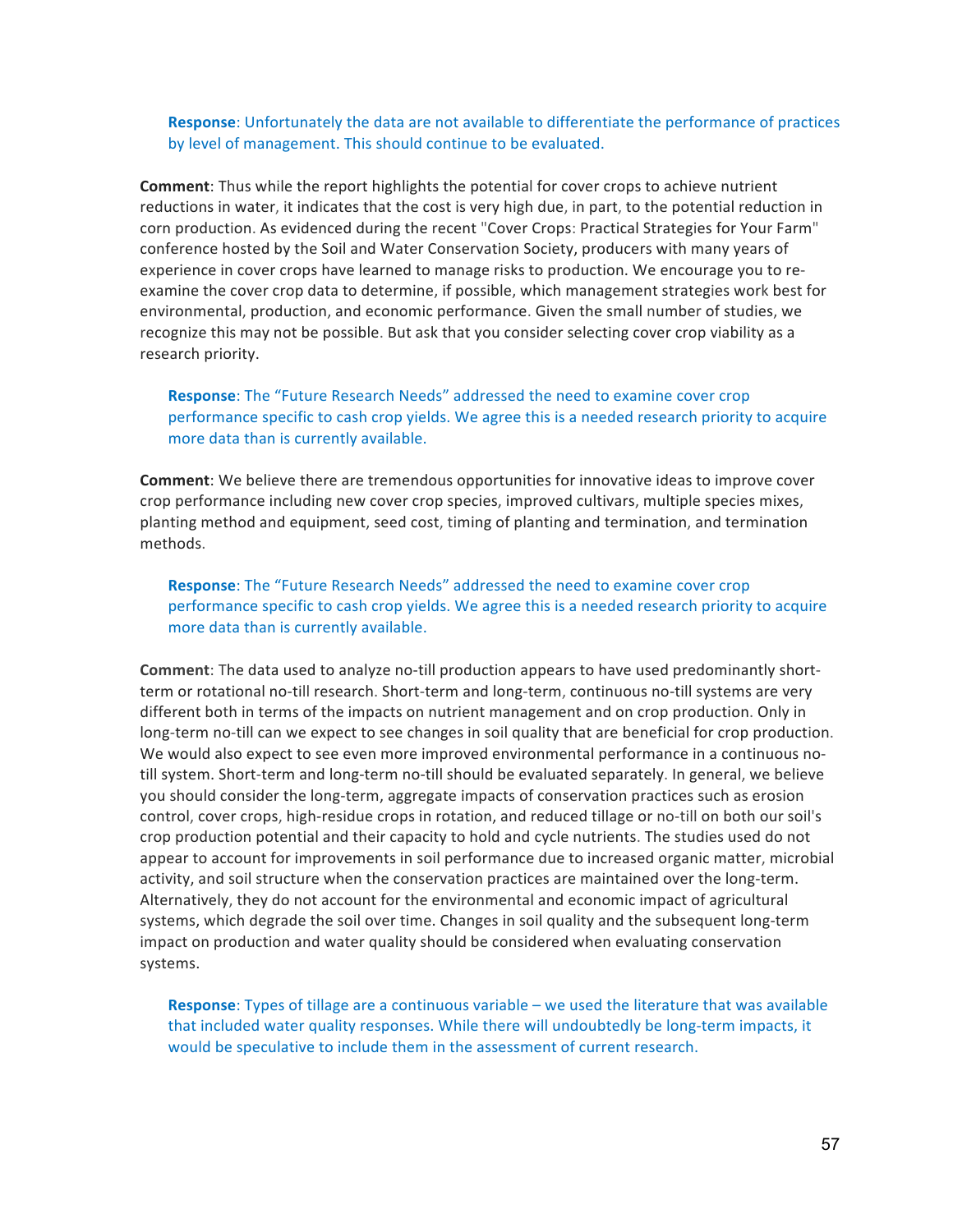> **Response**: Unfortunately the data are not available to differentiate the performance of practices by level of management. This should continue to be evaluated.

**Comment**: Thus while the report highlights the potential for cover crops to achieve nutrient reductions in water, it indicates that the cost is very high due, in part, to the potential reduction in corn production. As evidenced during the recent "Cover Crops: Practical Strategies for Your Farm" conference hosted by the Soil and Water Conservation Society, producers with many years of experience in cover crops have learned to manage risks to production. We encourage you to re-examine the cover crop data to determine, if possible, which management strategies work best for environmental, production, and economic performance. Given the small number of studies, we recognize this may not be possible. But ask that you consider selecting cover crop viability as a research priority.

> **Response**: The "Future Research Needs" addressed the need to examine cover crop performance specific to cash crop yields. We agree this is a needed research priority to acquire more data than is currently available.

**Comment**: We believe there are tremendous opportunities for innovative ideas to improve cover crop performance including new cover crop species, improved cultivars, multiple species mixes, planting method and equipment, seed cost, timing of planting and termination, and termination methods.

> **Response**: The "Future Research Needs" addressed the need to examine cover crop performance specific to cash crop yields. We agree this is a needed research priority to acquire more data than is currently available.

**Comment**: The data used to analyze no-till production appears to have used predominantly short-term or rotational no-till research. Short-term and long-term, continuous no-till systems are very different both in terms of the impacts on nutrient management and on crop production. Only in long-term no-till can we expect to see changes in soil quality that are beneficial for crop production. We would also expect to see even more improved environmental performance in a continuous no-till system. Short-term and long-term no-till should be evaluated separately. In general, we believe you should consider the long-term, aggregate impacts of conservation practices such as erosion control, cover crops, high-residue crops in rotation, and reduced tillage or no-till on both our soil's crop production potential and their capacity to hold and cycle nutrients. The studies used do not appear to account for improvements in soil performance due to increased organic matter, microbial activity, and soil structure when the conservation practices are maintained over the long-term. Alternatively, they do not account for the environmental and economic impact of agricultural systems, which degrade the soil over time. Changes in soil quality and the subsequent long-term impact on production and water quality should be considered when evaluating conservation systems.

> **Response**: Types of tillage are a continuous variable – we used the literature that was available that included water quality responses. While there will undoubtedly be long-term impacts, it would be speculative to include them in the assessment of current research.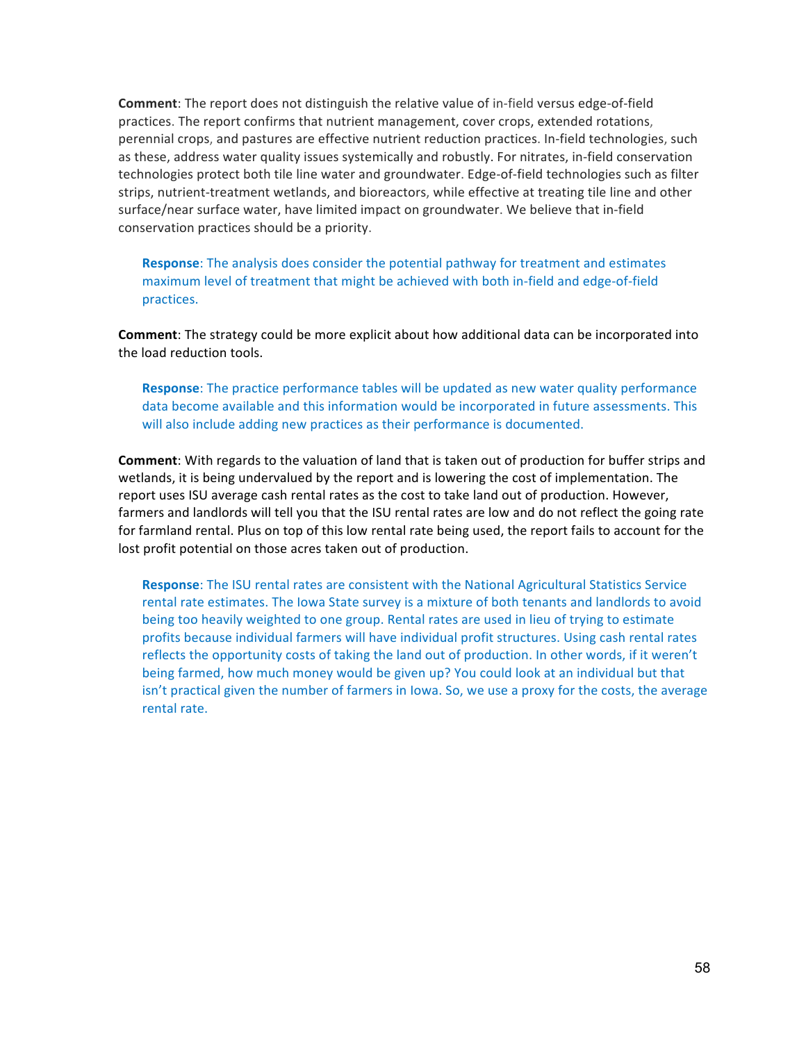**Comment**: The report does not distinguish the relative value of in-field versus edge-of-field practices. The report confirms that nutrient management, cover crops, extended rotations, perennial crops, and pastures are effective nutrient reduction practices. In-field technologies, such as these, address water quality issues systemically and robustly. For nitrates, in-field conservation technologies protect both tile line water and groundwater. Edge-of-field technologies such as filter strips, nutrient-treatment wetlands, and bioreactors, while effective at treating tile line and other surface/near surface water, have limited impact on groundwater. We believe that in-field conservation practices should be a priority.

> **Response**: The analysis does consider the potential pathway for treatment and estimates maximum level of treatment that might be achieved with both in-field and edge-of-field practices.

**Comment**: The strategy could be more explicit about how additional data can be incorporated into the load reduction tools.

> **Response**: The practice performance tables will be updated as new water quality performance data become available and this information would be incorporated in future assessments. This will also include adding new practices as their performance is documented.

**Comment**: With regards to the valuation of land that is taken out of production for buffer strips and wetlands, it is being undervalued by the report and is lowering the cost of implementation. The report uses ISU average cash rental rates as the cost to take land out of production. However, farmers and landlords will tell you that the ISU rental rates are low and do not reflect the going rate for farmland rental. Plus on top of this low rental rate being used, the report fails to account for the lost profit potential on those acres taken out of production.

> **Response**: The ISU rental rates are consistent with the National Agricultural Statistics Service rental rate estimates. The Iowa State survey is a mixture of both tenants and landlords to avoid being too heavily weighted to one group. Rental rates are used in lieu of trying to estimate profits because individual farmers will have individual profit structures. Using cash rental rates reflects the opportunity costs of taking the land out of production. In other words, if it weren't being farmed, how much money would be given up? You could look at an individual but that isn't practical given the number of farmers in Iowa. So, we use a proxy for the costs, the average rental rate.